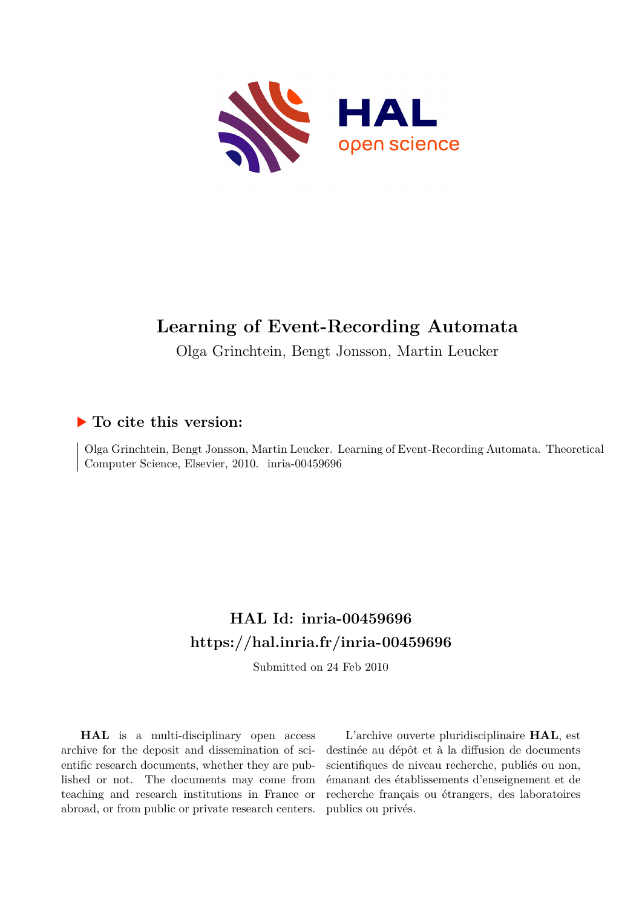# Learning of Event-Recording Automata

Olga Grinchtein, Bengt Jonsson, Martin Leucker

## ▶ To cite this version:

Olga Grinchtein, Bengt Jonsson, Martin Leucker. Learning of Event-Recording Automata. Theoretical Computer Science, Elsevier, 2010. inria-00459696

## HAL Id: inria-00459696
## https://hal.inria.fr/inria-00459696

Submitted on 24 Feb 2010

**HAL** is a multi-disciplinary open access archive for the deposit and dissemination of scientific research documents, whether they are published or not. The documents may come from teaching and research institutions in France or abroad, or from public or private research centers.

L'archive ouverte pluridisciplinaire **HAL**, est destinée au dépôt et à la diffusion de documents scientifiques de niveau recherche, publiés ou non, émanant des établissements d'enseignement et de recherche français ou étrangers, des laboratoires publics ou privés.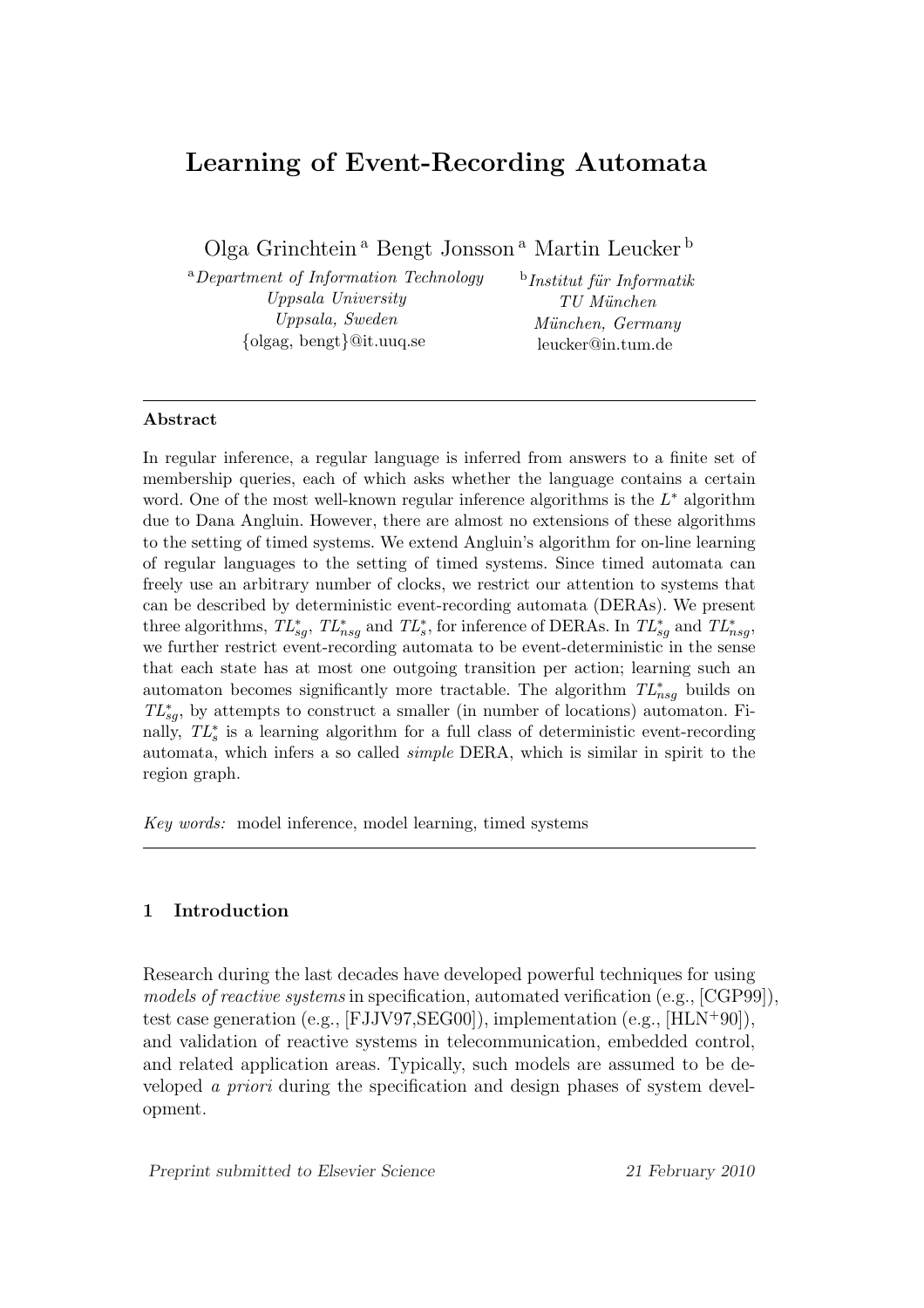# Learning of Event-Recording Automata

Olga Grinchtein [a] Bengt Jonsson [a] Martin Leucker [b]

[a] *Department of Information Technology*
*Uppsala University*
*Uppsala, Sweden*
{olgag, bengt}@it.uuq.se

[b] *Institut für Informatik*
*TU München*
*München, Germany*
leucker@in.tum.de

---

**Abstract**

In regular inference, a regular language is inferred from answers to a finite set of membership queries, each of which asks whether the language contains a certain word. One of the most well-known regular inference algorithms is the $L^*$ algorithm due to Dana Angluin. However, there are almost no extensions of these algorithms to the setting of timed systems. We extend Angluin's algorithm for on-line learning of regular languages to the setting of timed systems. Since timed automata can freely use an arbitrary number of clocks, we restrict our attention to systems that can be described by deterministic event-recording automata (DERAs). We present three algorithms, $TL^*_{sg}$, $TL^*_{nsg}$ and $TL^*_{s}$, for inference of DERAs. In $TL^*_{sg}$ and $TL^*_{nsg}$, we further restrict event-recording automata to be event-deterministic in the sense that each state has at most one outgoing transition per action; learning such an automaton becomes significantly more tractable. The algorithm $TL^*_{nsg}$ builds on $TL^*_{sg}$, by attempts to construct a smaller (in number of locations) automaton. Finally, $TL^*_{s}$ is a learning algorithm for a full class of deterministic event-recording automata, which infers a so called *simple* DERA, which is similar in spirit to the region graph.

*Key words:* model inference, model learning, timed systems

---

## 1 Introduction

Research during the last decades have developed powerful techniques for using *models of reactive systems* in specification, automated verification (e.g., [CGP99]), test case generation (e.g., [FJJV97,SEG00]), implementation (e.g., [HLN+90]), and validation of reactive systems in telecommunication, embedded control, and related application areas. Typically, such models are assumed to be developed *a priori* during the specification and design phases of system development.

*Preprint submitted to Elsevier Science* 21 February 2010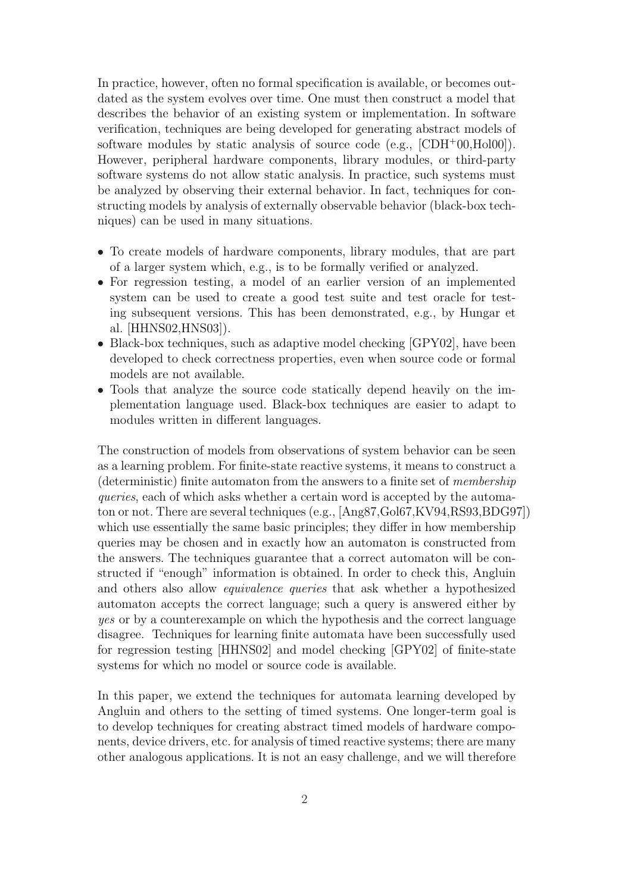In practice, however, often no formal specification is available, or becomes outdated as the system evolves over time. One must then construct a model that describes the behavior of an existing system or implementation. In software verification, techniques are being developed for generating abstract models of software modules by static analysis of source code (e.g., [CDH+00,Hol00]). However, peripheral hardware components, library modules, or third-party software systems do not allow static analysis. In practice, such systems must be analyzed by observing their external behavior. In fact, techniques for constructing models by analysis of externally observable behavior (black-box techniques) can be used in many situations.

- To create models of hardware components, library modules, that are part of a larger system which, e.g., is to be formally verified or analyzed.
- For regression testing, a model of an earlier version of an implemented system can be used to create a good test suite and test oracle for testing subsequent versions. This has been demonstrated, e.g., by Hungar et al. [HHNS02,HNS03]).
- Black-box techniques, such as adaptive model checking [GPY02], have been developed to check correctness properties, even when source code or formal models are not available.
- Tools that analyze the source code statically depend heavily on the implementation language used. Black-box techniques are easier to adapt to modules written in different languages.

The construction of models from observations of system behavior can be seen as a learning problem. For finite-state reactive systems, it means to construct a (deterministic) finite automaton from the answers to a finite set of *membership queries*, each of which asks whether a certain word is accepted by the automaton or not. There are several techniques (e.g., [Ang87,Gol67,KV94,RS93,BDG97]) which use essentially the same basic principles; they differ in how membership queries may be chosen and in exactly how an automaton is constructed from the answers. The techniques guarantee that a correct automaton will be constructed if "enough" information is obtained. In order to check this, Angluin and others also allow *equivalence queries* that ask whether a hypothesized automaton accepts the correct language; such a query is answered either by *yes* or by a counterexample on which the hypothesis and the correct language disagree. Techniques for learning finite automata have been successfully used for regression testing [HHNS02] and model checking [GPY02] of finite-state systems for which no model or source code is available.

In this paper, we extend the techniques for automata learning developed by Angluin and others to the setting of timed systems. One longer-term goal is to develop techniques for creating abstract timed models of hardware components, device drivers, etc. for analysis of timed reactive systems; there are many other analogous applications. It is not an easy challenge, and we will therefore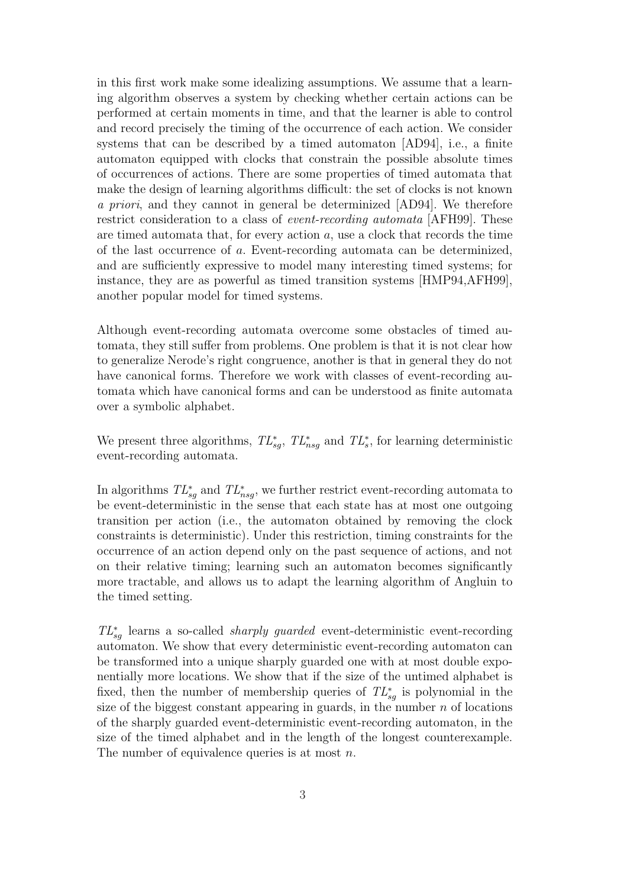in this first work make some idealizing assumptions. We assume that a learning algorithm observes a system by checking whether certain actions can be performed at certain moments in time, and that the learner is able to control and record precisely the timing of the occurrence of each action. We consider systems that can be described by a timed automaton [AD94], i.e., a finite automaton equipped with clocks that constrain the possible absolute times of occurrences of actions. There are some properties of timed automata that make the design of learning algorithms difficult: the set of clocks is not known *a priori*, and they cannot in general be determinized [AD94]. We therefore restrict consideration to a class of *event-recording automata* [AFH99]. These are timed automata that, for every action $a$, use a clock that records the time of the last occurrence of $a$. Event-recording automata can be determinized, and are sufficiently expressive to model many interesting timed systems; for instance, they are as powerful as timed transition systems [HMP94,AFH99], another popular model for timed systems.

Although event-recording automata overcome some obstacles of timed automata, they still suffer from problems. One problem is that it is not clear how to generalize Nerode's right congruence, another is that in general they do not have canonical forms. Therefore we work with classes of event-recording automata which have canonical forms and can be understood as finite automata over a symbolic alphabet.

We present three algorithms, $TL^*_{sg}$, $TL^*_{nsg}$ and $TL^*_{s}$, for learning deterministic event-recording automata.

In algorithms $TL^*_{sg}$ and $TL^*_{nsg}$, we further restrict event-recording automata to be event-deterministic in the sense that each state has at most one outgoing transition per action (i.e., the automaton obtained by removing the clock constraints is deterministic). Under this restriction, timing constraints for the occurrence of an action depend only on the past sequence of actions, and not on their relative timing; learning such an automaton becomes significantly more tractable, and allows us to adapt the learning algorithm of Angluin to the timed setting.

$TL^*_{sg}$ learns a so-called *sharply guarded* event-deterministic event-recording automaton. We show that every deterministic event-recording automaton can be transformed into a unique sharply guarded one with at most double exponentially more locations. We show that if the size of the untimed alphabet is fixed, then the number of membership queries of $TL^*_{sg}$ is polynomial in the size of the biggest constant appearing in guards, in the number $n$ of locations of the sharply guarded event-deterministic event-recording automaton, in the size of the timed alphabet and in the length of the longest counterexample. The number of equivalence queries is at most $n$.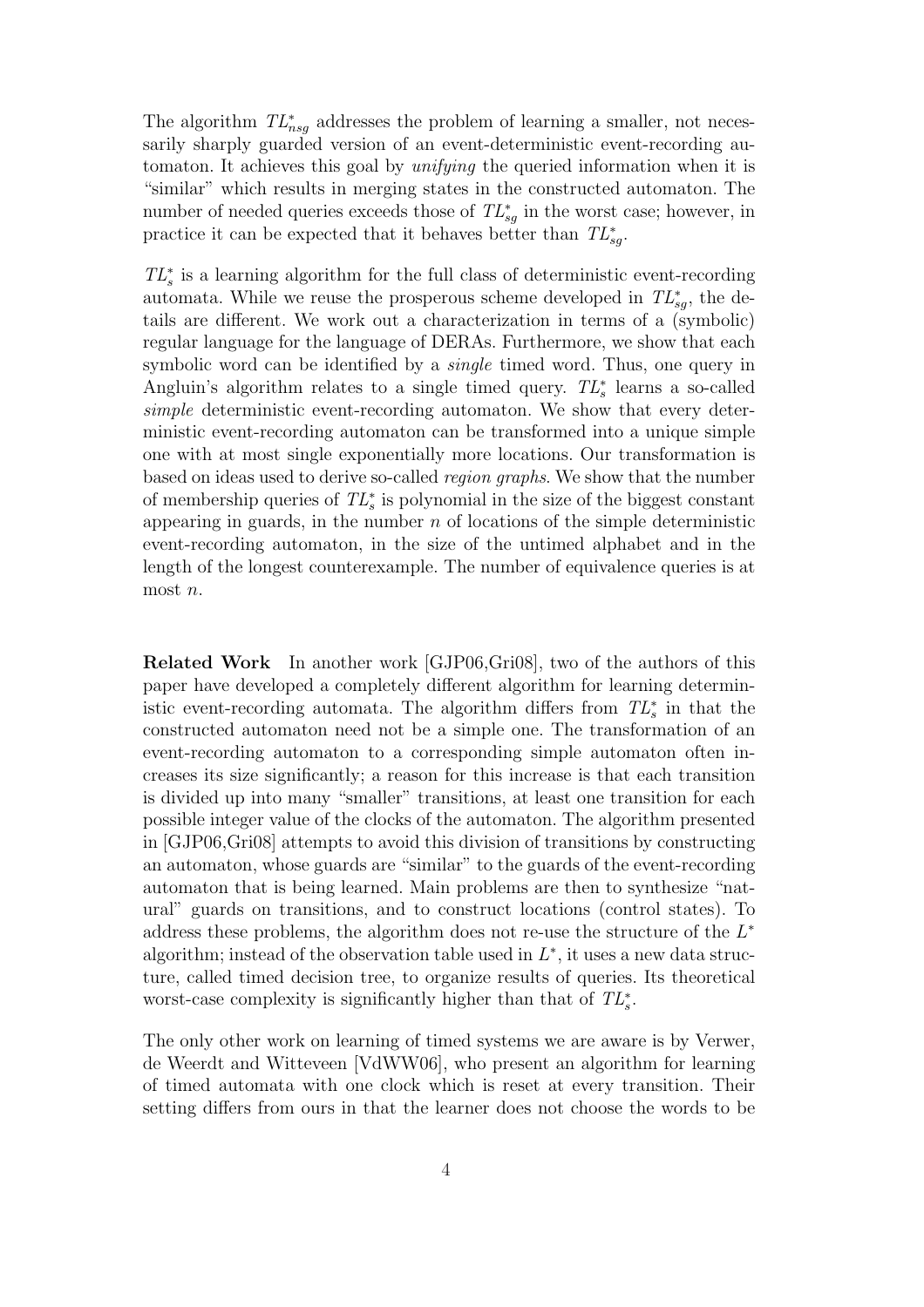The algorithm $TL^*_{nsg}$ addresses the problem of learning a smaller, not necessarily sharply guarded version of an event-deterministic event-recording automaton. It achieves this goal by *unifying* the queried information when it is "similar" which results in merging states in the constructed automaton. The number of needed queries exceeds those of $TL^*_{sg}$ in the worst case; however, in practice it can be expected that it behaves better than $TL^*_{sg}$.

$TL^*_s$ is a learning algorithm for the full class of deterministic event-recording automata. While we reuse the prosperous scheme developed in $TL^*_{sg}$, the details are different. We work out a characterization in terms of a (symbolic) regular language for the language of DERAs. Furthermore, we show that each symbolic word can be identified by a *single* timed word. Thus, one query in Angluin's algorithm relates to a single timed query. $TL^*_s$ learns a so-called *simple* deterministic event-recording automaton. We show that every deterministic event-recording automaton can be transformed into a unique simple one with at most single exponentially more locations. Our transformation is based on ideas used to derive so-called *region graphs*. We show that the number of membership queries of $TL^*_s$ is polynomial in the size of the biggest constant appearing in guards, in the number $n$ of locations of the simple deterministic event-recording automaton, in the size of the untimed alphabet and in the length of the longest counterexample. The number of equivalence queries is at most $n$.

**Related Work** In another work [GJP06,Gri08], two of the authors of this paper have developed a completely different algorithm for learning deterministic event-recording automata. The algorithm differs from $TL^*_s$ in that the constructed automaton need not be a simple one. The transformation of an event-recording automaton to a corresponding simple automaton often increases its size significantly; a reason for this increase is that each transition is divided up into many "smaller" transitions, at least one transition for each possible integer value of the clocks of the automaton. The algorithm presented in [GJP06,Gri08] attempts to avoid this division of transitions by constructing an automaton, whose guards are "similar" to the guards of the event-recording automaton that is being learned. Main problems are then to synthesize "natural" guards on transitions, and to construct locations (control states). To address these problems, the algorithm does not re-use the structure of the $L^*$ algorithm; instead of the observation table used in $L^*$, it uses a new data structure, called timed decision tree, to organize results of queries. Its theoretical worst-case complexity is significantly higher than that of $TL^*_s$.

The only other work on learning of timed systems we are aware is by Verwer, de Weerdt and Witteveen [VdWW06], who present an algorithm for learning of timed automata with one clock which is reset at every transition. Their setting differs from ours in that the learner does not choose the words to be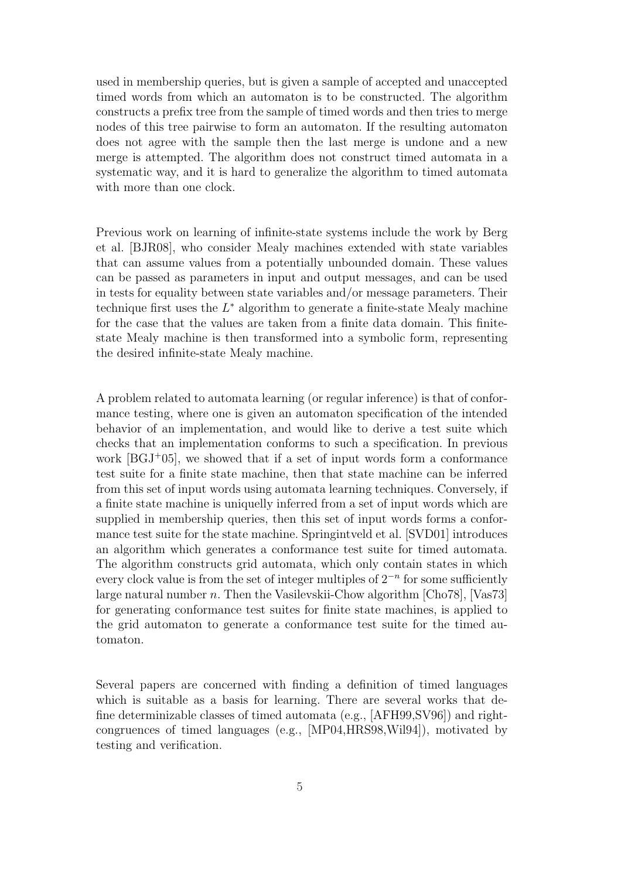used in membership queries, but is given a sample of accepted and unaccepted timed words from which an automaton is to be constructed. The algorithm constructs a prefix tree from the sample of timed words and then tries to merge nodes of this tree pairwise to form an automaton. If the resulting automaton does not agree with the sample then the last merge is undone and a new merge is attempted. The algorithm does not construct timed automata in a systematic way, and it is hard to generalize the algorithm to timed automata with more than one clock.

Previous work on learning of infinite-state systems include the work by Berg et al. [BJR08], who consider Mealy machines extended with state variables that can assume values from a potentially unbounded domain. These values can be passed as parameters in input and output messages, and can be used in tests for equality between state variables and/or message parameters. Their technique first uses the $L^*$ algorithm to generate a finite-state Mealy machine for the case that the values are taken from a finite data domain. This finite-state Mealy machine is then transformed into a symbolic form, representing the desired infinite-state Mealy machine.

A problem related to automata learning (or regular inference) is that of conformance testing, where one is given an automaton specification of the intended behavior of an implementation, and would like to derive a test suite which checks that an implementation conforms to such a specification. In previous work [BGJ+05], we showed that if a set of input words form a conformance test suite for a finite state machine, then that state machine can be inferred from this set of input words using automata learning techniques. Conversely, if a finite state machine is uniquelly inferred from a set of input words which are supplied in membership queries, then this set of input words forms a conformance test suite for the state machine. Springintveld et al. [SVD01] introduces an algorithm which generates a conformance test suite for timed automata. The algorithm constructs grid automata, which only contain states in which every clock value is from the set of integer multiples of $2^{-n}$ for some sufficiently large natural number $n$. Then the Vasilevskii-Chow algorithm [Cho78], [Vas73] for generating conformance test suites for finite state machines, is applied to the grid automaton to generate a conformance test suite for the timed automaton.

Several papers are concerned with finding a definition of timed languages which is suitable as a basis for learning. There are several works that define determinizable classes of timed automata (e.g., [AFH99,SV96]) and right-congruences of timed languages (e.g., [MP04,HRS98,Wil94]), motivated by testing and verification.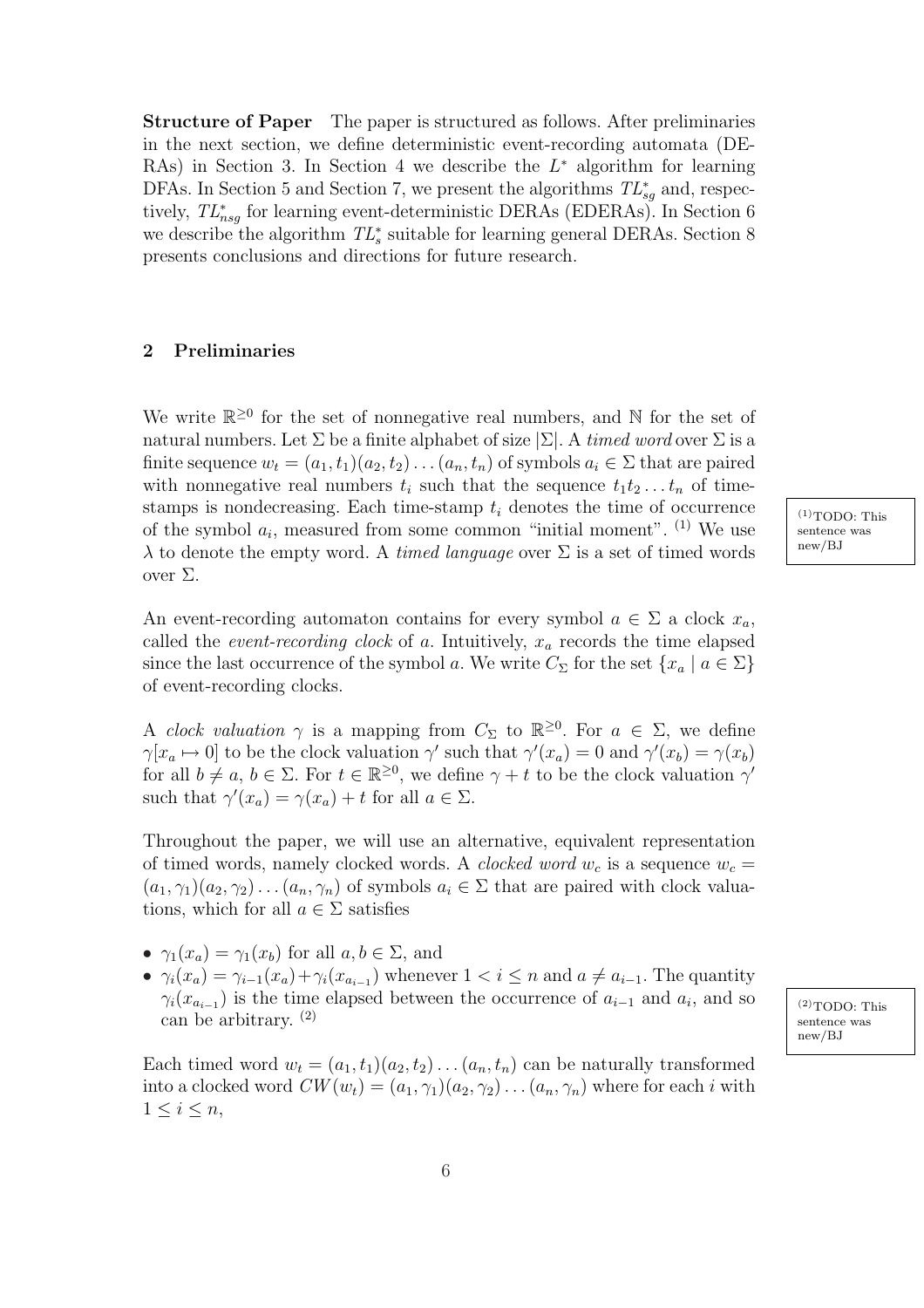**Structure of Paper** The paper is structured as follows. After preliminaries in the next section, we define deterministic event-recording automata (DERAs) in Section 3. In Section 4 we describe the $L^*$ algorithm for learning DFAs. In Section 5 and Section 7, we present the algorithms $TL^*_{sg}$ and, respectively, $TL^*_{nsg}$ for learning event-deterministic DERAs (EDERAs). In Section 6 we describe the algorithm $TL^*_s$ suitable for learning general DERAs. Section 8 presents conclusions and directions for future research.

## 2 Preliminaries

We write $\mathbb{R}^{\geq 0}$ for the set of nonnegative real numbers, and $\mathbb{N}$ for the set of natural numbers. Let $\Sigma$ be a finite alphabet of size $|\Sigma|$. A *timed word* over $\Sigma$ is a finite sequence $w_t = (a_1, t_1)(a_2, t_2)\ldots(a_n, t_n)$ of symbols $a_i \in \Sigma$ that are paired with nonnegative real numbers $t_i$ such that the sequence $t_1 t_2 \ldots t_n$ of time-stamps is nondecreasing. Each time-stamp $t_i$ denotes the time of occurrence of the symbol $a_i$, measured from some common "initial moment". (1) We use $\lambda$ to denote the empty word. A *timed language* over $\Sigma$ is a set of timed words over $\Sigma$.

(1) TODO: This sentence was new/BJ

An event-recording automaton contains for every symbol $a \in \Sigma$ a clock $x_a$, called the *event-recording clock* of $a$. Intuitively, $x_a$ records the time elapsed since the last occurrence of the symbol $a$. We write $C_\Sigma$ for the set $\{x_a \mid a \in \Sigma\}$ of event-recording clocks.

A *clock valuation* $\gamma$ is a mapping from $C_\Sigma$ to $\mathbb{R}^{\geq 0}$. For $a \in \Sigma$, we define $\gamma[x_a \mapsto 0]$ to be the clock valuation $\gamma'$ such that $\gamma'(x_a) = 0$ and $\gamma'(x_b) = \gamma(x_b)$ for all $b \neq a$, $b \in \Sigma$. For $t \in \mathbb{R}^{\geq 0}$, we define $\gamma + t$ to be the clock valuation $\gamma'$ such that $\gamma'(x_a) = \gamma(x_a) + t$ for all $a \in \Sigma$.

Throughout the paper, we will use an alternative, equivalent representation of timed words, namely clocked words. A *clocked word* $w_c$ is a sequence $w_c = (a_1, \gamma_1)(a_2, \gamma_2)\ldots(a_n, \gamma_n)$ of symbols $a_i \in \Sigma$ that are paired with clock valuations, which for all $a \in \Sigma$ satisfies

- $\gamma_1(x_a) = \gamma_1(x_b)$ for all $a, b \in \Sigma$, and
- $\gamma_i(x_a) = \gamma_{i-1}(x_a) + \gamma_i(x_{a_{i-1}})$ whenever $1 < i \leq n$ and $a \neq a_{i-1}$. The quantity $\gamma_i(x_{a_{i-1}})$ is the time elapsed between the occurrence of $a_{i-1}$ and $a_i$, and so can be arbitrary. (2)

(2) TODO: This sentence was new/BJ

Each timed word $w_t = (a_1, t_1)(a_2, t_2)\ldots(a_n, t_n)$ can be naturally transformed into a clocked word $CW(w_t) = (a_1, \gamma_1)(a_2, \gamma_2)\ldots(a_n, \gamma_n)$ where for each $i$ with $1 \leq i \leq n$,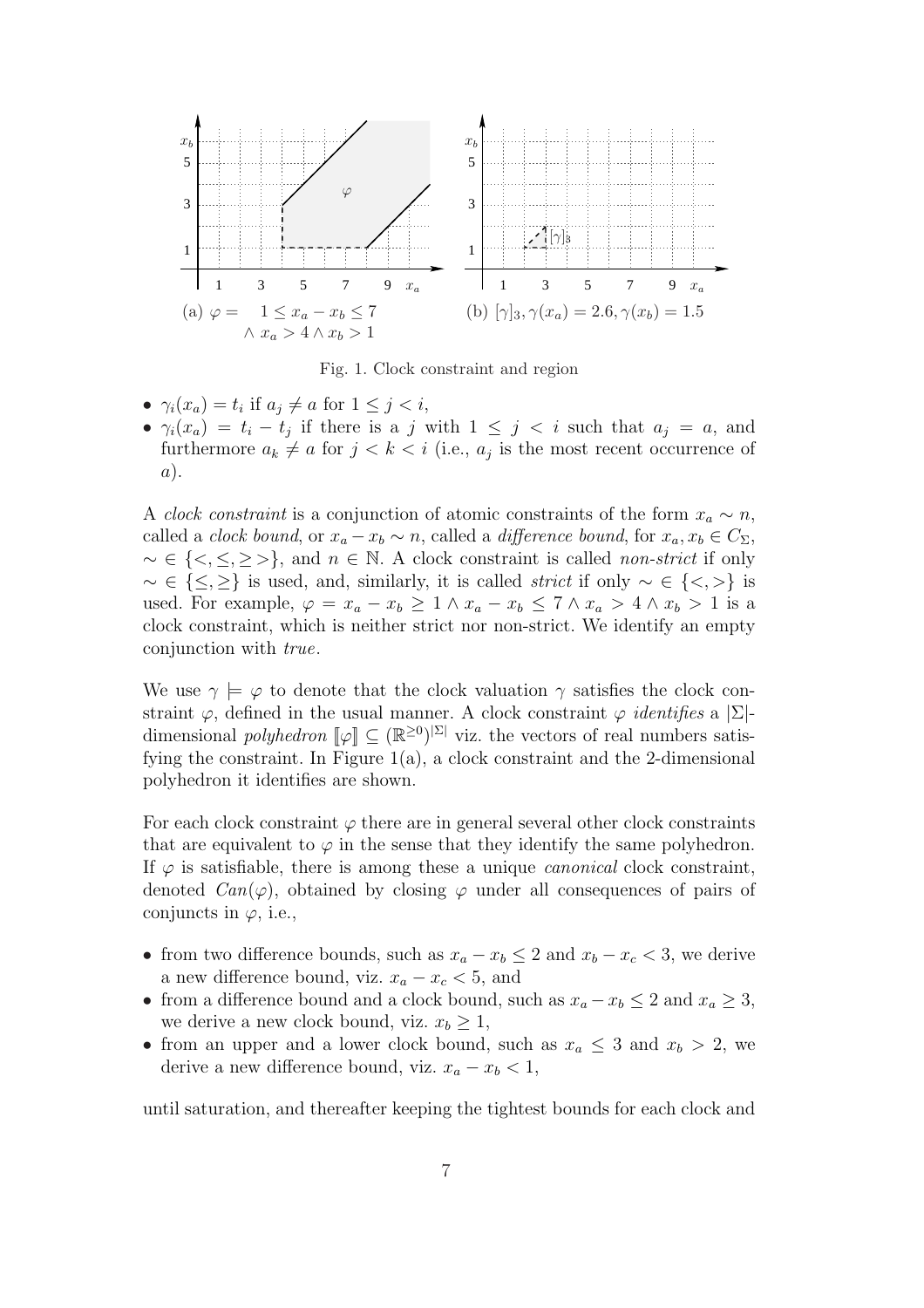(a) $\varphi = \quad 1 \leq x_a - x_b \leq 7 \wedge x_a > 4 \wedge x_b > 1$

(b) $[\gamma]_3, \gamma(x_a) = 2.6, \gamma(x_b) = 1.5$

Fig. 1. Clock constraint and region

- $\gamma_i(x_a) = t_i$ if $a_j \neq a$ for $1 \leq j < i$,
- $\gamma_i(x_a) = t_i - t_j$ if there is a $j$ with $1 \leq j < i$ such that $a_j = a$, and furthermore $a_k \neq a$ for $j < k < i$ (i.e., $a_j$ is the most recent occurrence of $a$).

A *clock constraint* is a conjunction of atomic constraints of the form $x_a \sim n$, called a *clock bound*, or $x_a - x_b \sim n$, called a *difference bound*, for $x_a, x_b \in C_\Sigma$, $\sim \in \{<, \leq, \geq >\}$, and $n \in \mathbb{N}$. A clock constraint is called *non-strict* if only $\sim \in \{\leq, \geq\}$ is used, and, similarly, it is called *strict* if only $\sim \in \{<, >\}$ is used. For example, $\varphi = x_a - x_b \geq 1 \wedge x_a - x_b \leq 7 \wedge x_a > 4 \wedge x_b > 1$ is a clock constraint, which is neither strict nor non-strict. We identify an empty conjunction with *true*.

We use $\gamma \models \varphi$ to denote that the clock valuation $\gamma$ satisfies the clock constraint $\varphi$, defined in the usual manner. A clock constraint $\varphi$ *identifies* a $|\Sigma|$-dimensional *polyhedron* $[\![\varphi]\!] \subseteq (\mathbb{R}^{\geq 0})^{|\Sigma|}$ viz. the vectors of real numbers satisfying the constraint. In Figure 1(a), a clock constraint and the 2-dimensional polyhedron it identifies are shown.

For each clock constraint $\varphi$ there are in general several other clock constraints that are equivalent to $\varphi$ in the sense that they identify the same polyhedron. If $\varphi$ is satisfiable, there is among these a unique *canonical* clock constraint, denoted $Can(\varphi)$, obtained by closing $\varphi$ under all consequences of pairs of conjuncts in $\varphi$, i.e.,

- from two difference bounds, such as $x_a - x_b \leq 2$ and $x_b - x_c < 3$, we derive a new difference bound, viz. $x_a - x_c < 5$, and
- from a difference bound and a clock bound, such as $x_a - x_b \leq 2$ and $x_a \geq 3$, we derive a new clock bound, viz. $x_b \geq 1$,
- from an upper and a lower clock bound, such as $x_a \leq 3$ and $x_b > 2$, we derive a new difference bound, viz. $x_a - x_b < 1$,

until saturation, and thereafter keeping the tightest bounds for each clock and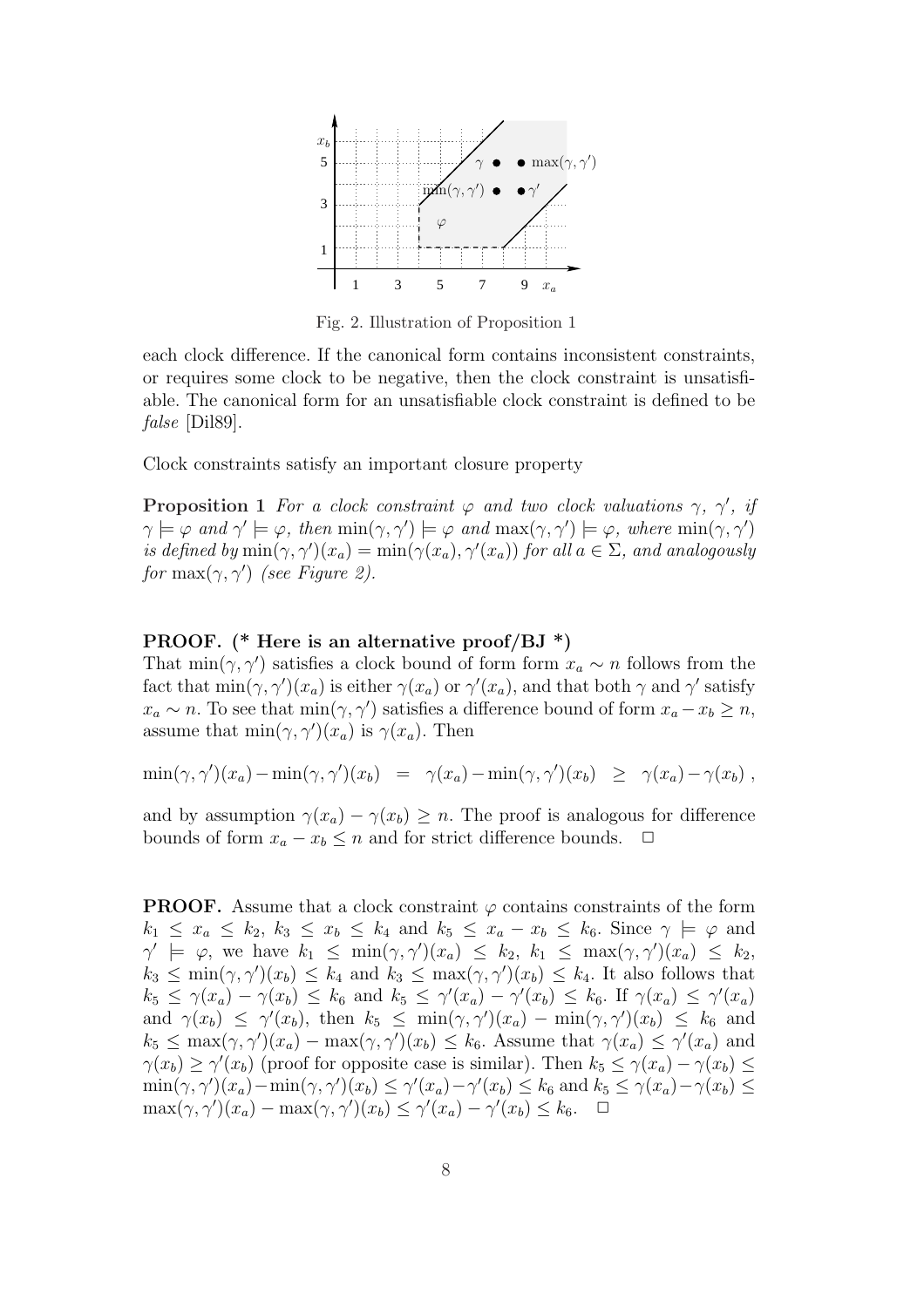Fig. 2. Illustration of Proposition 1

each clock difference. If the canonical form contains inconsistent constraints, or requires some clock to be negative, then the clock constraint is unsatisfiable. The canonical form for an unsatisfiable clock constraint is defined to be *false* [Dil89].

Clock constraints satisfy an important closure property

**Proposition 1** *For a clock constraint $\varphi$ and two clock valuations $\gamma$, $\gamma'$, if $\gamma \models \varphi$ and $\gamma' \models \varphi$, then $\min(\gamma, \gamma') \models \varphi$ and $\max(\gamma, \gamma') \models \varphi$, where $\min(\gamma, \gamma')$ is defined by $\min(\gamma, \gamma')(x_a) = \min(\gamma(x_a), \gamma'(x_a))$ for all $a \in \Sigma$, and analogously for $\max(\gamma, \gamma')$ (see Figure 2).*

**PROOF. (* Here is an alternative proof/BJ *)**
That $\min(\gamma, \gamma')$ satisfies a clock bound of form form $x_a \sim n$ follows from the fact that $\min(\gamma, \gamma')(x_a)$ is either $\gamma(x_a)$ or $\gamma'(x_a)$, and that both $\gamma$ and $\gamma'$ satisfy $x_a \sim n$. To see that $\min(\gamma, \gamma')$ satisfies a difference bound of form $x_a - x_b \geq n$, assume that $\min(\gamma, \gamma')(x_a)$ is $\gamma(x_a)$. Then

$$\min(\gamma, \gamma')(x_a) - \min(\gamma, \gamma')(x_b) \;=\; \gamma(x_a) - \min(\gamma, \gamma')(x_b) \;\geq\; \gamma(x_a) - \gamma(x_b)\;,$$

and by assumption $\gamma(x_a) - \gamma(x_b) \geq n$. The proof is analogous for difference bounds of form $x_a - x_b \leq n$ and for strict difference bounds. $\Box$

**PROOF.** Assume that a clock constraint $\varphi$ contains constraints of the form $k_1 \leq x_a \leq k_2$, $k_3 \leq x_b \leq k_4$ and $k_5 \leq x_a - x_b \leq k_6$. Since $\gamma \models \varphi$ and $\gamma' \models \varphi$, we have $k_1 \leq \min(\gamma, \gamma')(x_a) \leq k_2$, $k_1 \leq \max(\gamma, \gamma')(x_a) \leq k_2$, $k_3 \leq \min(\gamma, \gamma')(x_b) \leq k_4$ and $k_3 \leq \max(\gamma, \gamma')(x_b) \leq k_4$. It also follows that $k_5 \leq \gamma(x_a) - \gamma(x_b) \leq k_6$ and $k_5 \leq \gamma'(x_a) - \gamma'(x_b) \leq k_6$. If $\gamma(x_a) \leq \gamma'(x_a)$ and $\gamma(x_b) \leq \gamma'(x_b)$, then $k_5 \leq \min(\gamma, \gamma')(x_a) - \min(\gamma, \gamma')(x_b) \leq k_6$ and $k_5 \leq \max(\gamma, \gamma')(x_a) - \max(\gamma, \gamma')(x_b) \leq k_6$. Assume that $\gamma(x_a) \leq \gamma'(x_a)$ and $\gamma(x_b) \geq \gamma'(x_b)$ (proof for opposite case is similar). Then $k_5 \leq \gamma(x_a) - \gamma(x_b) \leq \min(\gamma, \gamma')(x_a) - \min(\gamma, \gamma')(x_b) \leq \gamma'(x_a) - \gamma'(x_b) \leq k_6$ and $k_5 \leq \gamma(x_a) - \gamma(x_b) \leq \max(\gamma, \gamma')(x_a) - \max(\gamma, \gamma')(x_b) \leq \gamma'(x_a) - \gamma'(x_b) \leq k_6$. $\Box$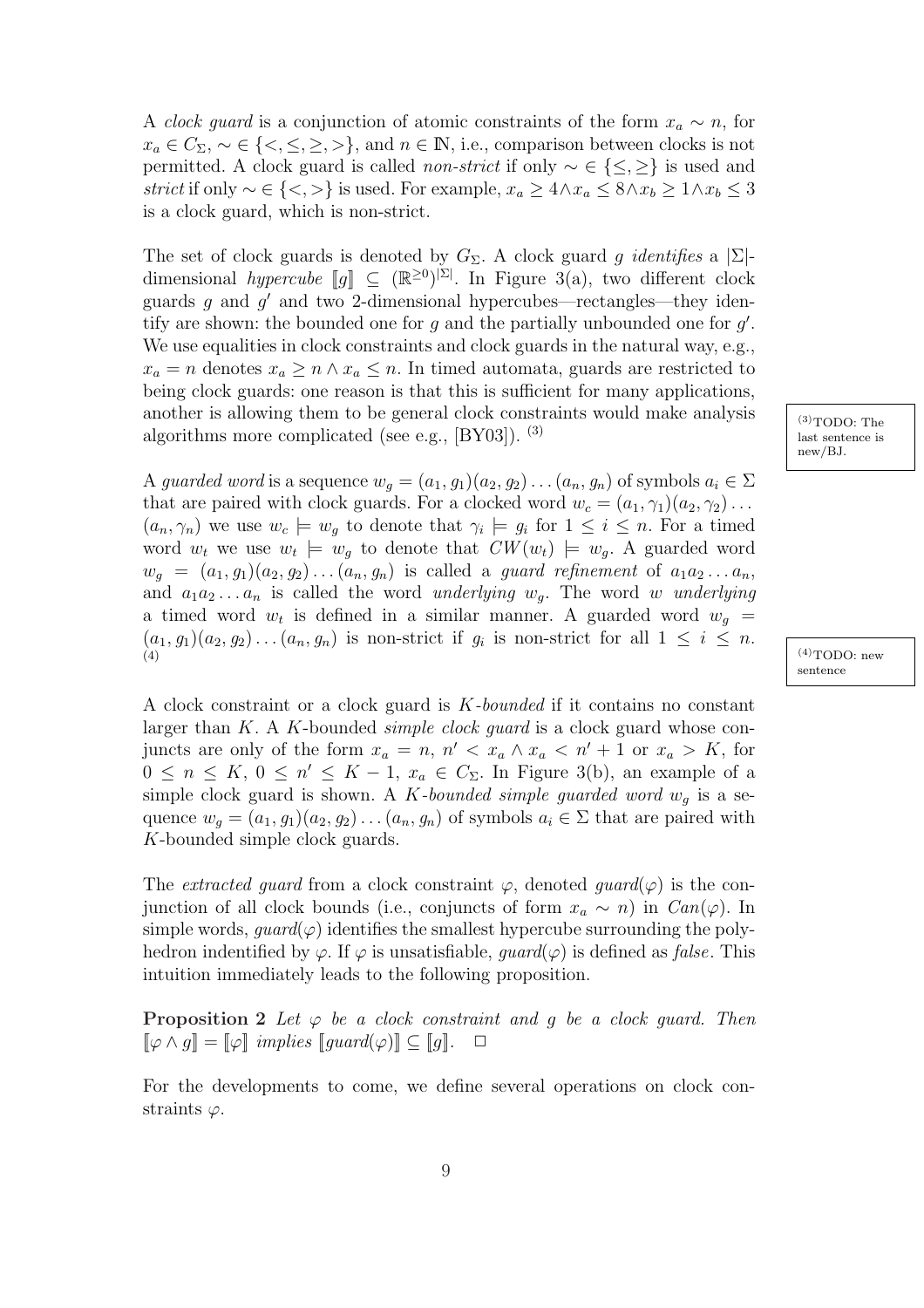A *clock guard* is a conjunction of atomic constraints of the form $x_a \sim n$, for $x_a \in C_\Sigma$, $\sim \in \{<, \leq, \geq, >\}$, and $n \in \mathbb{N}$, i.e., comparison between clocks is not permitted. A clock guard is called *non-strict* if only $\sim \in \{\leq, \geq\}$ is used and *strict* if only $\sim \in \{<, >\}$ is used. For example, $x_a \geq 4 \wedge x_a \leq 8 \wedge x_b \geq 1 \wedge x_b \leq 3$ is a clock guard, which is non-strict.

The set of clock guards is denoted by $G_\Sigma$. A clock guard $g$ *identifies* a $|\Sigma|$-dimensional *hypercube* $[\![g]\!] \subseteq (\mathbb{R}^{\geq 0})^{|\Sigma|}$. In Figure 3(a), two different clock guards $g$ and $g'$ and two 2-dimensional hypercubes—rectangles—they identify are shown: the bounded one for $g$ and the partially unbounded one for $g'$. We use equalities in clock constraints and clock guards in the natural way, e.g., $x_a = n$ denotes $x_a \geq n \wedge x_a \leq n$. In timed automata, guards are restricted to being clock guards: one reason is that this is sufficient for many applications, another is allowing them to be general clock constraints would make analysis algorithms more complicated (see e.g., [BY03]). (3)

(3) TODO: The last sentence is new/BJ.

A *guarded word* is a sequence $w_g = (a_1, g_1)(a_2, g_2) \dots (a_n, g_n)$ of symbols $a_i \in \Sigma$ that are paired with clock guards. For a clocked word $w_c = (a_1, \gamma_1)(a_2, \gamma_2) \dots (a_n, \gamma_n)$ we use $w_c \models w_g$ to denote that $\gamma_i \models g_i$ for $1 \leq i \leq n$. For a timed word $w_t$ we use $w_t \models w_g$ to denote that $CW(w_t) \models w_g$. A guarded word $w_g = (a_1, g_1)(a_2, g_2) \dots (a_n, g_n)$ is called a *guard refinement* of $a_1 a_2 \dots a_n$, and $a_1 a_2 \dots a_n$ is called the word *underlying* $w_g$. The word $w$ *underlying* a timed word $w_t$ is defined in a similar manner. A guarded word $w_g = (a_1, g_1)(a_2, g_2) \dots (a_n, g_n)$ is non-strict if $g_i$ is non-strict for all $1 \leq i \leq n$. (4)

(4) TODO: new sentence

A clock constraint or a clock guard is *K-bounded* if it contains no constant larger than $K$. A $K$-bounded *simple clock guard* is a clock guard whose conjuncts are only of the form $x_a = n$, $n' < x_a \wedge x_a < n' + 1$ or $x_a > K$, for $0 \leq n \leq K$, $0 \leq n' \leq K - 1$, $x_a \in C_\Sigma$. In Figure 3(b), an example of a simple clock guard is shown. A *K-bounded simple guarded word* $w_g$ is a sequence $w_g = (a_1, g_1)(a_2, g_2) \dots (a_n, g_n)$ of symbols $a_i \in \Sigma$ that are paired with $K$-bounded simple clock guards.

The *extracted guard* from a clock constraint $\varphi$, denoted $guard(\varphi)$ is the conjunction of all clock bounds (i.e., conjuncts of form $x_a \sim n$) in $Can(\varphi)$. In simple words, $guard(\varphi)$ identifies the smallest hypercube surrounding the polyhedron indentified by $\varphi$. If $\varphi$ is unsatisfiable, $guard(\varphi)$ is defined as *false*. This intuition immediately leads to the following proposition.

**Proposition 2** *Let $\varphi$ be a clock constraint and $g$ be a clock guard. Then $[\![\varphi \wedge g]\!] = [\![\varphi]\!]$ implies $[\![guard(\varphi)]\!] \subseteq [\![g]\!]$.* $\square$

For the developments to come, we define several operations on clock constraints $\varphi$.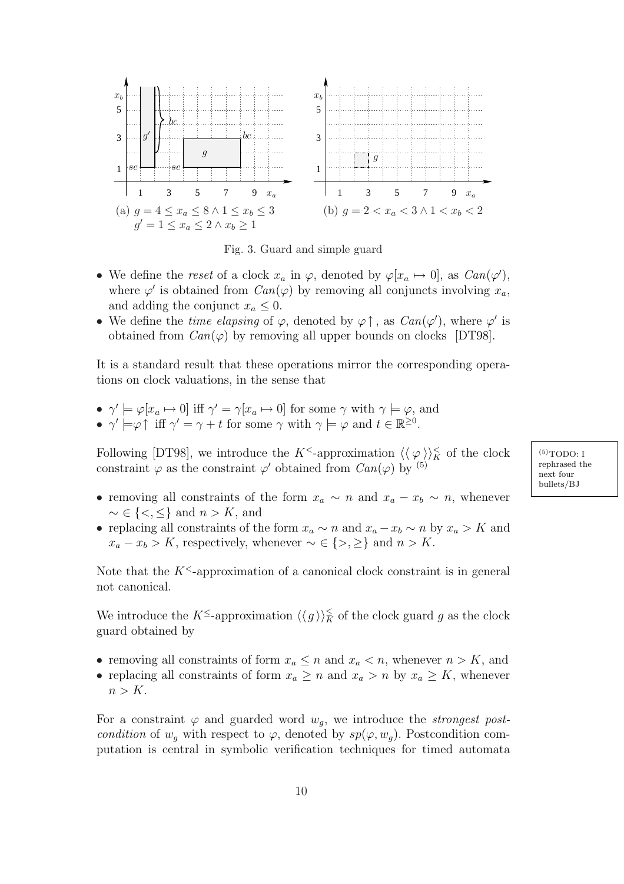(a) $g = 4 \leq x_a \leq 8 \wedge 1 \leq x_b \leq 3$
$g' = 1 \leq x_a \leq 2 \wedge x_b \geq 1$

(b) $g = 2 < x_a < 3 \wedge 1 < x_b < 2$

Fig. 3. Guard and simple guard

- We define the *reset* of a clock $x_a$ in $\varphi$, denoted by $\varphi[x_a \mapsto 0]$, as $Can(\varphi')$, where $\varphi'$ is obtained from $Can(\varphi)$ by removing all conjuncts involving $x_a$, and adding the conjunct $x_a \leq 0$.
- We define the *time elapsing* of $\varphi$, denoted by $\varphi\!\uparrow$, as $Can(\varphi')$, where $\varphi'$ is obtained from $Can(\varphi)$ by removing all upper bounds on clocks [DT98].

It is a standard result that these operations mirror the corresponding operations on clock valuations, in the sense that

- $\gamma' \models \varphi[x_a \mapsto 0]$ iff $\gamma' = \gamma[x_a \mapsto 0]$ for some $\gamma$ with $\gamma \models \varphi$, and
- $\gamma' \models \varphi\!\uparrow$ iff $\gamma' = \gamma + t$ for some $\gamma$ with $\gamma \models \varphi$ and $t \in \mathbb{R}^{\geq 0}$.

Following [DT98], we introduce the $K^{<}$-approximation $\langle\langle\, \varphi \,\rangle\rangle_K^{<}$ of the clock constraint $\varphi$ as the constraint $\varphi'$ obtained from $Can(\varphi)$ by [(5)]

(5) TODO: I rephrased the next four bullets/BJ

- removing all constraints of the form $x_a \sim n$ and $x_a - x_b \sim n$, whenever $\sim \in \{<, \leq\}$ and $n > K$, and
- replacing all constraints of the form $x_a \sim n$ and $x_a - x_b \sim n$ by $x_a > K$ and $x_a - x_b > K$, respectively, whenever $\sim \in \{>, \geq\}$ and $n > K$.

Note that the $K^{<}$-approximation of a canonical clock constraint is in general not canonical.

We introduce the $K^{\leq}$-approximation $\langle\langle g \rangle\rangle_K^{\leq}$ of the clock guard $g$ as the clock guard obtained by

- removing all constraints of form $x_a \leq n$ and $x_a < n$, whenever $n > K$, and
- replacing all constraints of form $x_a \geq n$ and $x_a > n$ by $x_a \geq K$, whenever $n > K$.

For a constraint $\varphi$ and guarded word $w_g$, we introduce the *strongest postcondition* of $w_g$ with respect to $\varphi$, denoted by $sp(\varphi, w_g)$. Postcondition computation is central in symbolic verification techniques for timed automata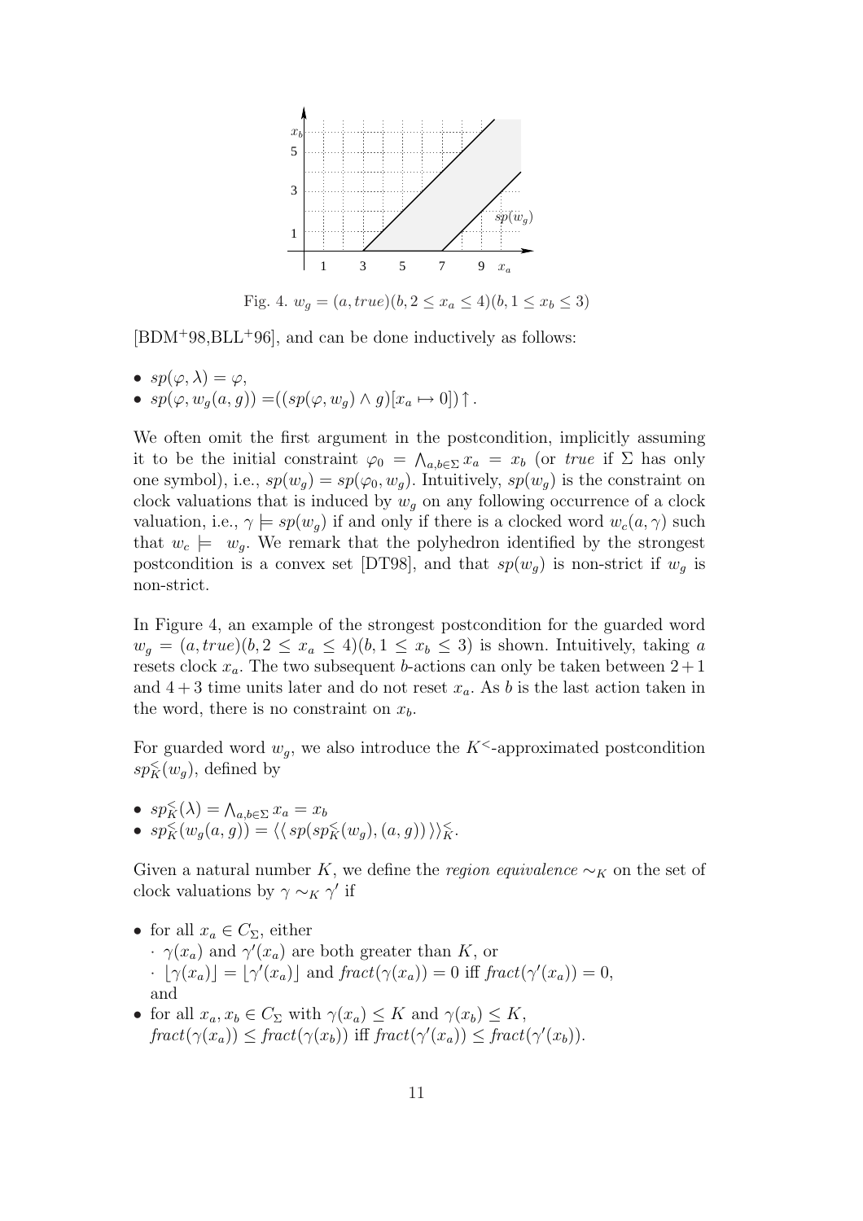Fig. 4. $w_g = (a, true)(b, 2 \leq x_a \leq 4)(b, 1 \leq x_b \leq 3)$

[BDM+98,BLL+96], and can be done inductively as follows:

- $sp(\varphi, \lambda) = \varphi$,
- $sp(\varphi, w_g(a, g)) = ((sp(\varphi, w_g) \wedge g)[x_a \mapsto 0]) \uparrow$.

We often omit the first argument in the postcondition, implicitly assuming it to be the initial constraint $\varphi_0 = \bigwedge_{a,b \in \Sigma} x_a = x_b$ (or *true* if $\Sigma$ has only one symbol), i.e., $sp(w_g) = sp(\varphi_0, w_g)$. Intuitively, $sp(w_g)$ is the constraint on clock valuations that is induced by $w_g$ on any following occurrence of a clock valuation, i.e., $\gamma \models sp(w_g)$ if and only if there is a clocked word $w_c(a, \gamma)$ such that $w_c \models w_g$. We remark that the polyhedron identified by the strongest postcondition is a convex set [DT98], and that $sp(w_g)$ is non-strict if $w_g$ is non-strict.

In Figure 4, an example of the strongest postcondition for the guarded word $w_g = (a, true)(b, 2 \leq x_a \leq 4)(b, 1 \leq x_b \leq 3)$ is shown. Intuitively, taking $a$ resets clock $x_a$. The two subsequent $b$-actions can only be taken between $2 + 1$ and $4 + 3$ time units later and do not reset $x_a$. As $b$ is the last action taken in the word, there is no constraint on $x_b$.

For guarded word $w_g$, we also introduce the $K^{<}$-approximated postcondition $sp_K^{<}(w_g)$, defined by

- $sp_K^{<}(\lambda) = \bigwedge_{a,b \in \Sigma} x_a = x_b$
- $sp_K^{<}(w_g(a, g)) = \langle\langle\, sp(sp_K^{<}(w_g), (a, g))\,\rangle\rangle_K^{<}$.

Given a natural number $K$, we define the *region equivalence* $\sim_K$ on the set of clock valuations by $\gamma \sim_K \gamma'$ if

- for all $x_a \in C_\Sigma$, either
  - $\gamma(x_a)$ and $\gamma'(x_a)$ are both greater than $K$, or
  - $\lfloor \gamma(x_a) \rfloor = \lfloor \gamma'(x_a) \rfloor$ and $fract(\gamma(x_a)) = 0$ iff $fract(\gamma'(x_a)) = 0$,

  and
- for all $x_a, x_b \in C_\Sigma$ with $\gamma(x_a) \leq K$ and $\gamma(x_b) \leq K$, $fract(\gamma(x_a)) \leq fract(\gamma(x_b))$ iff $fract(\gamma'(x_a)) \leq fract(\gamma'(x_b))$.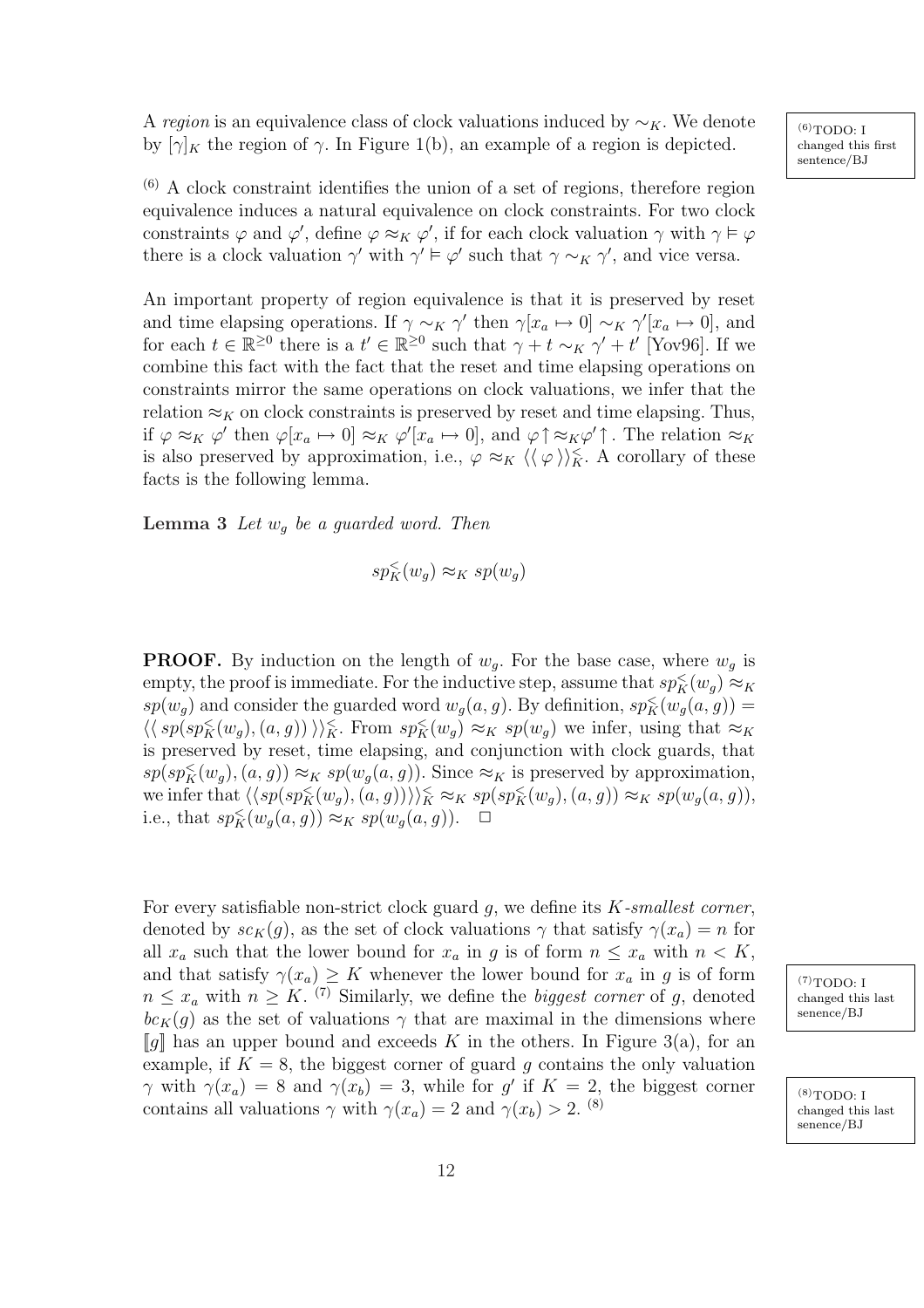A *region* is an equivalence class of clock valuations induced by $\sim_K$. We denote by $[\gamma]_K$ the region of $\gamma$. In Figure 1(b), an example of a region is depicted.

(6)TODO: I changed this first sentence/BJ

(6) A clock constraint identifies the union of a set of regions, therefore region equivalence induces a natural equivalence on clock constraints. For two clock constraints $\varphi$ and $\varphi'$, define $\varphi \approx_K \varphi'$, if for each clock valuation $\gamma$ with $\gamma \models \varphi$ there is a clock valuation $\gamma'$ with $\gamma' \models \varphi'$ such that $\gamma \sim_K \gamma'$, and vice versa.

An important property of region equivalence is that it is preserved by reset and time elapsing operations. If $\gamma \sim_K \gamma'$ then $\gamma[x_a \mapsto 0] \sim_K \gamma'[x_a \mapsto 0]$, and for each $t \in \mathbb{R}^{\geq 0}$ there is a $t' \in \mathbb{R}^{\geq 0}$ such that $\gamma + t \sim_K \gamma' + t'$ [Yov96]. If we combine this fact with the fact that the reset and time elapsing operations on constraints mirror the same operations on clock valuations, we infer that the relation $\approx_K$ on clock constraints is preserved by reset and time elapsing. Thus, if $\varphi \approx_K \varphi'$ then $\varphi[x_a \mapsto 0] \approx_K \varphi'[x_a \mapsto 0]$, and $\varphi\!\uparrow \approx_K \varphi'\!\uparrow$. The relation $\approx_K$ is also preserved by approximation, i.e., $\varphi \approx_K \langle\langle \varphi \rangle\rangle_K^{<}$. A corollary of these facts is the following lemma.

**Lemma 3** *Let $w_g$ be a guarded word. Then*

$$sp_K^{<}(w_g) \approx_K sp(w_g)$$

**PROOF.** By induction on the length of $w_g$. For the base case, where $w_g$ is empty, the proof is immediate. For the inductive step, assume that $sp_K^{<}(w_g) \approx_K sp(w_g)$ and consider the guarded word $w_g(a, g)$. By definition, $sp_K^{<}(w_g(a, g)) = \langle\langle\, sp(sp_K^{<}(w_g), (a, g))\,\rangle\rangle_K^{<}$. From $sp_K^{<}(w_g) \approx_K sp(w_g)$ we infer, using that $\approx_K$ is preserved by reset, time elapsing, and conjunction with clock guards, that $sp(sp_K^{<}(w_g), (a, g)) \approx_K sp(w_g(a, g))$. Since $\approx_K$ is preserved by approximation, we infer that $\langle\langle sp(sp_K^{<}(w_g), (a, g))\rangle\rangle_K^{<} \approx_K sp(sp_K^{<}(w_g), (a, g)) \approx_K sp(w_g(a, g))$, i.e., that $sp_K^{<}(w_g(a, g)) \approx_K sp(w_g(a, g))$. $\Box$

For every satisfiable non-strict clock guard $g$, we define its *$K$-smallest corner*, denoted by $sc_K(g)$, as the set of clock valuations $\gamma$ that satisfy $\gamma(x_a) = n$ for all $x_a$ such that the lower bound for $x_a$ in $g$ is of form $n \leq x_a$ with $n < K$, and that satisfy $\gamma(x_a) \geq K$ whenever the lower bound for $x_a$ in $g$ is of form $n \leq x_a$ with $n \geq K$. (7) Similarly, we define the *biggest corner* of $g$, denoted $bc_K(g)$ as the set of valuations $\gamma$ that are maximal in the dimensions where $[\![g]\!]$ has an upper bound and exceeds $K$ in the others. In Figure 3(a), for an example, if $K = 8$, the biggest corner of guard $g$ contains the only valuation $\gamma$ with $\gamma(x_a) = 8$ and $\gamma(x_b) = 3$, while for $g'$ if $K = 2$, the biggest corner contains all valuations $\gamma$ with $\gamma(x_a) = 2$ and $\gamma(x_b) > 2$. (8)

(7)TODO: I changed this last senence/BJ

(8)TODO: I changed this last senence/BJ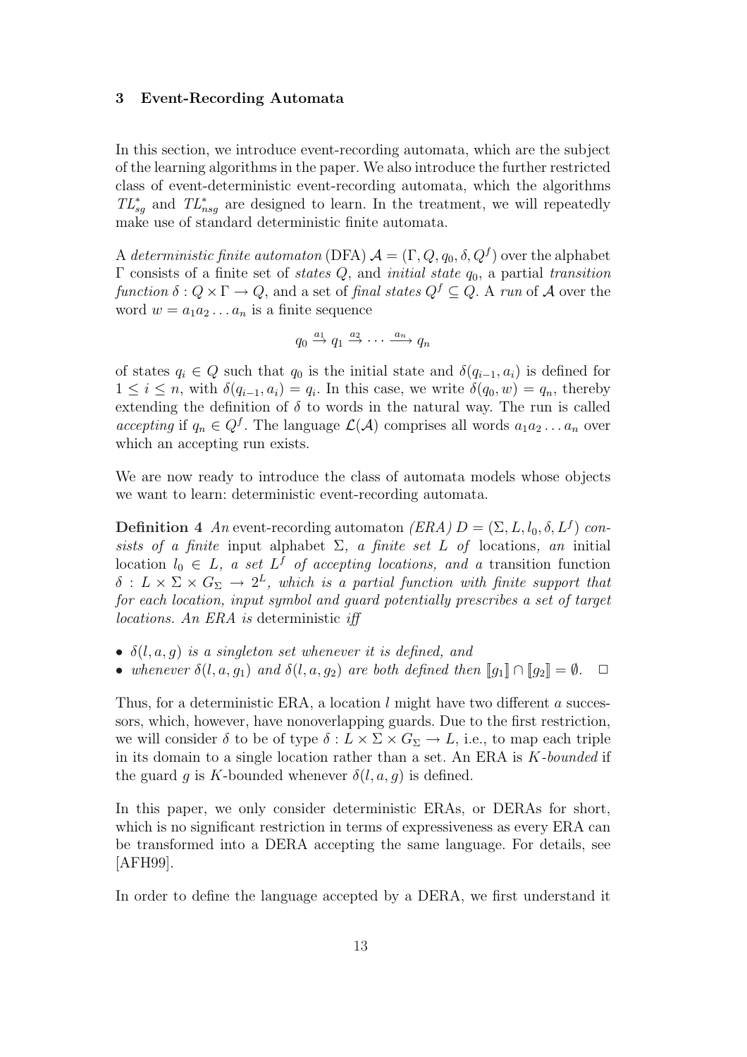## 3 Event-Recording Automata

In this section, we introduce event-recording automata, which are the subject of the learning algorithms in the paper. We also introduce the further restricted class of event-deterministic event-recording automata, which the algorithms $TL^*_{sg}$ and $TL^*_{nsg}$ are designed to learn. In the treatment, we will repeatedly make use of standard deterministic finite automata.

A *deterministic finite automaton* (DFA) $\mathcal{A} = (\Gamma, Q, q_0, \delta, Q^f)$ over the alphabet $\Gamma$ consists of a finite set of *states* $Q$, and *initial state* $q_0$, a partial *transition function* $\delta : Q \times \Gamma \to Q$, and a set of *final states* $Q^f \subseteq Q$. A *run* of $\mathcal{A}$ over the word $w = a_1 a_2 \ldots a_n$ is a finite sequence

$$q_0 \xrightarrow{a_1} q_1 \xrightarrow{a_2} \cdots \xrightarrow{a_n} q_n$$

of states $q_i \in Q$ such that $q_0$ is the initial state and $\delta(q_{i-1}, a_i)$ is defined for $1 \leq i \leq n$, with $\delta(q_{i-1}, a_i) = q_i$. In this case, we write $\delta(q_0, w) = q_n$, thereby extending the definition of $\delta$ to words in the natural way. The run is called *accepting* if $q_n \in Q^f$. The language $\mathcal{L}(\mathcal{A})$ comprises all words $a_1 a_2 \ldots a_n$ over which an accepting run exists.

We are now ready to introduce the class of automata models whose objects we want to learn: deterministic event-recording automata.

**Definition 4** *An* event-recording automaton *(ERA) $D = (\Sigma, L, l_0, \delta, L^f)$ consists of a finite* input alphabet *$\Sigma$, a finite set $L$ of* locations*, an* initial location *$l_0 \in L$, a set $L^f$ of accepting locations, and a* transition function *$\delta : L \times \Sigma \times G_\Sigma \to 2^L$, which is a partial function with finite support that for each location, input symbol and guard potentially prescribes a set of target locations. An ERA is* deterministic *iff*

- *$\delta(l, a, g)$ is a singleton set whenever it is defined, and*
- *whenever $\delta(l, a, g_1)$ and $\delta(l, a, g_2)$ are both defined then $[\![g_1]\!] \cap [\![g_2]\!] = \emptyset$.* $\Box$

Thus, for a deterministic ERA, a location $l$ might have two different $a$ successors, which, however, have nonoverlapping guards. Due to the first restriction, we will consider $\delta$ to be of type $\delta : L \times \Sigma \times G_\Sigma \to L$, i.e., to map each triple in its domain to a single location rather than a set. An ERA is *$K$-bounded* if the guard $g$ is $K$-bounded whenever $\delta(l, a, g)$ is defined.

In this paper, we only consider deterministic ERAs, or DERAs for short, which is no significant restriction in terms of expressiveness as every ERA can be transformed into a DERA accepting the same language. For details, see [AFH99].

In order to define the language accepted by a DERA, we first understand it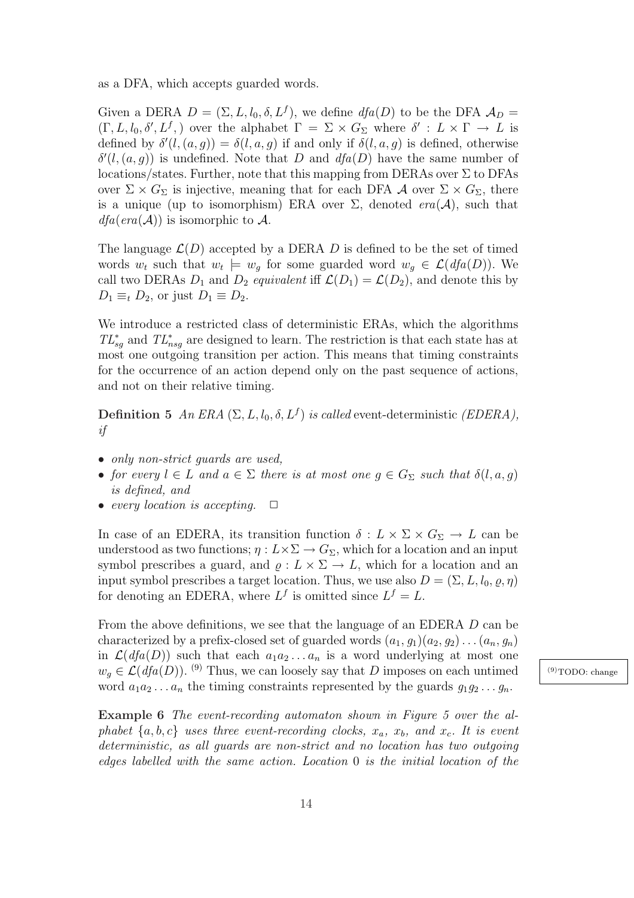as a DFA, which accepts guarded words.

Given a DERA $D = (\Sigma, L, l_0, \delta, L^f)$, we define $dfa(D)$ to be the DFA $\mathcal{A}_D = (\Gamma, L, l_0, \delta', L^f,)$ over the alphabet $\Gamma = \Sigma \times G_\Sigma$ where $\delta' : L \times \Gamma \to L$ is defined by $\delta'(l, (a, g)) = \delta(l, a, g)$ if and only if $\delta(l, a, g)$ is defined, otherwise $\delta'(l, (a, g))$ is undefined. Note that $D$ and $dfa(D)$ have the same number of locations/states. Further, note that this mapping from DERAs over $\Sigma$ to DFAs over $\Sigma \times G_\Sigma$ is injective, meaning that for each DFA $\mathcal{A}$ over $\Sigma \times G_\Sigma$, there is a unique (up to isomorphism) ERA over $\Sigma$, denoted $era(\mathcal{A})$, such that $dfa(era(\mathcal{A}))$ is isomorphic to $\mathcal{A}$.

The language $\mathcal{L}(D)$ accepted by a DERA $D$ is defined to be the set of timed words $w_t$ such that $w_t \models w_g$ for some guarded word $w_g \in \mathcal{L}(dfa(D))$. We call two DERAs $D_1$ and $D_2$ *equivalent* iff $\mathcal{L}(D_1) = \mathcal{L}(D_2)$, and denote this by $D_1 \equiv_t D_2$, or just $D_1 \equiv D_2$.

We introduce a restricted class of deterministic ERAs, which the algorithms $TL^*_{sg}$ and $TL^*_{nsg}$ are designed to learn. The restriction is that each state has at most one outgoing transition per action. This means that timing constraints for the occurrence of an action depend only on the past sequence of actions, and not on their relative timing.

**Definition 5** *An ERA $(\Sigma, L, l_0, \delta, L^f)$ is called* event-deterministic *(EDERA), if*

- *only non-strict guards are used,*
- *for every $l \in L$ and $a \in \Sigma$ there is at most one $g \in G_\Sigma$ such that $\delta(l, a, g)$ is defined, and*
- *every location is accepting.* $\Box$

In case of an EDERA, its transition function $\delta : L \times \Sigma \times G_\Sigma \to L$ can be understood as two functions; $\eta : L \times \Sigma \to G_\Sigma$, which for a location and an input symbol prescribes a guard, and $\varrho : L \times \Sigma \to L$, which for a location and an input symbol prescribes a target location. Thus, we use also $D = (\Sigma, L, l_0, \varrho, \eta)$ for denoting an EDERA, where $L^f$ is omitted since $L^f = L$.

From the above definitions, we see that the language of an EDERA $D$ can be characterized by a prefix-closed set of guarded words $(a_1, g_1)(a_2, g_2) \ldots (a_n, g_n)$ in $\mathcal{L}(dfa(D))$ such that each $a_1 a_2 \ldots a_n$ is a word underlying at most one $w_g \in \mathcal{L}(dfa(D))$. [9] Thus, we can loosely say that $D$ imposes on each untimed word $a_1 a_2 \ldots a_n$ the timing constraints represented by the guards $g_1 g_2 \ldots g_n$.

[9] TODO: change

**Example 6** *The event-recording automaton shown in Figure 5 over the alphabet $\{a, b, c\}$ uses three event-recording clocks, $x_a$, $x_b$, and $x_c$. It is event deterministic, as all guards are non-strict and no location has two outgoing edges labelled with the same action. Location 0 is the initial location of the*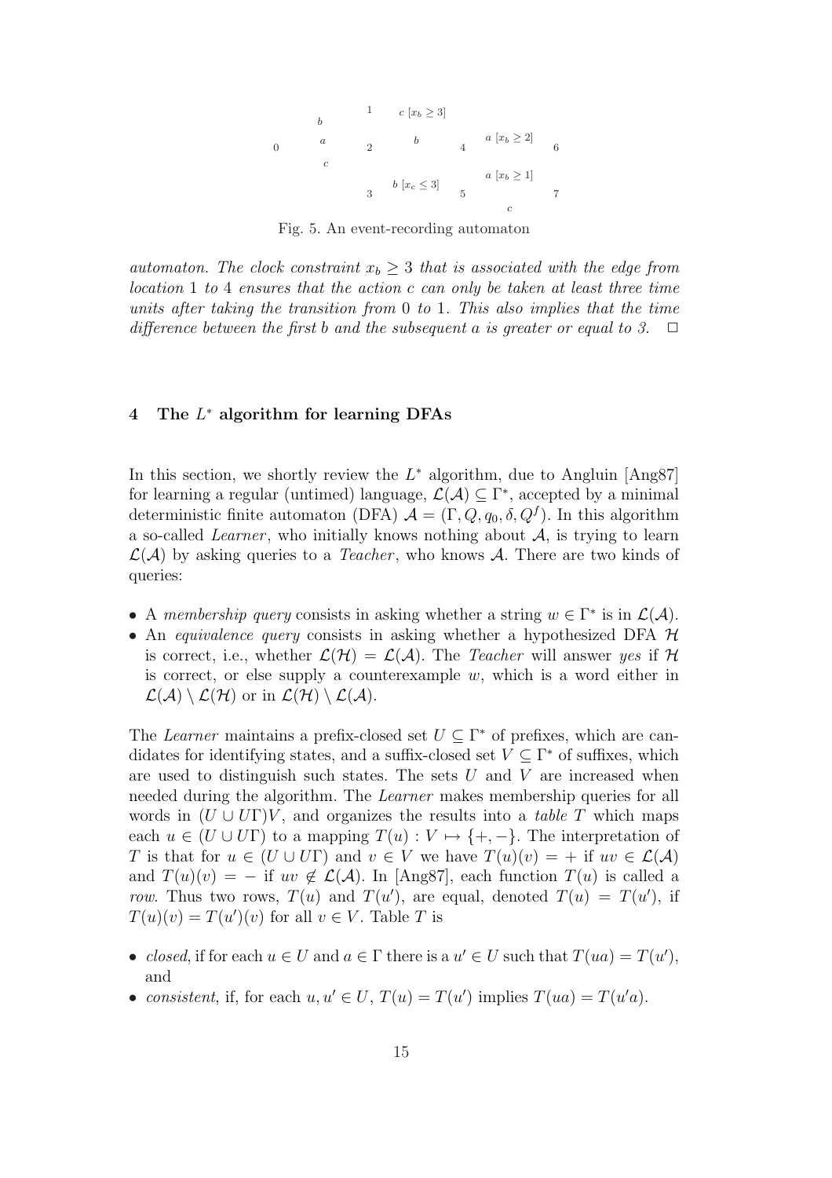0 b a c 1 2 3 c $[x_b \geq 3]$ b b $[x_c \leq 3]$ 4 5 a $[x_b \geq 2]$ a $[x_b \geq 1]$ c 6 7

Fig. 5. An event-recording automaton

*automaton. The clock constraint $x_b \geq 3$ that is associated with the edge from location 1 to 4 ensures that the action c can only be taken at least three time units after taking the transition from 0 to 1. This also implies that the time difference between the first b and the subsequent a is greater or equal to 3.* $\Box$

## 4 The $L^*$ algorithm for learning DFAs

In this section, we shortly review the $L^*$ algorithm, due to Angluin [Ang87] for learning a regular (untimed) language, $\mathcal{L}(\mathcal{A}) \subseteq \Gamma^*$, accepted by a minimal deterministic finite automaton (DFA) $\mathcal{A} = (\Gamma, Q, q_0, \delta, Q^f)$. In this algorithm a so-called *Learner*, who initially knows nothing about $\mathcal{A}$, is trying to learn $\mathcal{L}(\mathcal{A})$ by asking queries to a *Teacher*, who knows $\mathcal{A}$. There are two kinds of queries:

- A *membership query* consists in asking whether a string $w \in \Gamma^*$ is in $\mathcal{L}(\mathcal{A})$.
- An *equivalence query* consists in asking whether a hypothesized DFA $\mathcal{H}$ is correct, i.e., whether $\mathcal{L}(\mathcal{H}) = \mathcal{L}(\mathcal{A})$. The *Teacher* will answer *yes* if $\mathcal{H}$ is correct, or else supply a counterexample $w$, which is a word either in $\mathcal{L}(\mathcal{A}) \setminus \mathcal{L}(\mathcal{H})$ or in $\mathcal{L}(\mathcal{H}) \setminus \mathcal{L}(\mathcal{A})$.

The *Learner* maintains a prefix-closed set $U \subseteq \Gamma^*$ of prefixes, which are candidates for identifying states, and a suffix-closed set $V \subseteq \Gamma^*$ of suffixes, which are used to distinguish such states. The sets $U$ and $V$ are increased when needed during the algorithm. The *Learner* makes membership queries for all words in $(U \cup U\Gamma)V$, and organizes the results into a *table* $T$ which maps each $u \in (U \cup U\Gamma)$ to a mapping $T(u) : V \mapsto \{+, -\}$. The interpretation of $T$ is that for $u \in (U \cup U\Gamma)$ and $v \in V$ we have $T(u)(v) = +$ if $uv \in \mathcal{L}(\mathcal{A})$ and $T(u)(v) = -$ if $uv \notin \mathcal{L}(\mathcal{A})$. In [Ang87], each function $T(u)$ is called a *row*. Thus two rows, $T(u)$ and $T(u')$, are equal, denoted $T(u) = T(u')$, if $T(u)(v) = T(u')(v)$ for all $v \in V$. Table $T$ is

- *closed*, if for each $u \in U$ and $a \in \Gamma$ there is a $u' \in U$ such that $T(ua) = T(u')$, and
- *consistent*, if, for each $u, u' \in U$, $T(u) = T(u')$ implies $T(ua) = T(u'a)$.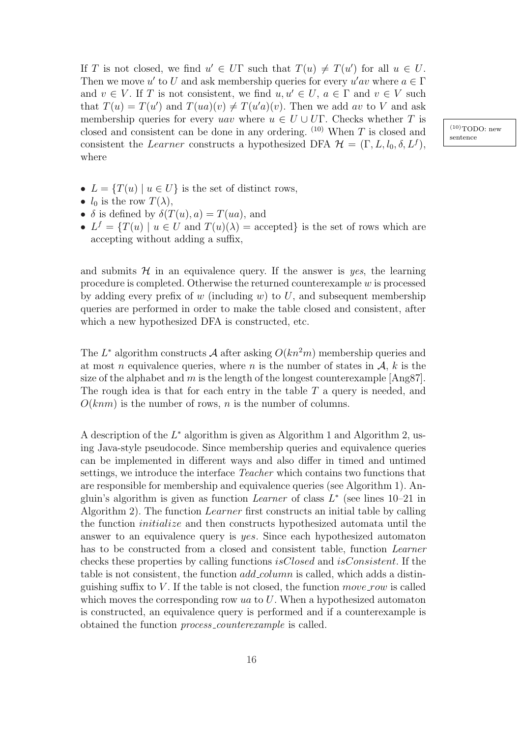If $T$ is not closed, we find $u' \in U\Gamma$ such that $T(u) \neq T(u')$ for all $u \in U$. Then we move $u'$ to $U$ and ask membership queries for every $u'av$ where $a \in \Gamma$ and $v \in V$. If $T$ is not consistent, we find $u, u' \in U$, $a \in \Gamma$ and $v \in V$ such that $T(u) = T(u')$ and $T(ua)(v) \neq T(u'a)(v)$. Then we add $av$ to $V$ and ask membership queries for every $uav$ where $u \in U \cup U\Gamma$. Checks whether $T$ is closed and consistent can be done in any ordering. [10] When $T$ is closed and consistent the *Learner* constructs a hypothesized DFA $\mathcal{H} = (\Gamma, L, l_0, \delta, L^f)$, where

[10] TODO: new sentence

- $L = \{T(u) \mid u \in U\}$ is the set of distinct rows,
- $l_0$ is the row $T(\lambda)$,
- $\delta$ is defined by $\delta(T(u), a) = T(ua)$, and
- $L^f = \{T(u) \mid u \in U \text{ and } T(u)(\lambda) = \text{accepted}\}$ is the set of rows which are accepting without adding a suffix,

and submits $\mathcal{H}$ in an equivalence query. If the answer is *yes*, the learning procedure is completed. Otherwise the returned counterexample $w$ is processed by adding every prefix of $w$ (including $w$) to $U$, and subsequent membership queries are performed in order to make the table closed and consistent, after which a new hypothesized DFA is constructed, etc.

The $L^*$ algorithm constructs $\mathcal{A}$ after asking $O(kn^2m)$ membership queries and at most $n$ equivalence queries, where $n$ is the number of states in $\mathcal{A}$, $k$ is the size of the alphabet and $m$ is the length of the longest counterexample [Ang87]. The rough idea is that for each entry in the table $T$ a query is needed, and $O(knm)$ is the number of rows, $n$ is the number of columns.

A description of the $L^*$ algorithm is given as Algorithm 1 and Algorithm 2, using Java-style pseudocode. Since membership queries and equivalence queries can be implemented in different ways and also differ in timed and untimed settings, we introduce the interface *Teacher* which contains two functions that are responsible for membership and equivalence queries (see Algorithm 1). Angluin's algorithm is given as function *Learner* of class $L^*$ (see lines 10–21 in Algorithm 2). The function *Learner* first constructs an initial table by calling the function *initialize* and then constructs hypothesized automata until the answer to an equivalence query is *yes*. Since each hypothesized automaton has to be constructed from a closed and consistent table, function *Learner* checks these properties by calling functions *isClosed* and *isConsistent*. If the table is not consistent, the function *add_column* is called, which adds a distinguishing suffix to $V$. If the table is not closed, the function *move_row* is called which moves the corresponding row $ua$ to $U$. When a hypothesized automaton is constructed, an equivalence query is performed and if a counterexample is obtained the function *process_counterexample* is called.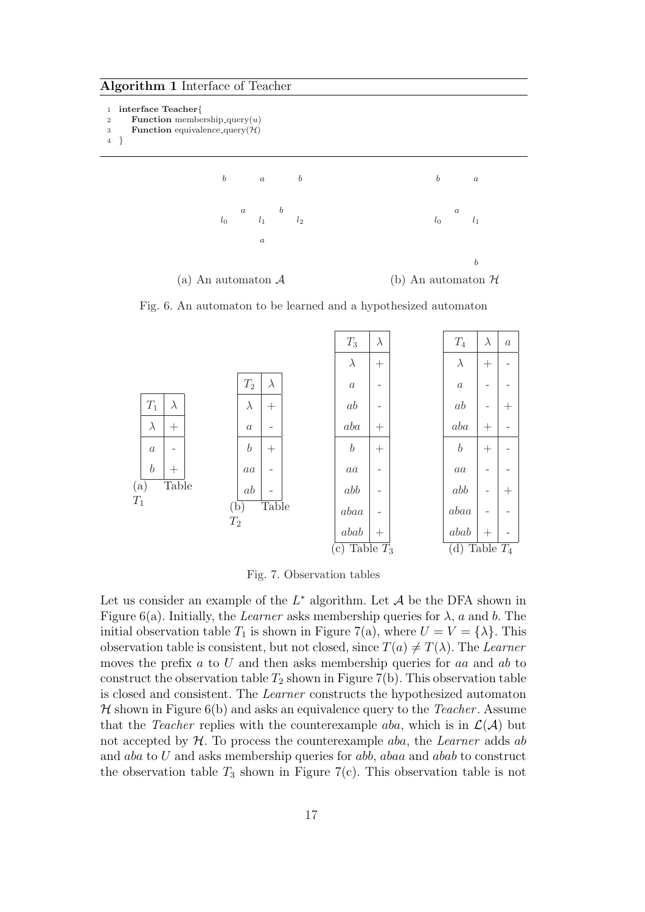**Algorithm 1** Interface of Teacher

```
1  interface Teacher{
2     Function membership_query(u)
3     Function equivalence_query(H)
4  }
```

b a b

a b

$l_0$ $l_1$ $l_2$

a

(a) An automaton $\mathcal{A}$

b a

a

$l_0$ $l_1$

b

(b) An automaton $\mathcal{H}$

Fig. 6. An automaton to be learned and a hypothesized automaton

| $T_1$ | $\lambda$ |
|---|---|
| $\lambda$ | + |
| $a$ | - |
| $b$ | + |

(a) Table $T_1$

| $T_2$ | $\lambda$ |
|---|---|
| $\lambda$ | + |
| $a$ | - |
| $b$ | + |
| $aa$ | - |
| $ab$ | - |

(b) Table $T_2$

| $T_3$ | $\lambda$ |
|---|---|
| $\lambda$ | + |
| $a$ | - |
| $ab$ | - |
| $aba$ | + |
| $b$ | + |
| $aa$ | - |
| $abb$ | - |
| $abaa$ | - |
| $abab$ | + |

(c) Table $T_3$

| $T_4$ | $\lambda$ | $a$ |
|---|---|---|
| $\lambda$ | + | - |
| $a$ | - | - |
| $ab$ | - | + |
| $aba$ | + | - |
| $b$ | + | - |
| $aa$ | - | - |
| $abb$ | - | + |
| $abaa$ | - | - |
| $abab$ | + | - |

(d) Table $T_4$

Fig. 7. Observation tables

Let us consider an example of the $L^*$ algorithm. Let $\mathcal{A}$ be the DFA shown in Figure 6(a). Initially, the *Learner* asks membership queries for $\lambda$, $a$ and $b$. The initial observation table $T_1$ is shown in Figure 7(a), where $U = V = \{\lambda\}$. This observation table is consistent, but not closed, since $T(a) \neq T(\lambda)$. The *Learner* moves the prefix $a$ to $U$ and then asks membership queries for $aa$ and $ab$ to construct the observation table $T_2$ shown in Figure 7(b). This observation table is closed and consistent. The *Learner* constructs the hypothesized automaton $\mathcal{H}$ shown in Figure 6(b) and asks an equivalence query to the *Teacher*. Assume that the *Teacher* replies with the counterexample $aba$, which is in $\mathcal{L}(\mathcal{A})$ but not accepted by $\mathcal{H}$. To process the counterexample $aba$, the *Learner* adds $ab$ and $aba$ to $U$ and asks membership queries for $abb$, $abaa$ and $abab$ to construct the observation table $T_3$ shown in Figure 7(c). This observation table is not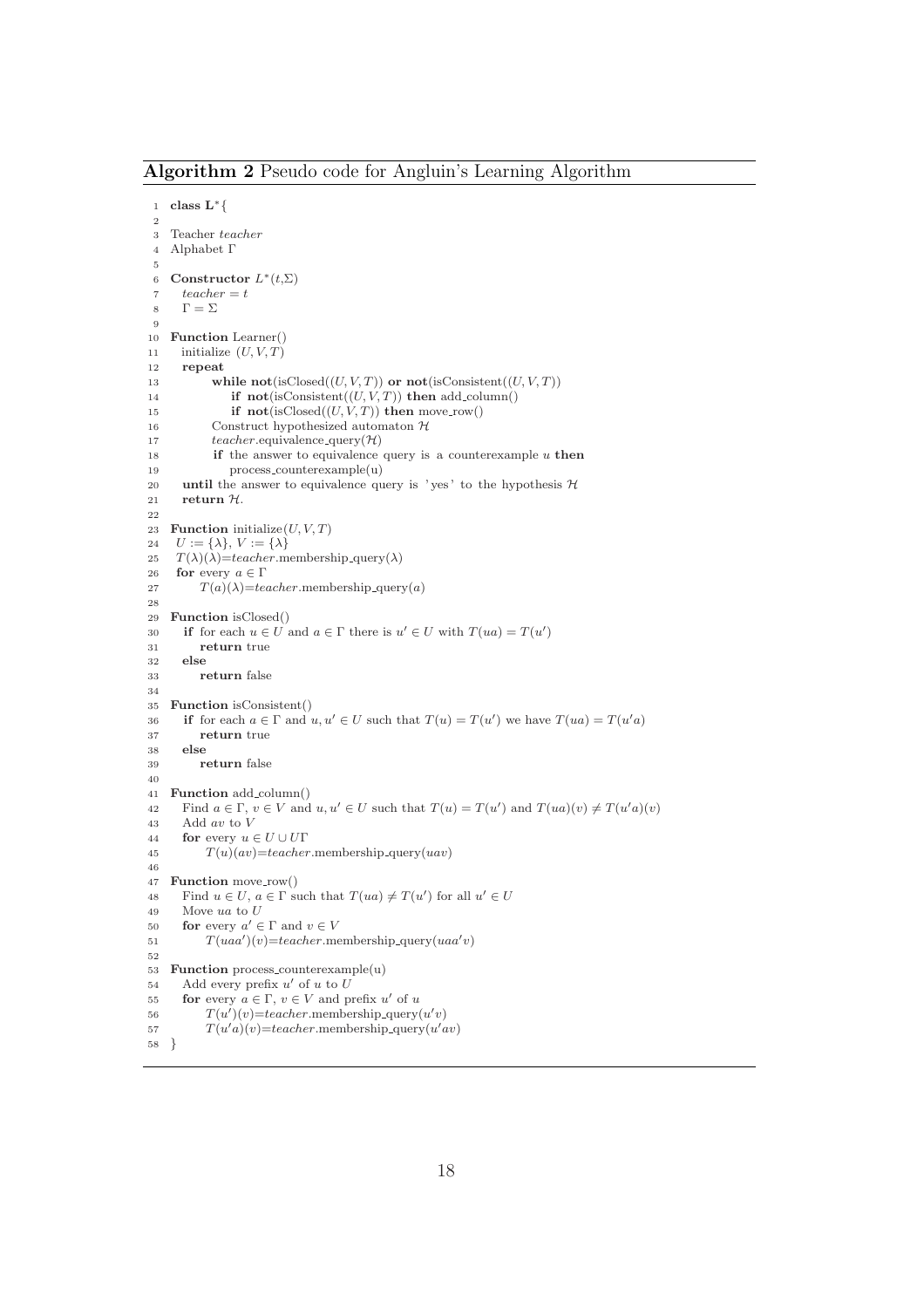**Algorithm 2** Pseudo code for Angluin's Learning Algorithm

```
1  class L*{
2
3  Teacher teacher
4  Alphabet Γ
5
6  Constructor L*(t,Σ)
7    teacher = t
8    Γ = Σ
9
10 Function Learner()
11   initialize (U,V,T)
12   repeat
13         while not(isClosed((U,V,T)) or not(isConsistent((U,V,T))
14             if not(isConsistent((U,V,T)) then add_column()
15             if not(isClosed((U,V,T)) then move_row()
16         Construct hypothesized automaton H
17         teacher.equivalence_query(H)
18         if the answer to equivalence query is a counterexample u then
19             process_counterexample(u)
20   until the answer to equivalence query is 'yes' to the hypothesis H
21   return H.
22
23 Function initialize(U,V,T)
24  U := {λ}, V := {λ}
25  T(λ)(λ)=teacher.membership_query(λ)
26  for every a ∈ Γ
27       T(a)(λ)=teacher.membership_query(a)
28
29 Function isClosed()
30   if for each u ∈ U and a ∈ Γ there is u' ∈ U with T(ua) = T(u')
31       return true
32   else
33       return false
34
35 Function isConsistent()
36   if for each a ∈ Γ and u,u' ∈ U such that T(u) = T(u') we have T(ua) = T(u'a)
37       return true
38   else
39       return false
40
41 Function add_column()
42   Find a ∈ Γ, v ∈ V and u,u' ∈ U such that T(u) = T(u') and T(ua)(v) ≠ T(u'a)(v)
43   Add av to V
44   for every u ∈ U ∪ UΓ
45       T(u)(av)=teacher.membership_query(uav)
46
47 Function move_row()
48   Find u ∈ U, a ∈ Γ such that T(ua) ≠ T(u') for all u' ∈ U
49   Move ua to U
50   for every a' ∈ Γ and v ∈ V
51       T(uaa')(v)=teacher.membership_query(uaa'v)
52
53 Function process_counterexample(u)
54   Add every prefix u' of u to U
55   for every a ∈ Γ, v ∈ V and prefix u' of u
56       T(u')(v)=teacher.membership_query(u'v)
57       T(u'a)(v)=teacher.membership_query(u'av)
58 }
```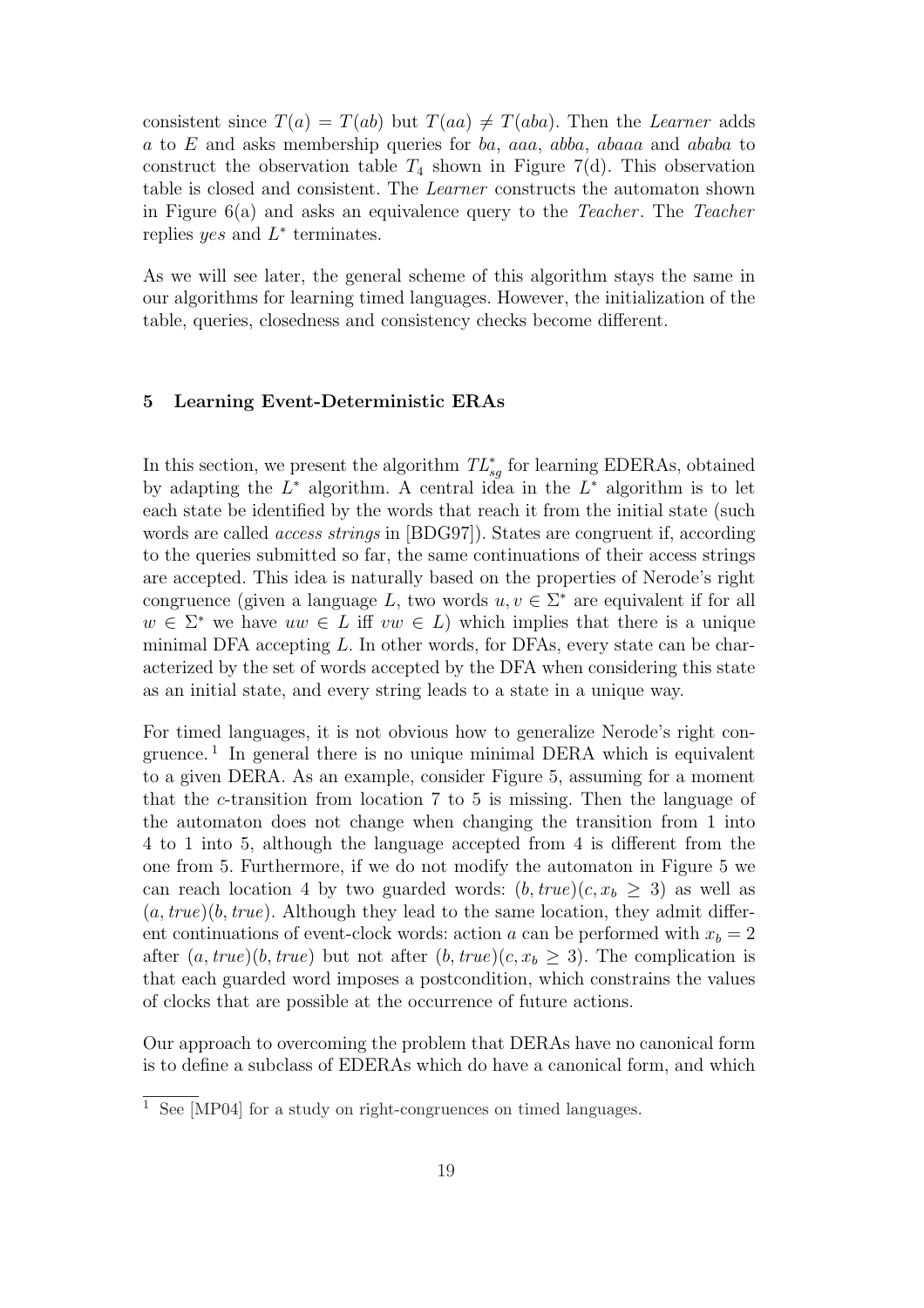consistent since $T(a) = T(ab)$ but $T(aa) \neq T(aba)$. Then the *Learner* adds $a$ to $E$ and asks membership queries for $ba$, $aaa$, $abba$, $abaaa$ and $ababa$ to construct the observation table $T_4$ shown in Figure 7(d). This observation table is closed and consistent. The *Learner* constructs the automaton shown in Figure 6(a) and asks an equivalence query to the *Teacher*. The *Teacher* replies *yes* and $L^*$ terminates.

As we will see later, the general scheme of this algorithm stays the same in our algorithms for learning timed languages. However, the initialization of the table, queries, closedness and consistency checks become different.

## 5 Learning Event-Deterministic ERAs

In this section, we present the algorithm $TL_{sg}^*$ for learning EDERAs, obtained by adapting the $L^*$ algorithm. A central idea in the $L^*$ algorithm is to let each state be identified by the words that reach it from the initial state (such words are called *access strings* in [BDG97]). States are congruent if, according to the queries submitted so far, the same continuations of their access strings are accepted. This idea is naturally based on the properties of Nerode's right congruence (given a language $L$, two words $u, v \in \Sigma^*$ are equivalent if for all $w \in \Sigma^*$ we have $uw \in L$ iff $vw \in L$) which implies that there is a unique minimal DFA accepting $L$. In other words, for DFAs, every state can be characterized by the set of words accepted by the DFA when considering this state as an initial state, and every string leads to a state in a unique way.

For timed languages, it is not obvious how to generalize Nerode's right congruence. [1] In general there is no unique minimal DERA which is equivalent to a given DERA. As an example, consider Figure 5, assuming for a moment that the $c$-transition from location 7 to 5 is missing. Then the language of the automaton does not change when changing the transition from 1 into 4 to 1 into 5, although the language accepted from 4 is different from the one from 5. Furthermore, if we do not modify the automaton in Figure 5 we can reach location 4 by two guarded words: $(b, true)(c, x_b \geq 3)$ as well as $(a, true)(b, true)$. Although they lead to the same location, they admit different continuations of event-clock words: action $a$ can be performed with $x_b = 2$ after $(a, true)(b, true)$ but not after $(b, true)(c, x_b \geq 3)$. The complication is that each guarded word imposes a postcondition, which constrains the values of clocks that are possible at the occurrence of future actions.

Our approach to overcoming the problem that DERAs have no canonical form is to define a subclass of EDERAs which do have a canonical form, and which

[1] See [MP04] for a study on right-congruences on timed languages.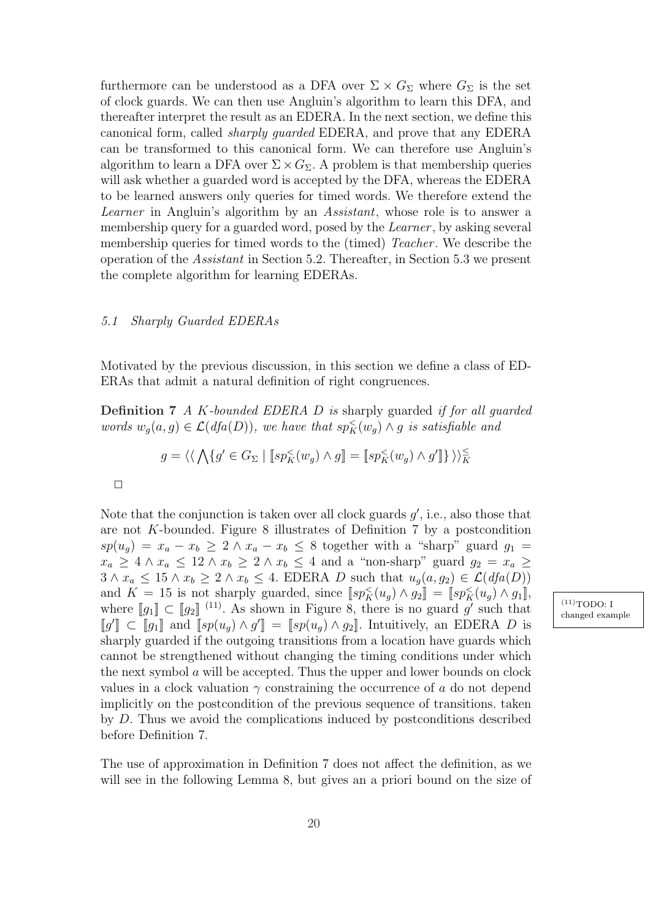furthermore can be understood as a DFA over $\Sigma \times G_\Sigma$ where $G_\Sigma$ is the set of clock guards. We can then use Angluin's algorithm to learn this DFA, and thereafter interpret the result as an EDERA. In the next section, we define this canonical form, called *sharply guarded* EDERA, and prove that any EDERA can be transformed to this canonical form. We can therefore use Angluin's algorithm to learn a DFA over $\Sigma \times G_\Sigma$. A problem is that membership queries will ask whether a guarded word is accepted by the DFA, whereas the EDERA to be learned answers only queries for timed words. We therefore extend the *Learner* in Angluin's algorithm by an *Assistant*, whose role is to answer a membership query for a guarded word, posed by the *Learner*, by asking several membership queries for timed words to the (timed) *Teacher*. We describe the operation of the *Assistant* in Section 5.2. Thereafter, in Section 5.3 we present the complete algorithm for learning EDERAs.

### *5.1 Sharply Guarded EDERAs*

Motivated by the previous discussion, in this section we define a class of EDERAs that admit a natural definition of right congruences.

**Definition 7** *A $K$-bounded EDERA $D$ is* sharply guarded *if for all guarded words $w_g(a, g) \in \mathcal{L}(dfa(D))$, we have that $sp^{<}_{K}(w_g) \wedge g$ is satisfiable and*

$$g = \langle\langle \bigwedge \{g' \in G_\Sigma \mid [\![sp^{<}_{K}(w_g) \wedge g]\!] = [\![sp^{<}_{K}(w_g) \wedge g']\!]\} \rangle\rangle^{\leq}_{K}$$

□

Note that the conjunction is taken over all clock guards $g'$, i.e., also those that are not $K$-bounded. Figure 8 illustrates of Definition 7 by a postcondition $sp(u_g) = x_a - x_b \geq 2 \wedge x_a - x_b \leq 8$ together with a "sharp" guard $g_1 = x_a \geq 4 \wedge x_a \leq 12 \wedge x_b \geq 2 \wedge x_b \leq 4$ and a "non-sharp" guard $g_2 = x_a \geq 3 \wedge x_a \leq 15 \wedge x_b \geq 2 \wedge x_b \leq 4$. EDERA $D$ such that $u_g(a, g_2) \in \mathcal{L}(dfa(D))$ and $K = 15$ is not sharply guarded, since $[\![sp^{<}_{K}(u_g) \wedge g_2]\!] = [\![sp^{<}_{K}(u_g) \wedge g_1]\!]$, where $[\![g_1]\!] \subset [\![g_2]\!]$ [(11)]. As shown in Figure 8, there is no guard $g'$ such that $[\![g']\!] \subset [\![g_1]\!]$ and $[\![sp(u_g) \wedge g']\!] = [\![sp(u_g) \wedge g_2]\!]$. Intuitively, an EDERA $D$ is sharply guarded if the outgoing transitions from a location have guards which cannot be strengthened without changing the timing conditions under which the next symbol $a$ will be accepted. Thus the upper and lower bounds on clock values in a clock valuation $\gamma$ constraining the occurrence of $a$ do not depend implicitly on the postcondition of the previous sequence of transitions. taken by $D$. Thus we avoid the complications induced by postconditions described before Definition 7.

[(11)] TODO: I changed example

The use of approximation in Definition 7 does not affect the definition, as we will see in the following Lemma 8, but gives an a priori bound on the size of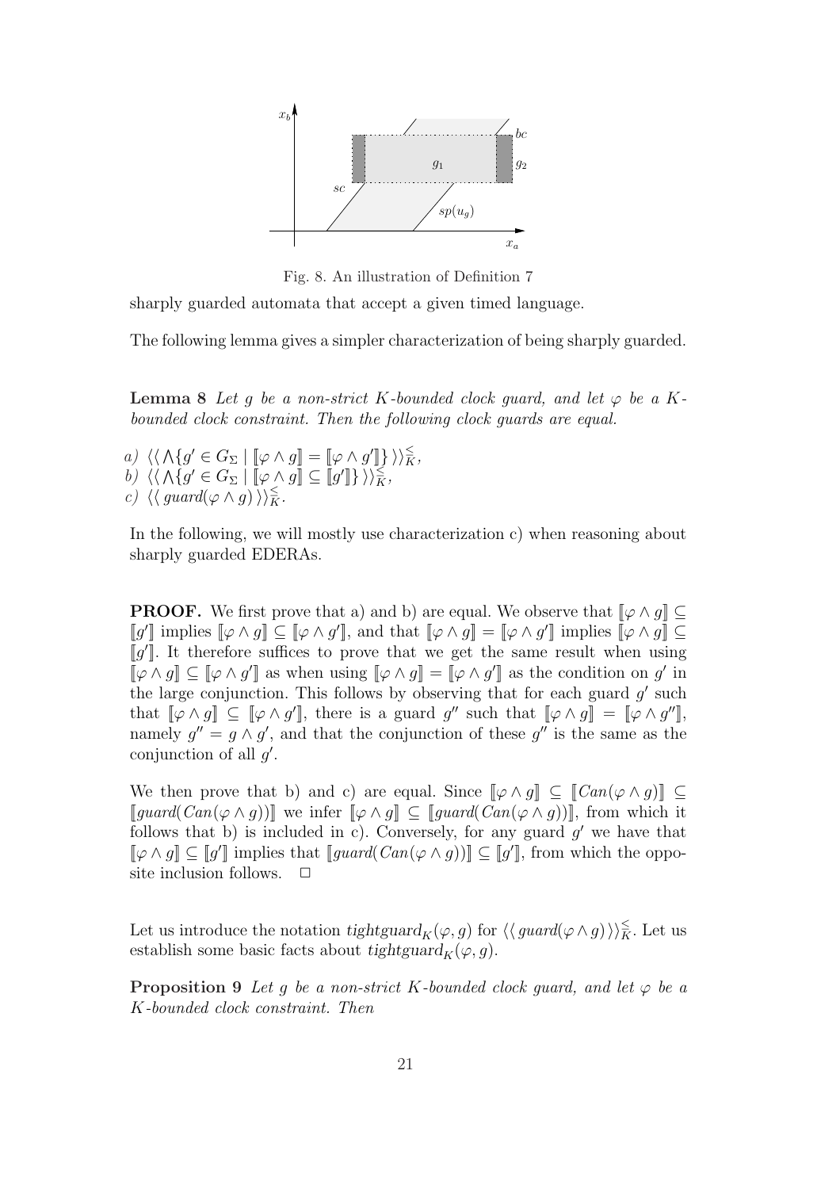Fig. 8. An illustration of Definition 7

sharply guarded automata that accept a given timed language.

The following lemma gives a simpler characterization of being sharply guarded.

**Lemma 8** *Let $g$ be a non-strict $K$-bounded clock guard, and let $\varphi$ be a $K$-bounded clock constraint. Then the following clock guards are equal.*

*a)* $\langle\langle \bigwedge\{g' \in G_\Sigma \mid [\![\varphi \wedge g]\!] = [\![\varphi \wedge g']\!]\} \rangle\rangle_K^{\leq}$,
*b)* $\langle\langle \bigwedge\{g' \in G_\Sigma \mid [\![\varphi \wedge g]\!] \subseteq [\![g']\!]\} \rangle\rangle_K^{\leq}$,
*c)* $\langle\langle \, guard(\varphi \wedge g) \, \rangle\rangle_K^{\leq}$.

In the following, we will mostly use characterization c) when reasoning about sharply guarded EDERAs.

**PROOF.** We first prove that a) and b) are equal. We observe that $[\![\varphi \wedge g]\!] \subseteq [\![g']\!]$ implies $[\![\varphi \wedge g]\!] \subseteq [\![\varphi \wedge g']\!]$, and that $[\![\varphi \wedge g]\!] = [\![\varphi \wedge g']\!]$ implies $[\![\varphi \wedge g]\!] \subseteq [\![g']\!]$. It therefore suffices to prove that we get the same result when using $[\![\varphi \wedge g]\!] \subseteq [\![\varphi \wedge g']\!]$ as when using $[\![\varphi \wedge g]\!] = [\![\varphi \wedge g']\!]$ as the condition on $g'$ in the large conjunction. This follows by observing that for each guard $g'$ such that $[\![\varphi \wedge g]\!] \subseteq [\![\varphi \wedge g']\!]$, there is a guard $g''$ such that $[\![\varphi \wedge g]\!] = [\![\varphi \wedge g'']\!]$, namely $g'' = g \wedge g'$, and that the conjunction of these $g''$ is the same as the conjunction of all $g'$.

We then prove that b) and c) are equal. Since $[\![\varphi \wedge g]\!] \subseteq [\![Can(\varphi \wedge g)]\!] \subseteq [\![guard(Can(\varphi \wedge g))]\!]$ we infer $[\![\varphi \wedge g]\!] \subseteq [\![guard(Can(\varphi \wedge g))]\!]$, from which it follows that b) is included in c). Conversely, for any guard $g'$ we have that $[\![\varphi \wedge g]\!] \subseteq [\![g']\!]$ implies that $[\![guard(Can(\varphi \wedge g))]\!] \subseteq [\![g']\!]$, from which the opposite inclusion follows. $\Box$

Let us introduce the notation $tightguard_K(\varphi, g)$ for $\langle\langle \, guard(\varphi \wedge g) \, \rangle\rangle_K^{\leq}$. Let us establish some basic facts about $tightguard_K(\varphi, g)$.

**Proposition 9** *Let $g$ be a non-strict $K$-bounded clock guard, and let $\varphi$ be a $K$-bounded clock constraint. Then*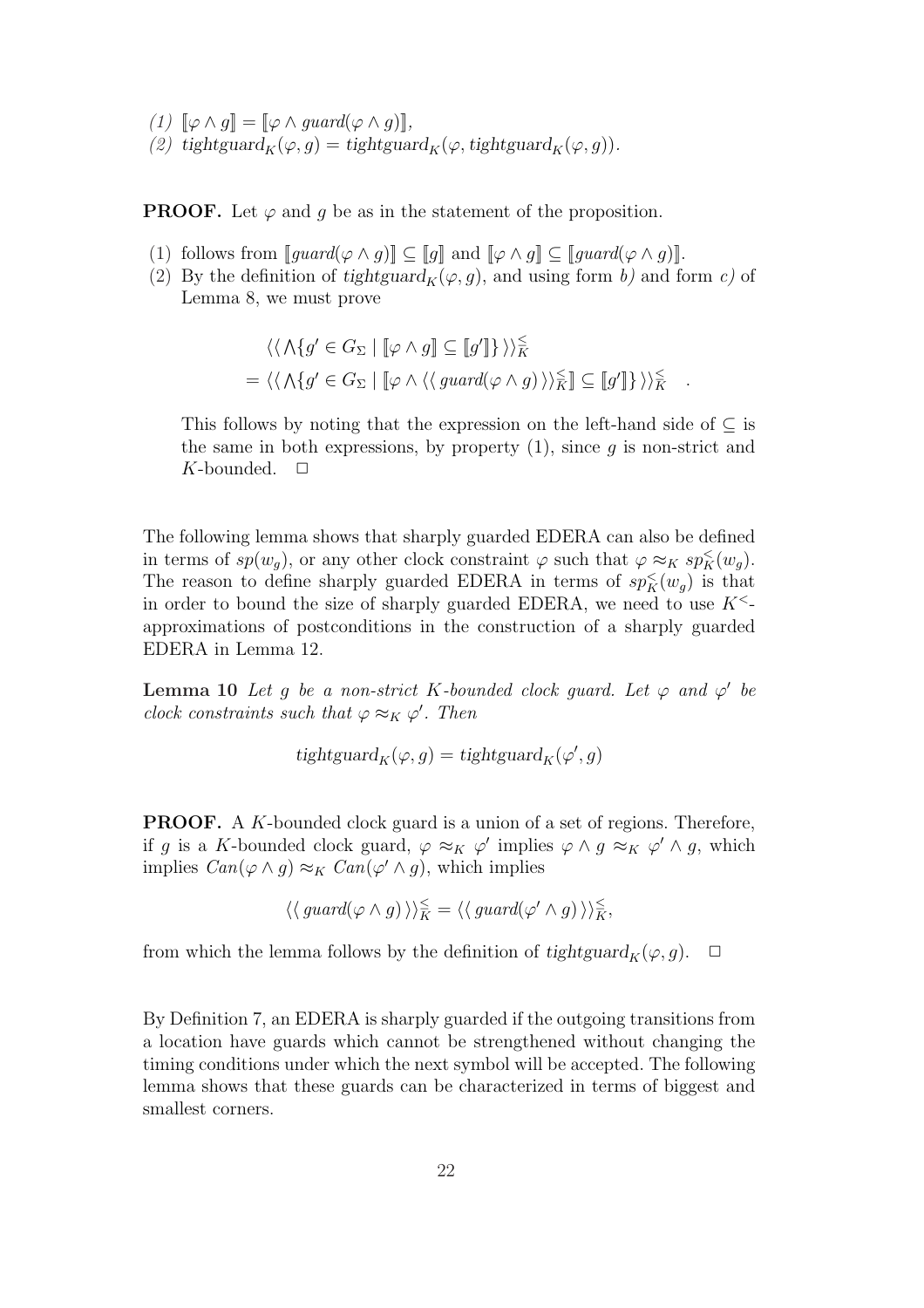(1) $[\![\varphi \wedge g]\!] = [\![\varphi \wedge \mathit{guard}(\varphi \wedge g)]\!]$,
(2) $\mathit{tightguard}_K(\varphi, g) = \mathit{tightguard}_K(\varphi, \mathit{tightguard}_K(\varphi, g))$.

**PROOF.** Let $\varphi$ and $g$ be as in the statement of the proposition.

(1) follows from $[\![\mathit{guard}(\varphi \wedge g)]\!] \subseteq [\![g]\!]$ and $[\![\varphi \wedge g]\!] \subseteq [\![\mathit{guard}(\varphi \wedge g)]\!]$.
(2) By the definition of $\mathit{tightguard}_K(\varphi, g)$, and using form *b)* and form *c)* of Lemma 8, we must prove

$$
\begin{aligned}
&\langle\langle \textstyle\bigwedge\{g' \in G_\Sigma \mid [\![\varphi \wedge g]\!] \subseteq [\![g']\!]\}\, \rangle\rangle_K^{\lessgtr} \\
=\; &\langle\langle \textstyle\bigwedge\{g' \in G_\Sigma \mid [\![\varphi \wedge \langle\langle\, \mathit{guard}(\varphi \wedge g)\, \rangle\rangle_K^{\lessgtr}]\!] \subseteq [\![g']\!]\}\, \rangle\rangle_K^{\lessgtr} \quad .
\end{aligned}
$$

This follows by noting that the expression on the left-hand side of $\subseteq$ is the same in both expressions, by property (1), since $g$ is non-strict and $K$-bounded. $\Box$

The following lemma shows that sharply guarded EDERA can also be defined in terms of $sp(w_g)$, or any other clock constraint $\varphi$ such that $\varphi \approx_K sp_K^{<}(w_g)$. The reason to define sharply guarded EDERA in terms of $sp_K^{<}(w_g)$ is that in order to bound the size of sharply guarded EDERA, we need to use $K^{<}$-approximations of postconditions in the construction of a sharply guarded EDERA in Lemma 12.

**Lemma 10** *Let $g$ be a non-strict $K$-bounded clock guard. Let $\varphi$ and $\varphi'$ be clock constraints such that $\varphi \approx_K \varphi'$. Then*

$$
\mathit{tightguard}_K(\varphi, g) = \mathit{tightguard}_K(\varphi', g)
$$

**PROOF.** A $K$-bounded clock guard is a union of a set of regions. Therefore, if $g$ is a $K$-bounded clock guard, $\varphi \approx_K \varphi'$ implies $\varphi \wedge g \approx_K \varphi' \wedge g$, which implies $\mathit{Can}(\varphi \wedge g) \approx_K \mathit{Can}(\varphi' \wedge g)$, which implies

$$
\langle\langle\, \mathit{guard}(\varphi \wedge g)\, \rangle\rangle_K^{\lessgtr} = \langle\langle\, \mathit{guard}(\varphi' \wedge g)\, \rangle\rangle_K^{\lessgtr},
$$

from which the lemma follows by the definition of $\mathit{tightguard}_K(\varphi, g)$. $\Box$

By Definition 7, an EDERA is sharply guarded if the outgoing transitions from a location have guards which cannot be strengthened without changing the timing conditions under which the next symbol will be accepted. The following lemma shows that these guards can be characterized in terms of biggest and smallest corners.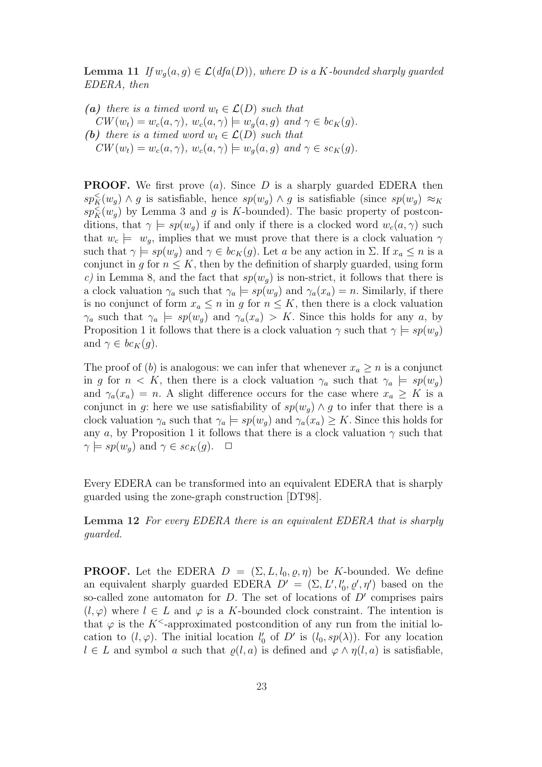**Lemma 11** *If $w_g(a, g) \in \mathcal{L}(dfa(D))$, where $D$ is a $K$-bounded sharply guarded EDERA, then*

***(a)*** *there is a timed word $w_t \in \mathcal{L}(D)$ such that $CW(w_t) = w_c(a, \gamma)$, $w_c(a, \gamma) \models w_g(a, g)$ and $\gamma \in bc_K(g)$.*
***(b)*** *there is a timed word $w_t \in \mathcal{L}(D)$ such that $CW(w_t) = w_c(a, \gamma)$, $w_c(a, \gamma) \models w_g(a, g)$ and $\gamma \in sc_K(g)$.*

**PROOF.** We first prove $(a)$. Since $D$ is a sharply guarded EDERA then $sp^<_K(w_g) \wedge g$ is satisfiable, hence $sp(w_g) \wedge g$ is satisfiable (since $sp(w_g) \approx_K sp^<_K(w_g)$ by Lemma 3 and $g$ is $K$-bounded). The basic property of postconditions, that $\gamma \models sp(w_g)$ if and only if there is a clocked word $w_c(a, \gamma)$ such that $w_c \models w_g$, implies that we must prove that there is a clock valuation $\gamma$ such that $\gamma \models sp(w_g)$ and $\gamma \in bc_K(g)$. Let $a$ be any action in $\Sigma$. If $x_a \leq n$ is a conjunct in $g$ for $n \leq K$, then by the definition of sharply guarded, using form *c)* in Lemma 8, and the fact that $sp(w_g)$ is non-strict, it follows that there is a clock valuation $\gamma_a$ such that $\gamma_a \models sp(w_g)$ and $\gamma_a(x_a) = n$. Similarly, if there is no conjunct of form $x_a \leq n$ in $g$ for $n \leq K$, then there is a clock valuation $\gamma_a$ such that $\gamma_a \models sp(w_g)$ and $\gamma_a(x_a) > K$. Since this holds for any $a$, by Proposition 1 it follows that there is a clock valuation $\gamma$ such that $\gamma \models sp(w_g)$ and $\gamma \in bc_K(g)$.

The proof of $(b)$ is analogous: we can infer that whenever $x_a \geq n$ is a conjunct in $g$ for $n < K$, then there is a clock valuation $\gamma_a$ such that $\gamma_a \models sp(w_g)$ and $\gamma_a(x_a) = n$. A slight difference occurs for the case where $x_a \geq K$ is a conjunct in $g$: here we use satisfiability of $sp(w_g) \wedge g$ to infer that there is a clock valuation $\gamma_a$ such that $\gamma_a \models sp(w_g)$ and $\gamma_a(x_a) \geq K$. Since this holds for any $a$, by Proposition 1 it follows that there is a clock valuation $\gamma$ such that $\gamma \models sp(w_g)$ and $\gamma \in sc_K(g)$. $\square$

Every EDERA can be transformed into an equivalent EDERA that is sharply guarded using the zone-graph construction [DT98].

**Lemma 12** *For every EDERA there is an equivalent EDERA that is sharply guarded.*

**PROOF.** Let the EDERA $D = (\Sigma, L, l_0, \varrho, \eta)$ be $K$-bounded. We define an equivalent sharply guarded EDERA $D' = (\Sigma, L', l'_0, \varrho', \eta')$ based on the so-called zone automaton for $D$. The set of locations of $D'$ comprises pairs $(l, \varphi)$ where $l \in L$ and $\varphi$ is a $K$-bounded clock constraint. The intention is that $\varphi$ is the $K^<$-approximated postcondition of any run from the initial location to $(l, \varphi)$. The initial location $l'_0$ of $D'$ is $(l_0, sp(\lambda))$. For any location $l \in L$ and symbol $a$ such that $\varrho(l, a)$ is defined and $\varphi \wedge \eta(l, a)$ is satisfiable,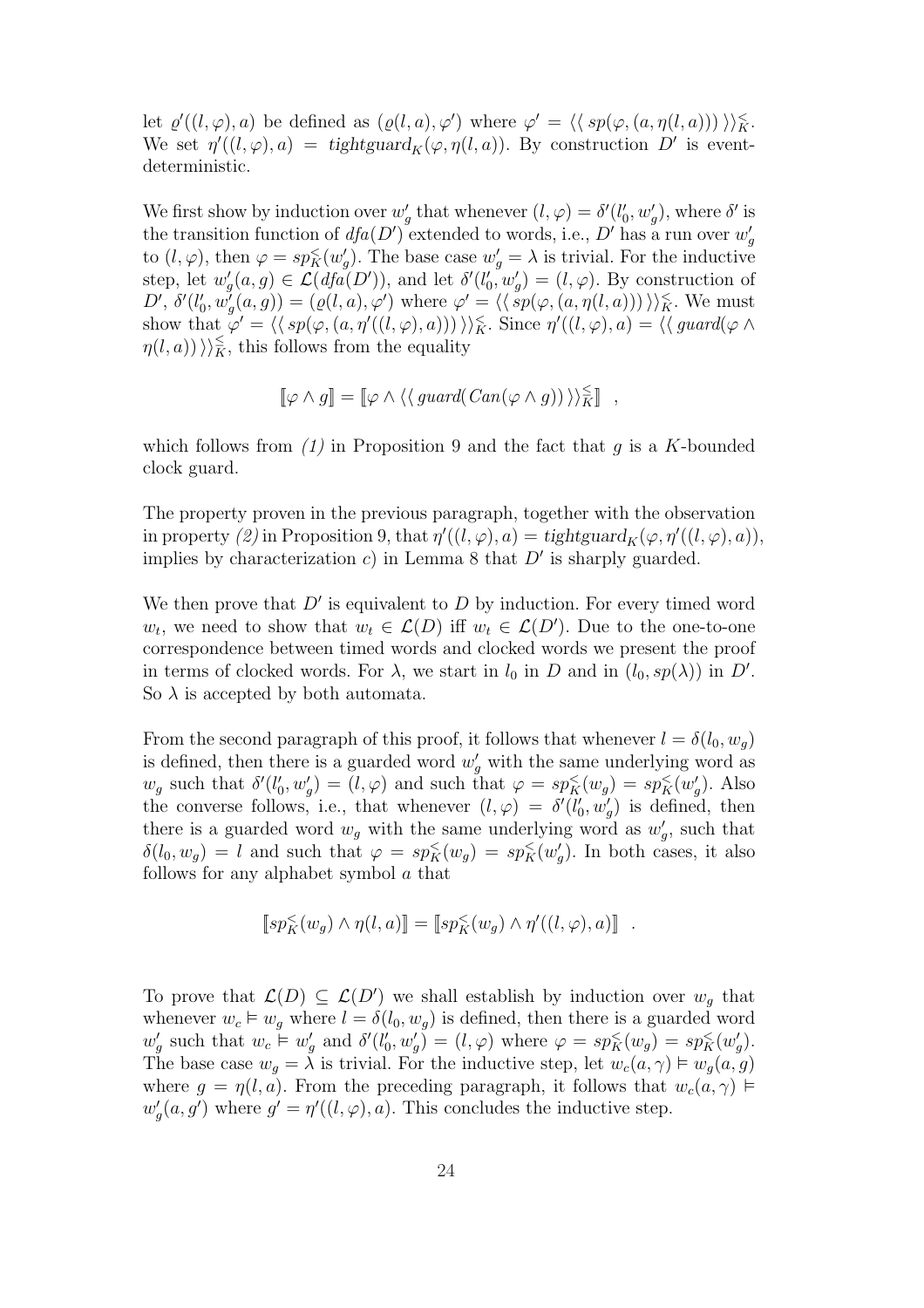let $\varrho'((l,\varphi),a)$ be defined as $(\varrho(l,a),\varphi')$ where $\varphi' = \langle\langle\, sp(\varphi,(a,\eta(l,a)))\,\rangle\rangle^{\leq}_K$. We set $\eta'((l,\varphi),a) = \mathit{tightguard}_K(\varphi,\eta(l,a))$. By construction $D'$ is event-deterministic.

We first show by induction over $w'_g$ that whenever $(l,\varphi) = \delta'(l'_0,w'_g)$, where $\delta'$ is the transition function of $dfa(D')$ extended to words, i.e., $D'$ has a run over $w'_g$ to $(l,\varphi)$, then $\varphi = sp^{\leq}_K(w'_g)$. The base case $w'_g = \lambda$ is trivial. For the inductive step, let $w'_g(a,g) \in \mathcal{L}(dfa(D'))$, and let $\delta'(l'_0,w'_g) = (l,\varphi)$. By construction of $D'$, $\delta'(l'_0,w'_g(a,g)) = (\varrho(l,a),\varphi')$ where $\varphi' = \langle\langle\, sp(\varphi,(a,\eta(l,a)))\,\rangle\rangle^{\leq}_K$. We must show that $\varphi' = \langle\langle\, sp(\varphi,(a,\eta'((l,\varphi),a)))\,\rangle\rangle^{\leq}_K$. Since $\eta'((l,\varphi),a) = \langle\langle\, \mathit{guard}(\varphi \wedge \eta(l,a))\,\rangle\rangle^{\leq}_K$, this follows from the equality

$$[\![\varphi \wedge g]\!] = [\![\varphi \wedge \langle\langle\, \mathit{guard}(\mathit{Can}(\varphi \wedge g))\,\rangle\rangle^{\leq}_K]\!] \quad ,$$

which follows from *(1)* in Proposition 9 and the fact that $g$ is a $K$-bounded clock guard.

The property proven in the previous paragraph, together with the observation in property *(2)* in Proposition 9, that $\eta'((l,\varphi),a) = \mathit{tightguard}_K(\varphi,\eta'((l,\varphi),a))$, implies by characterization *c)* in Lemma 8 that $D'$ is sharply guarded.

We then prove that $D'$ is equivalent to $D$ by induction. For every timed word $w_t$, we need to show that $w_t \in \mathcal{L}(D)$ iff $w_t \in \mathcal{L}(D')$. Due to the one-to-one correspondence between timed words and clocked words we present the proof in terms of clocked words. For $\lambda$, we start in $l_0$ in $D$ and in $(l_0, sp(\lambda))$ in $D'$. So $\lambda$ is accepted by both automata.

From the second paragraph of this proof, it follows that whenever $l = \delta(l_0,w_g)$ is defined, then there is a guarded word $w'_g$ with the same underlying word as $w_g$ such that $\delta'(l'_0,w'_g) = (l,\varphi)$ and such that $\varphi = sp^{\leq}_K(w_g) = sp^{\leq}_K(w'_g)$. Also the converse follows, i.e., that whenever $(l,\varphi) = \delta'(l'_0,w'_g)$ is defined, then there is a guarded word $w_g$ with the same underlying word as $w'_g$, such that $\delta(l_0,w_g) = l$ and such that $\varphi = sp^{\leq}_K(w_g) = sp^{\leq}_K(w'_g)$. In both cases, it also follows for any alphabet symbol $a$ that

$$[\![sp^{\leq}_K(w_g) \wedge \eta(l,a)]\!] = [\![sp^{\leq}_K(w_g) \wedge \eta'((l,\varphi),a)]\!] \quad .$$

To prove that $\mathcal{L}(D) \subseteq \mathcal{L}(D')$ we shall establish by induction over $w_g$ that whenever $w_c \vDash w_g$ where $l = \delta(l_0,w_g)$ is defined, then there is a guarded word $w'_g$ such that $w_c \vDash w'_g$ and $\delta'(l'_0,w'_g) = (l,\varphi)$ where $\varphi = sp^{\leq}_K(w_g) = sp^{\leq}_K(w'_g)$. The base case $w_g = \lambda$ is trivial. For the inductive step, let $w_c(a,\gamma) \vDash w_g(a,g)$ where $g = \eta(l,a)$. From the preceding paragraph, it follows that $w_c(a,\gamma) \vDash w'_g(a,g')$ where $g' = \eta'((l,\varphi),a)$. This concludes the inductive step.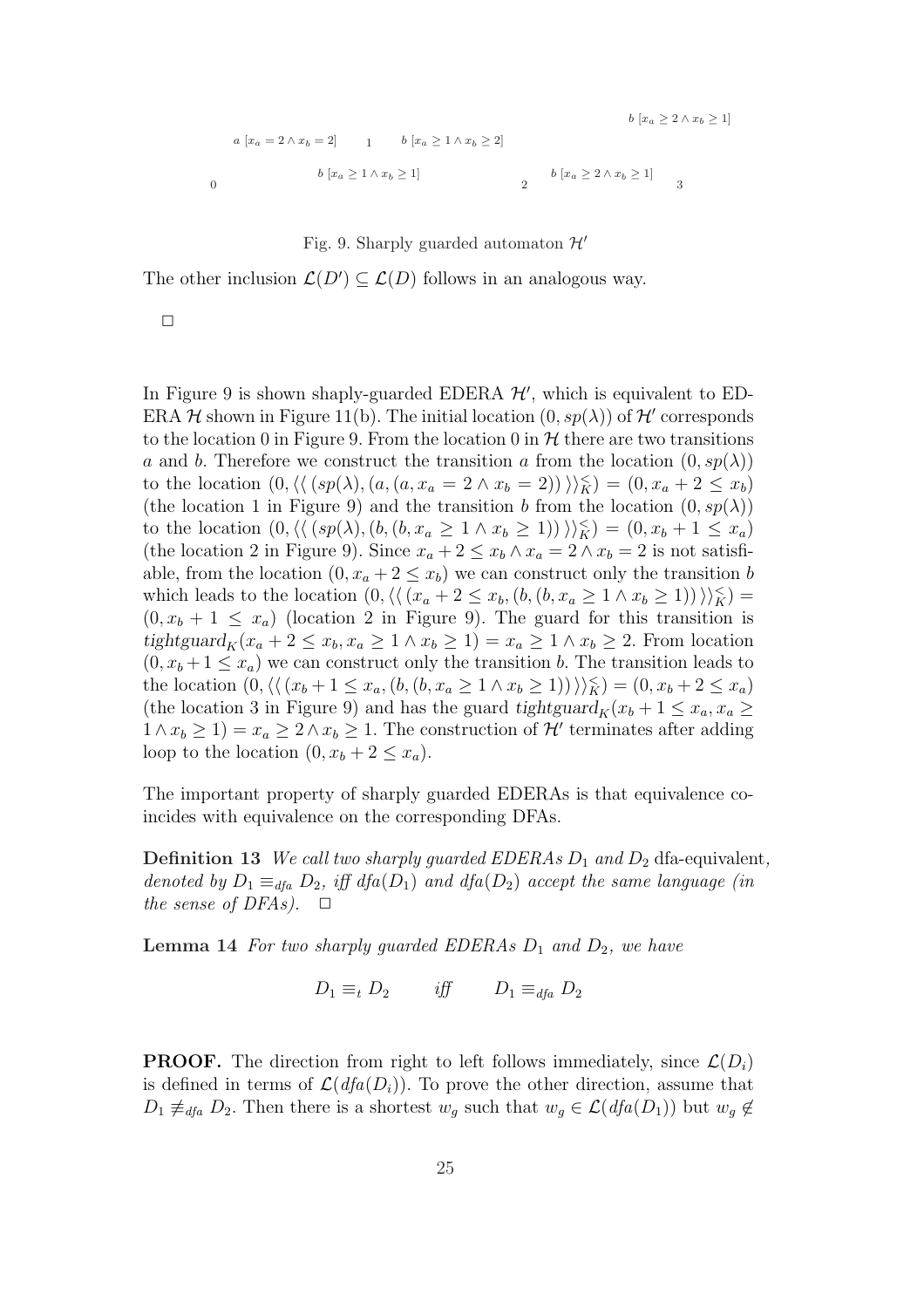$b\ [x_a \geq 2 \wedge x_b \geq 1]$

$a\ [x_a = 2 \wedge x_b = 2]$ 1 $b\ [x_a \geq 1 \wedge x_b \geq 2]$

$b\ [x_a \geq 1 \wedge x_b \geq 1]$ $b\ [x_a \geq 2 \wedge x_b \geq 1]$

0 2 3

Fig. 9. Sharply guarded automaton $\mathcal{H}'$

The other inclusion $\mathcal{L}(D') \subseteq \mathcal{L}(D)$ follows in an analogous way.

□

In Figure 9 is shown shaply-guarded EDERA $\mathcal{H}'$, which is equivalent to EDERA $\mathcal{H}$ shown in Figure 11(b). The initial location $(0, sp(\lambda))$ of $\mathcal{H}'$ corresponds to the location 0 in Figure 9. From the location 0 in $\mathcal{H}$ there are two transitions $a$ and $b$. Therefore we construct the transition $a$ from the location $(0, sp(\lambda))$ to the location $(0, \langle\langle\, (sp(\lambda), (a, (a, x_a = 2 \wedge x_b = 2))\,\rangle\rangle_K^{\leq}) = (0, x_a + 2 \leq x_b)$ (the location 1 in Figure 9) and the transition $b$ from the location $(0, sp(\lambda))$ to the location $(0, \langle\langle\, (sp(\lambda), (b, (b, x_a \geq 1 \wedge x_b \geq 1))\,\rangle\rangle_K^{\leq}) = (0, x_b + 1 \leq x_a)$ (the location 2 in Figure 9). Since $x_a + 2 \leq x_b \wedge x_a = 2 \wedge x_b = 2$ is not satisfiable, from the location $(0, x_a + 2 \leq x_b)$ we can construct only the transition $b$ which leads to the location $(0, \langle\langle\, (x_a + 2 \leq x_b, (b, (b, x_a \geq 1 \wedge x_b \geq 1))\,\rangle\rangle_K^{\leq}) = (0, x_b + 1 \leq x_a)$ (location 2 in Figure 9). The guard for this transition is $tightguard_K(x_a + 2 \leq x_b, x_a \geq 1 \wedge x_b \geq 1) = x_a \geq 1 \wedge x_b \geq 2$. From location $(0, x_b + 1 \leq x_a)$ we can construct only the transition $b$. The transition leads to the location $(0, \langle\langle\, (x_b + 1 \leq x_a, (b, (b, x_a \geq 1 \wedge x_b \geq 1))\,\rangle\rangle_K^{\leq}) = (0, x_b + 2 \leq x_a)$ (the location 3 in Figure 9) and has the guard $tightguard_K(x_b + 1 \leq x_a, x_a \geq 1 \wedge x_b \geq 1) = x_a \geq 2 \wedge x_b \geq 1$. The construction of $\mathcal{H}'$ terminates after adding loop to the location $(0, x_b + 2 \leq x_a)$.

The important property of sharply guarded EDERAs is that equivalence coincides with equivalence on the corresponding DFAs.

**Definition 13** *We call two sharply guarded EDERAs $D_1$ and $D_2$* dfa-equivalent*, denoted by $D_1 \equiv_{dfa} D_2$, iff $dfa(D_1)$ and $dfa(D_2)$ accept the same language (in the sense of DFAs).* □

**Lemma 14** *For two sharply guarded EDERAs $D_1$ and $D_2$, we have*

$$D_1 \equiv_t D_2 \qquad \text{iff} \qquad D_1 \equiv_{dfa} D_2$$

**PROOF.** The direction from right to left follows immediately, since $\mathcal{L}(D_i)$ is defined in terms of $\mathcal{L}(dfa(D_i))$. To prove the other direction, assume that $D_1 \not\equiv_{dfa} D_2$. Then there is a shortest $w_g$ such that $w_g \in \mathcal{L}(dfa(D_1))$ but $w_g \notin$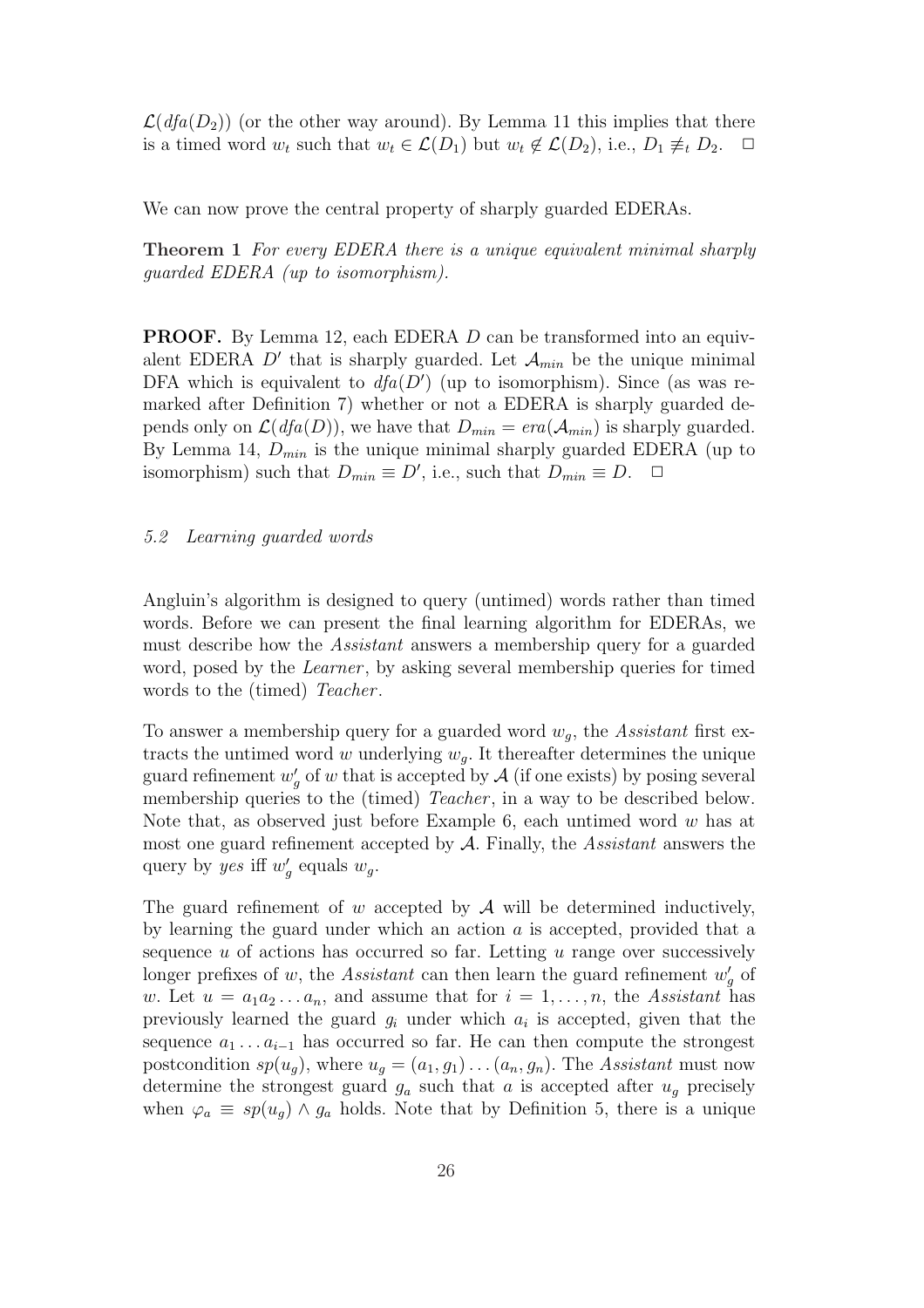$\mathcal{L}(dfa(D_2))$ (or the other way around). By Lemma 11 this implies that there is a timed word $w_t$ such that $w_t \in \mathcal{L}(D_1)$ but $w_t \notin \mathcal{L}(D_2)$, i.e., $D_1 \not\equiv_t D_2$. $\Box$

We can now prove the central property of sharply guarded EDERAs.

**Theorem 1** *For every EDERA there is a unique equivalent minimal sharply guarded EDERA (up to isomorphism).*

**PROOF.** By Lemma 12, each EDERA $D$ can be transformed into an equivalent EDERA $D'$ that is sharply guarded. Let $\mathcal{A}_{min}$ be the unique minimal DFA which is equivalent to $dfa(D')$ (up to isomorphism). Since (as was remarked after Definition 7) whether or not a EDERA is sharply guarded depends only on $\mathcal{L}(dfa(D))$, we have that $D_{min} = era(\mathcal{A}_{min})$ is sharply guarded. By Lemma 14, $D_{min}$ is the unique minimal sharply guarded EDERA (up to isomorphism) such that $D_{min} \equiv D'$, i.e., such that $D_{min} \equiv D$. $\Box$

### *5.2 Learning guarded words*

Angluin's algorithm is designed to query (untimed) words rather than timed words. Before we can present the final learning algorithm for EDERAs, we must describe how the *Assistant* answers a membership query for a guarded word, posed by the *Learner*, by asking several membership queries for timed words to the (timed) *Teacher*.

To answer a membership query for a guarded word $w_g$, the *Assistant* first extracts the untimed word $w$ underlying $w_g$. It thereafter determines the unique guard refinement $w'_g$ of $w$ that is accepted by $\mathcal{A}$ (if one exists) by posing several membership queries to the (timed) *Teacher*, in a way to be described below. Note that, as observed just before Example 6, each untimed word $w$ has at most one guard refinement accepted by $\mathcal{A}$. Finally, the *Assistant* answers the query by *yes* iff $w'_g$ equals $w_g$.

The guard refinement of $w$ accepted by $\mathcal{A}$ will be determined inductively, by learning the guard under which an action $a$ is accepted, provided that a sequence $u$ of actions has occurred so far. Letting $u$ range over successively longer prefixes of $w$, the *Assistant* can then learn the guard refinement $w'_g$ of $w$. Let $u = a_1 a_2 \dots a_n$, and assume that for $i = 1, \dots, n$, the *Assistant* has previously learned the guard $g_i$ under which $a_i$ is accepted, given that the sequence $a_1 \dots a_{i-1}$ has occurred so far. He can then compute the strongest postcondition $sp(u_g)$, where $u_g = (a_1, g_1) \dots (a_n, g_n)$. The *Assistant* must now determine the strongest guard $g_a$ such that $a$ is accepted after $u_g$ precisely when $\varphi_a \equiv sp(u_g) \wedge g_a$ holds. Note that by Definition 5, there is a unique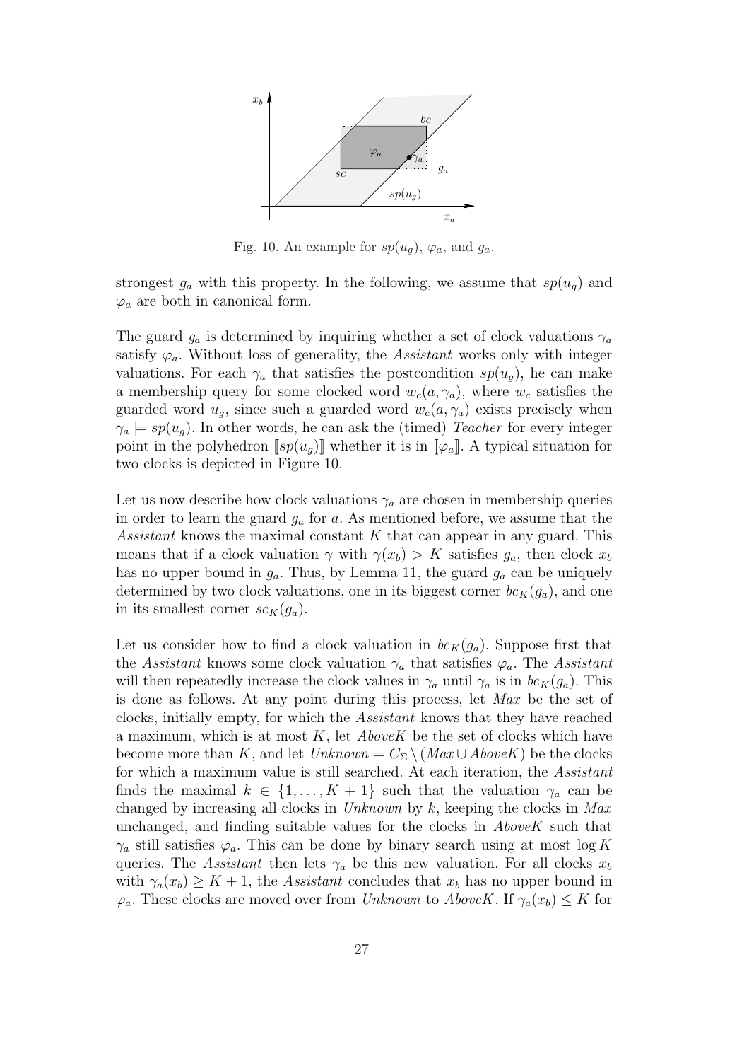Fig. 10. An example for $sp(u_g)$, $\varphi_a$, and $g_a$.

strongest $g_a$ with this property. In the following, we assume that $sp(u_g)$ and $\varphi_a$ are both in canonical form.

The guard $g_a$ is determined by inquiring whether a set of clock valuations $\gamma_a$ satisfy $\varphi_a$. Without loss of generality, the *Assistant* works only with integer valuations. For each $\gamma_a$ that satisfies the postcondition $sp(u_g)$, he can make a membership query for some clocked word $w_c(a, \gamma_a)$, where $w_c$ satisfies the guarded word $u_g$, since such a guarded word $w_c(a, \gamma_a)$ exists precisely when $\gamma_a \models sp(u_g)$. In other words, he can ask the (timed) *Teacher* for every integer point in the polyhedron $[\![sp(u_g)]\!]$ whether it is in $[\![\varphi_a]\!]$. A typical situation for two clocks is depicted in Figure 10.

Let us now describe how clock valuations $\gamma_a$ are chosen in membership queries in order to learn the guard $g_a$ for $a$. As mentioned before, we assume that the *Assistant* knows the maximal constant $K$ that can appear in any guard. This means that if a clock valuation $\gamma$ with $\gamma(x_b) > K$ satisfies $g_a$, then clock $x_b$ has no upper bound in $g_a$. Thus, by Lemma 11, the guard $g_a$ can be uniquely determined by two clock valuations, one in its biggest corner $bc_K(g_a)$, and one in its smallest corner $sc_K(g_a)$.

Let us consider how to find a clock valuation in $bc_K(g_a)$. Suppose first that the *Assistant* knows some clock valuation $\gamma_a$ that satisfies $\varphi_a$. The *Assistant* will then repeatedly increase the clock values in $\gamma_a$ until $\gamma_a$ is in $bc_K(g_a)$. This is done as follows. At any point during this process, let *Max* be the set of clocks, initially empty, for which the *Assistant* knows that they have reached a maximum, which is at most $K$, let *AboveK* be the set of clocks which have become more than $K$, and let $\mathit{Unknown} = C_\Sigma \setminus (\mathit{Max} \cup \mathit{AboveK})$ be the clocks for which a maximum value is still searched. At each iteration, the *Assistant* finds the maximal $k \in \{1, \ldots, K+1\}$ such that the valuation $\gamma_a$ can be changed by increasing all clocks in *Unknown* by $k$, keeping the clocks in *Max* unchanged, and finding suitable values for the clocks in *AboveK* such that $\gamma_a$ still satisfies $\varphi_a$. This can be done by binary search using at most $\log K$ queries. The *Assistant* then lets $\gamma_a$ be this new valuation. For all clocks $x_b$ with $\gamma_a(x_b) \geq K+1$, the *Assistant* concludes that $x_b$ has no upper bound in $\varphi_a$. These clocks are moved over from *Unknown* to *AboveK*. If $\gamma_a(x_b) \leq K$ for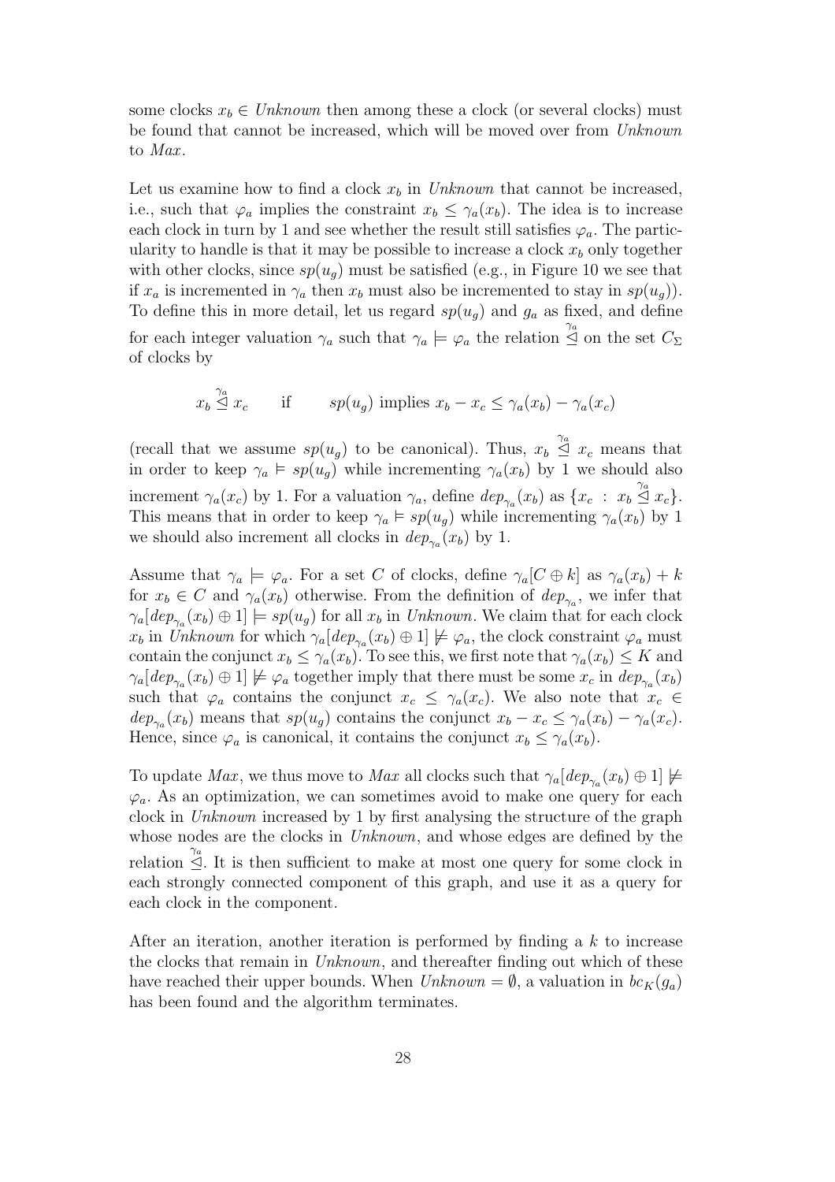some clocks $x_b \in \mathit{Unknown}$ then among these a clock (or several clocks) must be found that cannot be increased, which will be moved over from *Unknown* to *Max*.

Let us examine how to find a clock $x_b$ in *Unknown* that cannot be increased, i.e., such that $\varphi_a$ implies the constraint $x_b \leq \gamma_a(x_b)$. The idea is to increase each clock in turn by 1 and see whether the result still satisfies $\varphi_a$. The particularity to handle is that it may be possible to increase a clock $x_b$ only together with other clocks, since $sp(u_g)$ must be satisfied (e.g., in Figure 10 we see that if $x_a$ is incremented in $\gamma_a$ then $x_b$ must also be incremented to stay in $sp(u_g)$). To define this in more detail, let us regard $sp(u_g)$ and $g_a$ as fixed, and define for each integer valuation $\gamma_a$ such that $\gamma_a \models \varphi_a$ the relation $\overset{\gamma_a}{\trianglelefteq}$ on the set $C_\Sigma$ of clocks by

$$x_b \overset{\gamma_a}{\trianglelefteq} x_c \qquad \text{if} \qquad sp(u_g) \text{ implies } x_b - x_c \leq \gamma_a(x_b) - \gamma_a(x_c)$$

(recall that we assume $sp(u_g)$ to be canonical). Thus, $x_b \overset{\gamma_a}{\trianglelefteq} x_c$ means that in order to keep $\gamma_a \models sp(u_g)$ while incrementing $\gamma_a(x_b)$ by 1 we should also increment $\gamma_a(x_c)$ by 1. For a valuation $\gamma_a$, define $dep_{\gamma_a}(x_b)$ as $\{x_c \,:\, x_b \overset{\gamma_a}{\trianglelefteq} x_c\}$. This means that in order to keep $\gamma_a \models sp(u_g)$ while incrementing $\gamma_a(x_b)$ by 1 we should also increment all clocks in $dep_{\gamma_a}(x_b)$ by 1.

Assume that $\gamma_a \models \varphi_a$. For a set $C$ of clocks, define $\gamma_a[C \oplus k]$ as $\gamma_a(x_b) + k$ for $x_b \in C$ and $\gamma_a(x_b)$ otherwise. From the definition of $dep_{\gamma_a}$, we infer that $\gamma_a[dep_{\gamma_a}(x_b) \oplus 1] \models sp(u_g)$ for all $x_b$ in *Unknown*. We claim that for each clock $x_b$ in *Unknown* for which $\gamma_a[dep_{\gamma_a}(x_b) \oplus 1] \not\models \varphi_a$, the clock constraint $\varphi_a$ must contain the conjunct $x_b \leq \gamma_a(x_b)$. To see this, we first note that $\gamma_a(x_b) \leq K$ and $\gamma_a[dep_{\gamma_a}(x_b) \oplus 1] \not\models \varphi_a$ together imply that there must be some $x_c$ in $dep_{\gamma_a}(x_b)$ such that $\varphi_a$ contains the conjunct $x_c \leq \gamma_a(x_c)$. We also note that $x_c \in dep_{\gamma_a}(x_b)$ means that $sp(u_g)$ contains the conjunct $x_b - x_c \leq \gamma_a(x_b) - \gamma_a(x_c)$. Hence, since $\varphi_a$ is canonical, it contains the conjunct $x_b \leq \gamma_a(x_b)$.

To update *Max*, we thus move to *Max* all clocks such that $\gamma_a[dep_{\gamma_a}(x_b) \oplus 1] \not\models \varphi_a$. As an optimization, we can sometimes avoid to make one query for each clock in *Unknown* increased by 1 by first analysing the structure of the graph whose nodes are the clocks in *Unknown*, and whose edges are defined by the relation $\overset{\gamma_a}{\trianglelefteq}$. It is then sufficient to make at most one query for some clock in each strongly connected component of this graph, and use it as a query for each clock in the component.

After an iteration, another iteration is performed by finding a $k$ to increase the clocks that remain in *Unknown*, and thereafter finding out which of these have reached their upper bounds. When $\mathit{Unknown} = \emptyset$, a valuation in $bc_K(g_a)$ has been found and the algorithm terminates.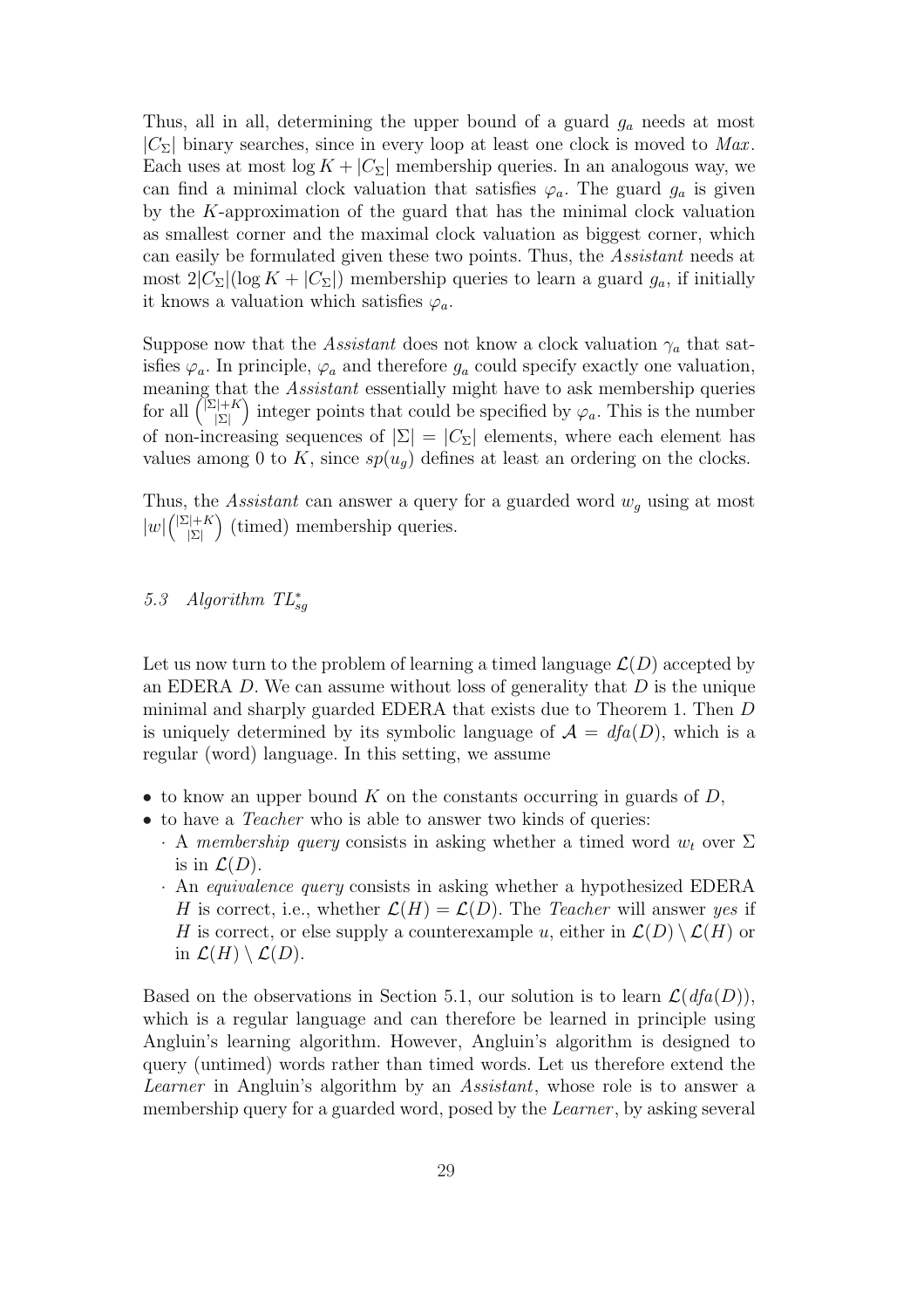Thus, all in all, determining the upper bound of a guard $g_a$ needs at most $|C_\Sigma|$ binary searches, since in every loop at least one clock is moved to *Max*. Each uses at most $\log K + |C_\Sigma|$ membership queries. In an analogous way, we can find a minimal clock valuation that satisfies $\varphi_a$. The guard $g_a$ is given by the $K$-approximation of the guard that has the minimal clock valuation as smallest corner and the maximal clock valuation as biggest corner, which can easily be formulated given these two points. Thus, the *Assistant* needs at most $2|C_\Sigma|(\log K + |C_\Sigma|)$ membership queries to learn a guard $g_a$, if initially it knows a valuation which satisfies $\varphi_a$.

Suppose now that the *Assistant* does not know a clock valuation $\gamma_a$ that satisfies $\varphi_a$. In principle, $\varphi_a$ and therefore $g_a$ could specify exactly one valuation, meaning that the *Assistant* essentially might have to ask membership queries for all $\binom{|\Sigma|+K}{|\Sigma|}$ integer points that could be specified by $\varphi_a$. This is the number of non-increasing sequences of $|\Sigma| = |C_\Sigma|$ elements, where each element has values among 0 to $K$, since $sp(u_g)$ defines at least an ordering on the clocks.

Thus, the *Assistant* can answer a query for a guarded word $w_g$ using at most $|w|\binom{|\Sigma|+K}{|\Sigma|}$ (timed) membership queries.

### 5.3 Algorithm $TL^*_{sg}$

Let us now turn to the problem of learning a timed language $\mathcal{L}(D)$ accepted by an EDERA $D$. We can assume without loss of generality that $D$ is the unique minimal and sharply guarded EDERA that exists due to Theorem 1. Then $D$ is uniquely determined by its symbolic language of $\mathcal{A} = dfa(D)$, which is a regular (word) language. In this setting, we assume

- to know an upper bound $K$ on the constants occurring in guards of $D$,
- to have a *Teacher* who is able to answer two kinds of queries:
  - A *membership query* consists in asking whether a timed word $w_t$ over $\Sigma$ is in $\mathcal{L}(D)$.
  - An *equivalence query* consists in asking whether a hypothesized EDERA $H$ is correct, i.e., whether $\mathcal{L}(H) = \mathcal{L}(D)$. The *Teacher* will answer *yes* if $H$ is correct, or else supply a counterexample $u$, either in $\mathcal{L}(D) \setminus \mathcal{L}(H)$ or in $\mathcal{L}(H) \setminus \mathcal{L}(D)$.

Based on the observations in Section 5.1, our solution is to learn $\mathcal{L}(dfa(D))$, which is a regular language and can therefore be learned in principle using Angluin's learning algorithm. However, Angluin's algorithm is designed to query (untimed) words rather than timed words. Let us therefore extend the *Learner* in Angluin's algorithm by an *Assistant*, whose role is to answer a membership query for a guarded word, posed by the *Learner*, by asking several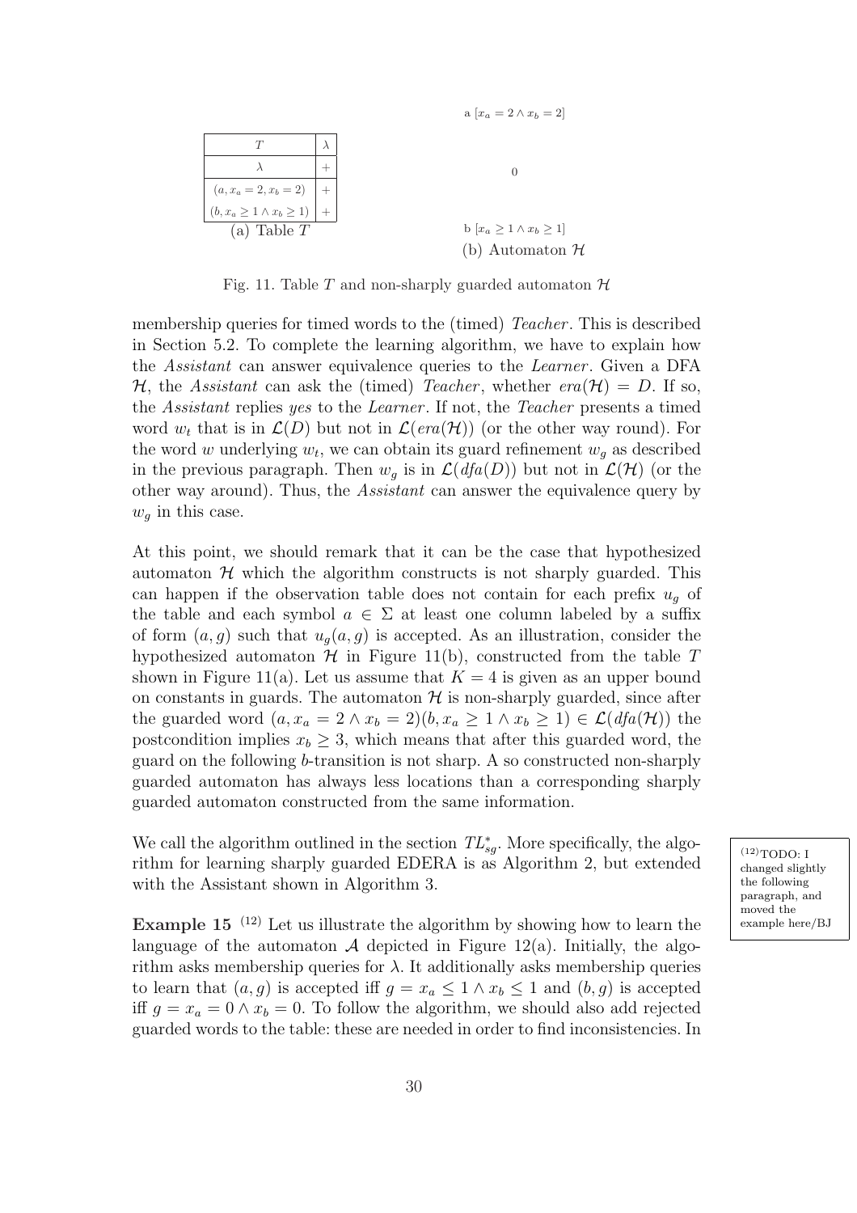| $T$ | $\lambda$ |
|---|---|
| $\lambda$ | + |
| $(a, x_a = 2, x_b = 2)$ | + |
| $(b, x_a \geq 1 \wedge x_b \geq 1)$ | + |

(a) Table $T$

a $[x_a = 2 \wedge x_b = 2]$

0

b $[x_a \geq 1 \wedge x_b \geq 1]$

(b) Automaton $\mathcal{H}$

Fig. 11. Table $T$ and non-sharply guarded automaton $\mathcal{H}$

membership queries for timed words to the (timed) *Teacher*. This is described in Section 5.2. To complete the learning algorithm, we have to explain how the *Assistant* can answer equivalence queries to the *Learner*. Given a DFA $\mathcal{H}$, the *Assistant* can ask the (timed) *Teacher*, whether $era(\mathcal{H}) = D$. If so, the *Assistant* replies *yes* to the *Learner*. If not, the *Teacher* presents a timed word $w_t$ that is in $\mathcal{L}(D)$ but not in $\mathcal{L}(era(\mathcal{H}))$ (or the other way round). For the word $w$ underlying $w_t$, we can obtain its guard refinement $w_g$ as described in the previous paragraph. Then $w_g$ is in $\mathcal{L}(dfa(D))$ but not in $\mathcal{L}(\mathcal{H})$ (or the other way around). Thus, the *Assistant* can answer the equivalence query by $w_g$ in this case.

At this point, we should remark that it can be the case that hypothesized automaton $\mathcal{H}$ which the algorithm constructs is not sharply guarded. This can happen if the observation table does not contain for each prefix $u_g$ of the table and each symbol $a \in \Sigma$ at least one column labeled by a suffix of form $(a, g)$ such that $u_g(a, g)$ is accepted. As an illustration, consider the hypothesized automaton $\mathcal{H}$ in Figure 11(b), constructed from the table $T$ shown in Figure 11(a). Let us assume that $K = 4$ is given as an upper bound on constants in guards. The automaton $\mathcal{H}$ is non-sharply guarded, since after the guarded word $(a, x_a = 2 \wedge x_b = 2)(b, x_a \geq 1 \wedge x_b \geq 1) \in \mathcal{L}(dfa(\mathcal{H}))$ the postcondition implies $x_b \geq 3$, which means that after this guarded word, the guard on the following $b$-transition is not sharp. A so constructed non-sharply guarded automaton has always less locations than a corresponding sharply guarded automaton constructed from the same information.

We call the algorithm outlined in the section $TL^*_{sg}$. More specifically, the algorithm for learning sharply guarded EDERA is as Algorithm 2, but extended with the Assistant shown in Algorithm 3.

(12) TODO: I changed slightly the following paragraph, and moved the example here/BJ

**Example 15** [12] Let us illustrate the algorithm by showing how to learn the language of the automaton $\mathcal{A}$ depicted in Figure 12(a). Initially, the algorithm asks membership queries for $\lambda$. It additionally asks membership queries to learn that $(a, g)$ is accepted iff $g = x_a \leq 1 \wedge x_b \leq 1$ and $(b, g)$ is accepted iff $g = x_a = 0 \wedge x_b = 0$. To follow the algorithm, we should also add rejected guarded words to the table: these are needed in order to find inconsistencies. In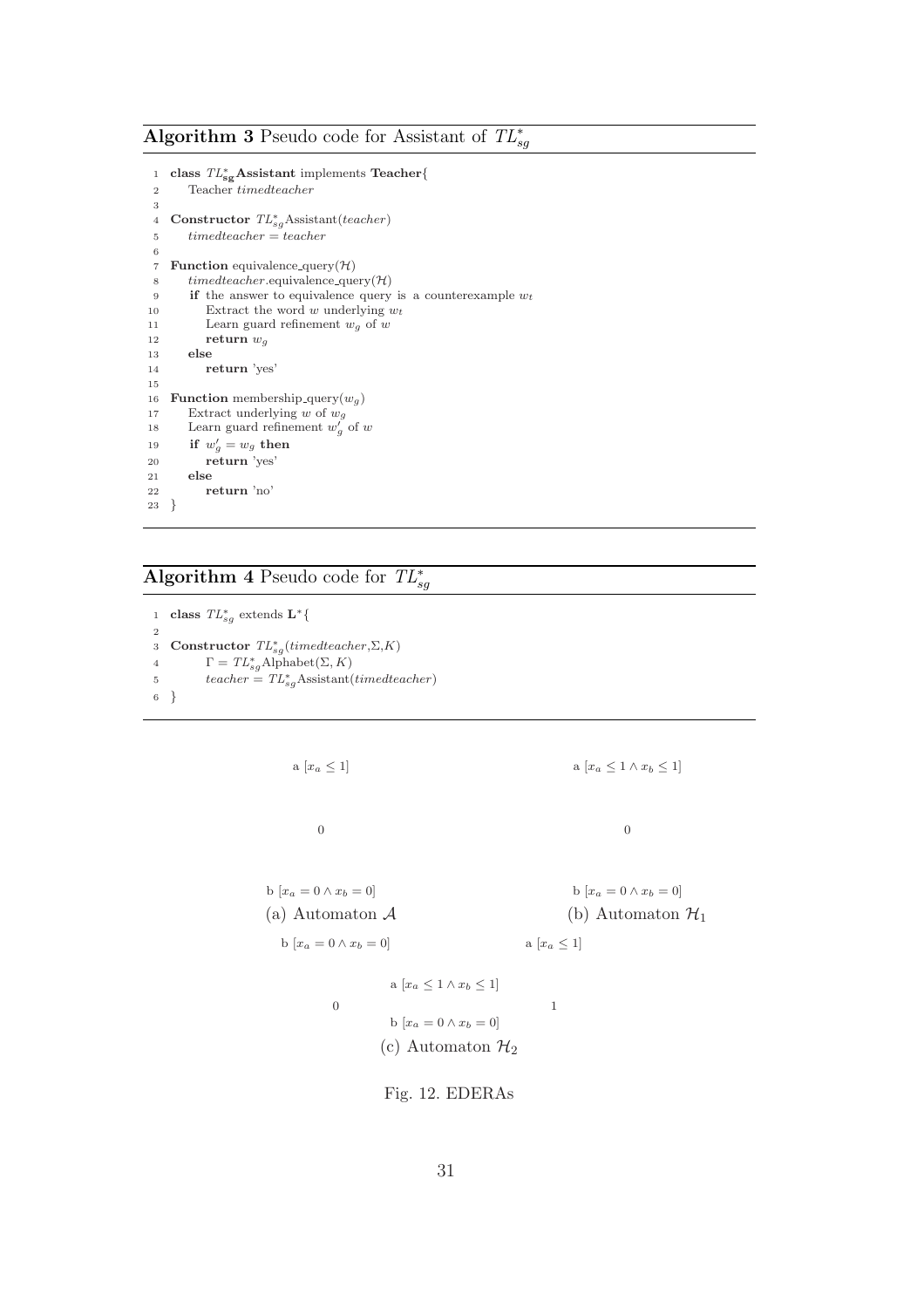**Algorithm 3** Pseudo code for Assistant of $TL^*_{sg}$

```
1  class TL*_sg Assistant implements Teacher{
2     Teacher timedteacher
3
4  Constructor TL*_sg Assistant(teacher)
5     timedteacher = teacher
6
7  Function equivalence_query(H)
8     timedteacher.equivalence_query(H)
9     if the answer to equivalence query is a counterexample w_t
10       Extract the word w underlying w_t
11       Learn guard refinement w_g of w
12       return w_g
13    else
14       return 'yes'
15
16 Function membership_query(w_g)
17    Extract underlying w of w_g
18    Learn guard refinement w'_g of w
19    if w'_g = w_g then
20       return 'yes'
21    else
22       return 'no'
23 }
```

**Algorithm 4** Pseudo code for $TL^*_{sg}$

```
1  class TL*_sg extends L*{
2
3  Constructor TL*_sg(timedteacher,Σ,K)
4        Γ = TL*_sg Alphabet(Σ, K)
5        teacher = TL*_sg Assistant(timedteacher)
6  }
```

a $[x_a \leq 1]$

0

b $[x_a = 0 \wedge x_b = 0]$

(a) Automaton $\mathcal{A}$

a $[x_a \leq 1 \wedge x_b \leq 1]$

0

b $[x_a = 0 \wedge x_b = 0]$

(b) Automaton $\mathcal{H}_1$

b $[x_a = 0 \wedge x_b = 0]$

a $[x_a \leq 1]$

a $[x_a \leq 1 \wedge x_b \leq 1]$

0

1

b $[x_a = 0 \wedge x_b = 0]$

(c) Automaton $\mathcal{H}_2$

Fig. 12. EDERAs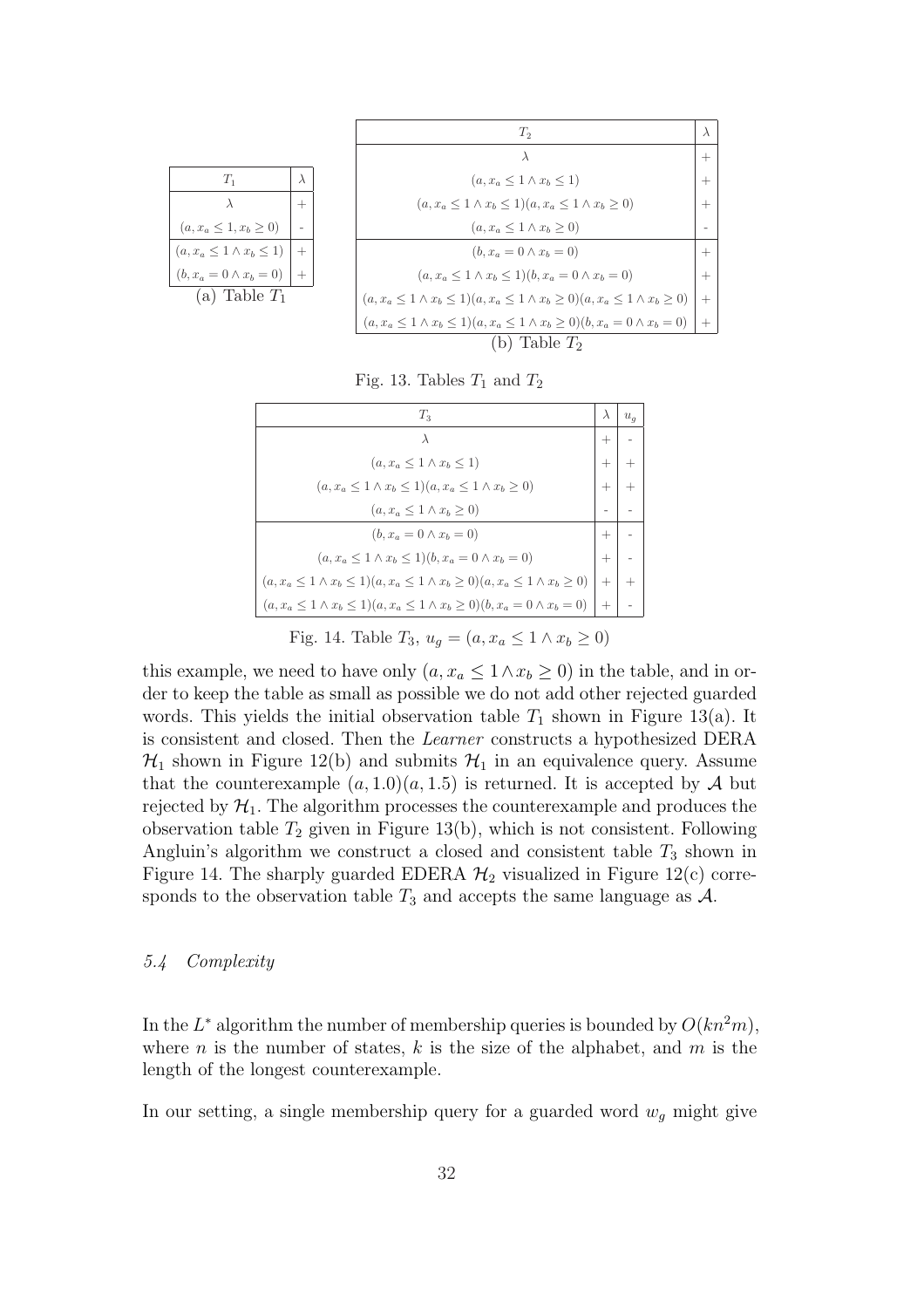| $T_1$ | $\lambda$ |
|---|---|
| $\lambda$ | + |
| $(a, x_a \leq 1, x_b \geq 0)$ | - |
| $(a, x_a \leq 1 \wedge x_b \leq 1)$ | + |
| $(b, x_a = 0 \wedge x_b = 0)$ | + |

(a) Table $T_1$

| $T_2$ | $\lambda$ |
|---|---|
| $\lambda$ | + |
| $(a, x_a \leq 1 \wedge x_b \leq 1)$ | + |
| $(a, x_a \leq 1 \wedge x_b \leq 1)(a, x_a \leq 1 \wedge x_b \geq 0)$ | + |
| $(a, x_a \leq 1 \wedge x_b \geq 0)$ | - |
| $(b, x_a = 0 \wedge x_b = 0)$ | + |
| $(a, x_a \leq 1 \wedge x_b \leq 1)(b, x_a = 0 \wedge x_b = 0)$ | + |
| $(a, x_a \leq 1 \wedge x_b \leq 1)(a, x_a \leq 1 \wedge x_b \geq 0)(a, x_a \leq 1 \wedge x_b \geq 0)$ | + |
| $(a, x_a \leq 1 \wedge x_b \leq 1)(a, x_a \leq 1 \wedge x_b \geq 0)(b, x_a = 0 \wedge x_b = 0)$ | + |

(b) Table $T_2$

Fig. 13. Tables $T_1$ and $T_2$

| $T_3$ | $\lambda$ | $u_g$ |
|---|---|---|
| $\lambda$ | + | - |
| $(a, x_a \leq 1 \wedge x_b \leq 1)$ | + | + |
| $(a, x_a \leq 1 \wedge x_b \leq 1)(a, x_a \leq 1 \wedge x_b \geq 0)$ | + | + |
| $(a, x_a \leq 1 \wedge x_b \geq 0)$ | - | - |
| $(b, x_a = 0 \wedge x_b = 0)$ | + | - |
| $(a, x_a \leq 1 \wedge x_b \leq 1)(b, x_a = 0 \wedge x_b = 0)$ | + | - |
| $(a, x_a \leq 1 \wedge x_b \leq 1)(a, x_a \leq 1 \wedge x_b \geq 0)(a, x_a \leq 1 \wedge x_b \geq 0)$ | + | + |
| $(a, x_a \leq 1 \wedge x_b \leq 1)(a, x_a \leq 1 \wedge x_b \geq 0)(b, x_a = 0 \wedge x_b = 0)$ | + | - |

Fig. 14. Table $T_3$, $u_g = (a, x_a \leq 1 \wedge x_b \geq 0)$

this example, we need to have only $(a, x_a \leq 1 \wedge x_b \geq 0)$ in the table, and in order to keep the table as small as possible we do not add other rejected guarded words. This yields the initial observation table $T_1$ shown in Figure 13(a). It is consistent and closed. Then the *Learner* constructs a hypothesized DERA $\mathcal{H}_1$ shown in Figure 12(b) and submits $\mathcal{H}_1$ in an equivalence query. Assume that the counterexample $(a, 1.0)(a, 1.5)$ is returned. It is accepted by $\mathcal{A}$ but rejected by $\mathcal{H}_1$. The algorithm processes the counterexample and produces the observation table $T_2$ given in Figure 13(b), which is not consistent. Following Angluin's algorithm we construct a closed and consistent table $T_3$ shown in Figure 14. The sharply guarded EDERA $\mathcal{H}_2$ visualized in Figure 12(c) corresponds to the observation table $T_3$ and accepts the same language as $\mathcal{A}$.

### 5.4 Complexity

In the $L^*$ algorithm the number of membership queries is bounded by $O(kn^2m)$, where $n$ is the number of states, $k$ is the size of the alphabet, and $m$ is the length of the longest counterexample.

In our setting, a single membership query for a guarded word $w_g$ might give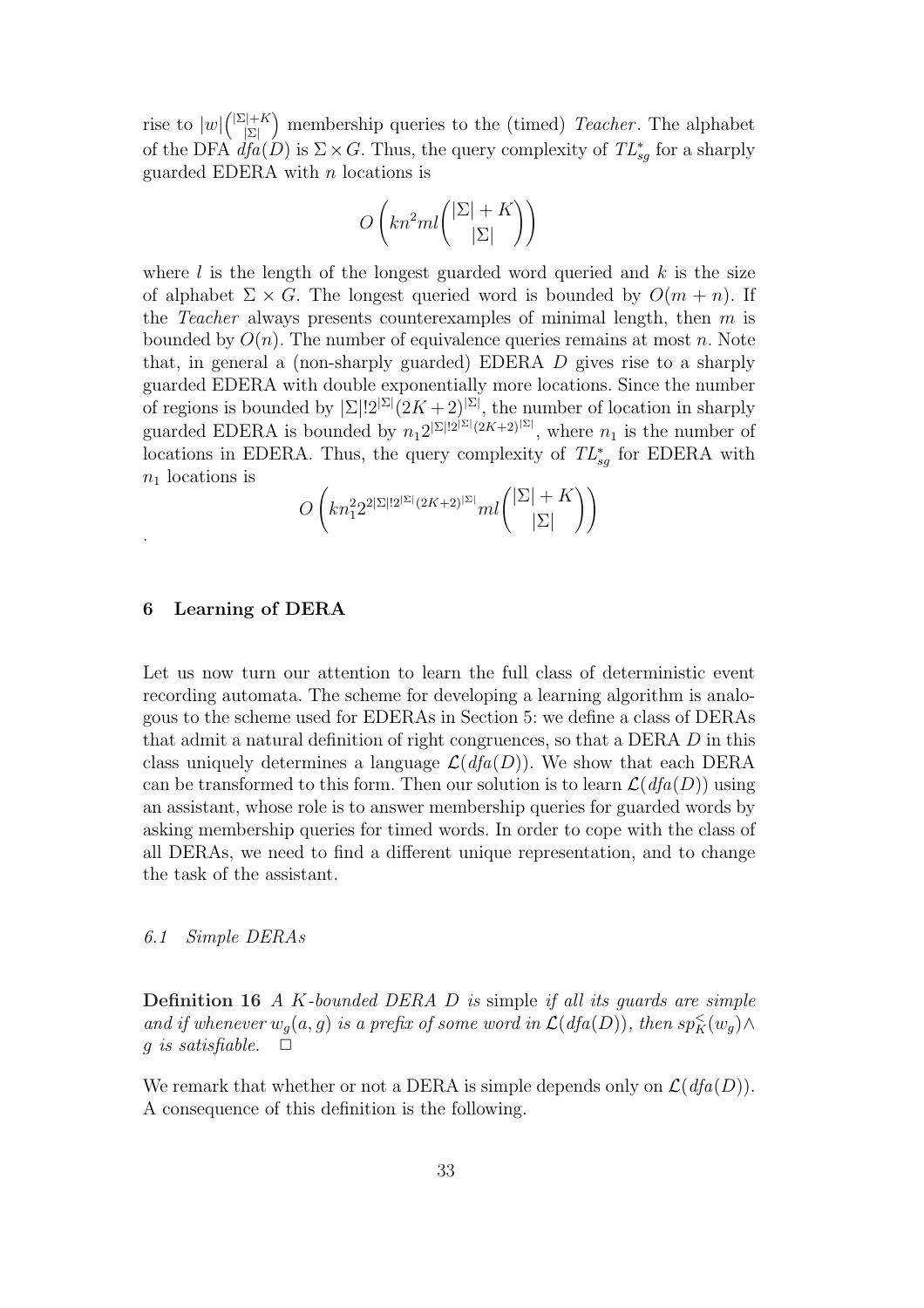rise to $|w|\binom{|\Sigma|+K}{|\Sigma|}$ membership queries to the (timed) *Teacher*. The alphabet of the DFA $dfa(D)$ is $\Sigma \times G$. Thus, the query complexity of $TL^*_{sg}$ for a sharply guarded EDERA with $n$ locations is

$$O\left(kn^2ml\binom{|\Sigma|+K}{|\Sigma|}\right)$$

where $l$ is the length of the longest guarded word queried and $k$ is the size of alphabet $\Sigma \times G$. The longest queried word is bounded by $O(m+n)$. If the *Teacher* always presents counterexamples of minimal length, then $m$ is bounded by $O(n)$. The number of equivalence queries remains at most $n$. Note that, in general a (non-sharply guarded) EDERA $D$ gives rise to a sharply guarded EDERA with double exponentially more locations. Since the number of regions is bounded by $|\Sigma|!2^{|\Sigma|}(2K+2)^{|\Sigma|}$, the number of location in sharply guarded EDERA is bounded by $n_1 2^{|\Sigma|!2^{|\Sigma|}(2K+2)^{|\Sigma|}}$, where $n_1$ is the number of locations in EDERA. Thus, the query complexity of $TL^*_{sg}$ for EDERA with $n_1$ locations is

$$O\left(kn_1^2 2^{2|\Sigma|!2^{|\Sigma|}(2K+2)^{|\Sigma|}}ml\binom{|\Sigma|+K}{|\Sigma|}\right)$$

.

## 6 Learning of DERA

Let us now turn our attention to learn the full class of deterministic event recording automata. The scheme for developing a learning algorithm is analogous to the scheme used for EDERAs in Section 5: we define a class of DERAs that admit a natural definition of right congruences, so that a DERA $D$ in this class uniquely determines a language $\mathcal{L}(dfa(D))$. We show that each DERA can be transformed to this form. Then our solution is to learn $\mathcal{L}(dfa(D))$ using an assistant, whose role is to answer membership queries for guarded words by asking membership queries for timed words. In order to cope with the class of all DERAs, we need to find a different unique representation, and to change the task of the assistant.

### 6.1 Simple DERAs

**Definition 16** *A $K$-bounded DERA $D$ is* simple *if all its guards are simple and if whenever $w_g(a,g)$ is a prefix of some word in $\mathcal{L}(dfa(D))$, then $sp^{<}_K(w_g) \wedge g$ is satisfiable.* $\square$

We remark that whether or not a DERA is simple depends only on $\mathcal{L}(dfa(D))$. A consequence of this definition is the following.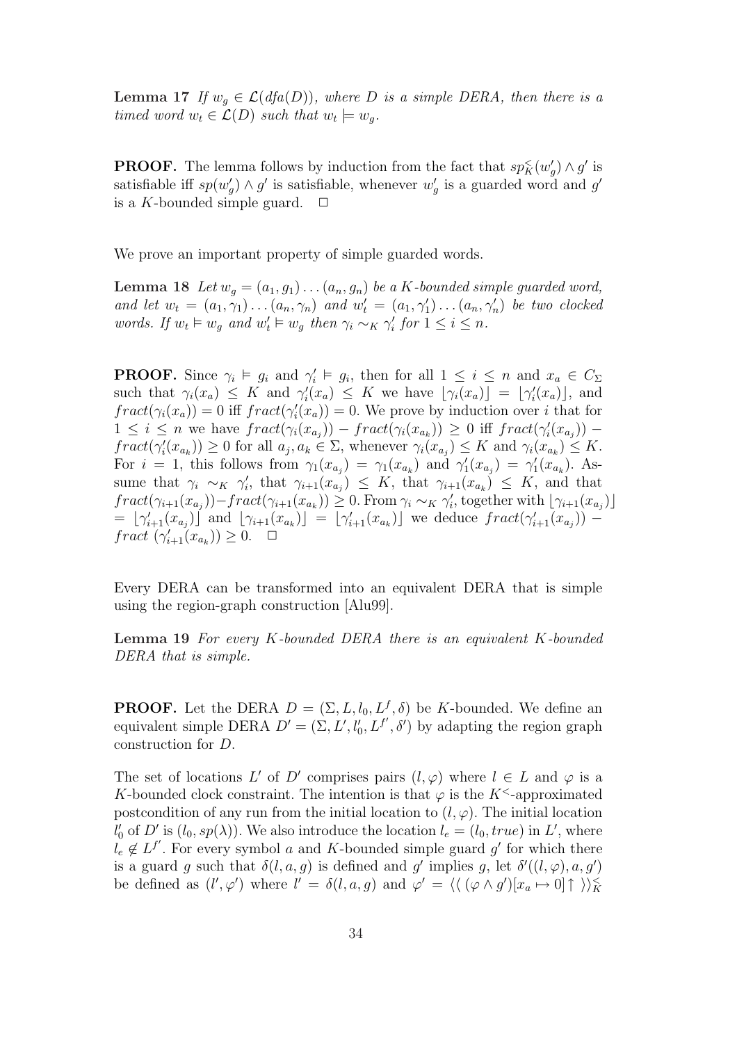**Lemma 17** *If $w_g \in \mathcal{L}(dfa(D))$, where $D$ is a simple DERA, then there is a timed word $w_t \in \mathcal{L}(D)$ such that $w_t \models w_g$.*

**PROOF.** The lemma follows by induction from the fact that $sp^{<}_{K}(w'_g) \wedge g'$ is satisfiable iff $sp(w'_g) \wedge g'$ is satisfiable, whenever $w'_g$ is a guarded word and $g'$ is a $K$-bounded simple guard. $\Box$

We prove an important property of simple guarded words.

**Lemma 18** *Let $w_g = (a_1, g_1) \dots (a_n, g_n)$ be a $K$-bounded simple guarded word, and let $w_t = (a_1, \gamma_1) \dots (a_n, \gamma_n)$ and $w'_t = (a_1, \gamma'_1) \dots (a_n, \gamma'_n)$ be two clocked words. If $w_t \vDash w_g$ and $w'_t \vDash w_g$ then $\gamma_i \sim_K \gamma'_i$ for $1 \leq i \leq n$.*

**PROOF.** Since $\gamma_i \vDash g_i$ and $\gamma'_i \vDash g_i$, then for all $1 \leq i \leq n$ and $x_a \in C_\Sigma$ such that $\gamma_i(x_a) \leq K$ and $\gamma'_i(x_a) \leq K$ we have $\lfloor \gamma_i(x_a) \rfloor = \lfloor \gamma'_i(x_a) \rfloor$, and $fract(\gamma_i(x_a)) = 0$ iff $fract(\gamma'_i(x_a)) = 0$. We prove by induction over $i$ that for $1 \leq i \leq n$ we have $fract(\gamma_i(x_{a_j})) - fract(\gamma_i(x_{a_k})) \geq 0$ iff $fract(\gamma'_i(x_{a_j})) - fract(\gamma'_i(x_{a_k})) \geq 0$ for all $a_j, a_k \in \Sigma$, whenever $\gamma_i(x_{a_j}) \leq K$ and $\gamma_i(x_{a_k}) \leq K$. For $i = 1$, this follows from $\gamma_1(x_{a_j}) = \gamma_1(x_{a_k})$ and $\gamma'_1(x_{a_j}) = \gamma'_1(x_{a_k})$. Assume that $\gamma_i \sim_K \gamma'_i$, that $\gamma_{i+1}(x_{a_j}) \leq K$, that $\gamma_{i+1}(x_{a_k}) \leq K$, and that $fract(\gamma_{i+1}(x_{a_j})) - fract(\gamma_{i+1}(x_{a_k})) \geq 0$. From $\gamma_i \sim_K \gamma'_i$, together with $\lfloor \gamma_{i+1}(x_{a_j}) \rfloor = \lfloor \gamma'_{i+1}(x_{a_j}) \rfloor$ and $\lfloor \gamma_{i+1}(x_{a_k}) \rfloor = \lfloor \gamma'_{i+1}(x_{a_k}) \rfloor$ we deduce $fract(\gamma'_{i+1}(x_{a_j})) - fract\ (\gamma'_{i+1}(x_{a_k})) \geq 0$. $\Box$

Every DERA can be transformed into an equivalent DERA that is simple using the region-graph construction [Alu99].

**Lemma 19** *For every $K$-bounded DERA there is an equivalent $K$-bounded DERA that is simple.*

**PROOF.** Let the DERA $D = (\Sigma, L, l_0, L^f, \delta)$ be $K$-bounded. We define an equivalent simple DERA $D' = (\Sigma, L', l'_0, L^{f'}, \delta')$ by adapting the region graph construction for $D$.

The set of locations $L'$ of $D'$ comprises pairs $(l, \varphi)$ where $l \in L$ and $\varphi$ is a $K$-bounded clock constraint. The intention is that $\varphi$ is the $K^{<}$-approximated postcondition of any run from the initial location to $(l, \varphi)$. The initial location $l'_0$ of $D'$ is $(l_0, sp(\lambda))$. We also introduce the location $l_e = (l_0, true)$ in $L'$, where $l_e \notin L^{f'}$. For every symbol $a$ and $K$-bounded simple guard $g'$ for which there is a guard $g$ such that $\delta(l, a, g)$ is defined and $g'$ implies $g$, let $\delta'((l, \varphi), a, g')$ be defined as $(l', \varphi')$ where $l' = \delta(l, a, g)$ and $\varphi' = \langle\langle\, (\varphi \wedge g')[x_a \mapsto 0] \uparrow\, \rangle\rangle^{<}_{K}$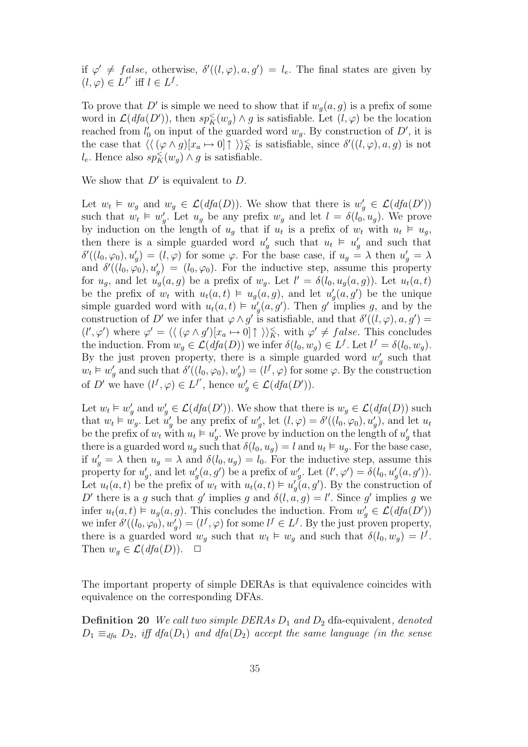if $\varphi' \neq false$, otherwise, $\delta'((l, \varphi), a, g') = l_e$. The final states are given by $(l, \varphi) \in L^{f'}$ iff $l \in L^f$.

To prove that $D'$ is simple we need to show that if $w_g(a, g)$ is a prefix of some word in $\mathcal{L}(dfa(D'))$, then $sp_K^<(w_g) \wedge g$ is satisfiable. Let $(l, \varphi)$ be the location reached from $l_0'$ on input of the guarded word $w_g$. By construction of $D'$, it is the case that $\langle\langle (\varphi \wedge g)[x_a \mapsto 0] \uparrow \rangle\rangle_K^<$ is satisfiable, since $\delta'((l, \varphi), a, g)$ is not $l_e$. Hence also $sp_K^<(w_g) \wedge g$ is satisfiable.

We show that $D'$ is equivalent to $D$.

Let $w_t \vDash w_g$ and $w_g \in \mathcal{L}(dfa(D))$. We show that there is $w_g' \in \mathcal{L}(dfa(D'))$ such that $w_t \vDash w_g'$. Let $u_g$ be any prefix $w_g$ and let $l = \delta(l_0, u_g)$. We prove by induction on the length of $u_g$ that if $u_t$ is a prefix of $w_t$ with $u_t \vDash u_g$, then there is a simple guarded word $u_g'$ such that $u_t \vDash u_g'$ and such that $\delta'((l_0, \varphi_0), u_g') = (l, \varphi)$ for some $\varphi$. For the base case, if $u_g = \lambda$ then $u_g' = \lambda$ and $\delta'((l_0, \varphi_0), u_g') = (l_0, \varphi_0)$. For the inductive step, assume this property for $u_g$, and let $u_g(a, g)$ be a prefix of $w_g$. Let $l' = \delta(l_0, u_g(a, g))$. Let $u_t(a, t)$ be the prefix of $w_t$ with $u_t(a, t) \vDash u_g(a, g)$, and let $u_g'(a, g')$ be the unique simple guarded word with $u_t(a, t) \vDash u_g'(a, g')$. Then $g'$ implies $g$, and by the construction of $D'$ we infer that $\varphi \wedge g'$ is satisfiable, and that $\delta'((l, \varphi), a, g') = (l', \varphi')$ where $\varphi' = \langle\langle (\varphi \wedge g')[x_a \mapsto 0] \uparrow \rangle\rangle_K^<$, with $\varphi' \neq false$. This concludes the induction. From $w_g \in \mathcal{L}(dfa(D))$ we infer $\delta(l_0, w_g) \in L^f$. Let $l^f = \delta(l_0, w_g)$. By the just proven property, there is a simple guarded word $w_g'$ such that $w_t \vDash w_g'$ and such that $\delta'((l_0, \varphi_0), w_g') = (l^f, \varphi)$ for some $\varphi$. By the construction of $D'$ we have $(l^f, \varphi) \in L^{f'}$, hence $w_g' \in \mathcal{L}(dfa(D'))$.

Let $w_t \vDash w_g'$ and $w_g' \in \mathcal{L}(dfa(D'))$. We show that there is $w_g \in \mathcal{L}(dfa(D))$ such that $w_t \vDash w_g$. Let $u_g'$ be any prefix of $w_g'$, let $(l, \varphi) = \delta'((l_0, \varphi_0), u_g')$, and let $u_t$ be the prefix of $w_t$ with $u_t \vDash u_g'$. We prove by induction on the length of $u_g'$ that there is a guarded word $u_g$ such that $\delta(l_0, u_g) = l$ and $u_t \vDash u_g$. For the base case, if $u_g' = \lambda$ then $u_g = \lambda$ and $\delta(l_0, u_g) = l_0$. For the inductive step, assume this property for $u_g'$, and let $u_g'(a, g')$ be a prefix of $w_g'$. Let $(l', \varphi') = \delta(l_0, u_g'(a, g'))$. Let $u_t(a, t)$ be the prefix of $w_t$ with $u_t(a, t) \vDash u_g'(a, g')$. By the construction of $D'$ there is a $g$ such that $g'$ implies $g$ and $\delta(l, a, g) = l'$. Since $g'$ implies $g$ we infer $u_t(a, t) \vDash u_g(a, g)$. This concludes the induction. From $w_g' \in \mathcal{L}(dfa(D'))$ we infer $\delta'((l_0, \varphi_0), w_g') = (l^f, \varphi)$ for some $l^f \in L^f$. By the just proven property, there is a guarded word $w_g$ such that $w_t \vDash w_g$ and such that $\delta(l_0, w_g) = l^f$. Then $w_g \in \mathcal{L}(dfa(D))$. $\square$

The important property of simple DERAs is that equivalence coincides with equivalence on the corresponding DFAs.

**Definition 20** *We call two simple DERAs $D_1$ and $D_2$* dfa-equivalent*, denoted $D_1 \equiv_{dfa} D_2$, iff $dfa(D_1)$ and $dfa(D_2)$ accept the same language (in the sense*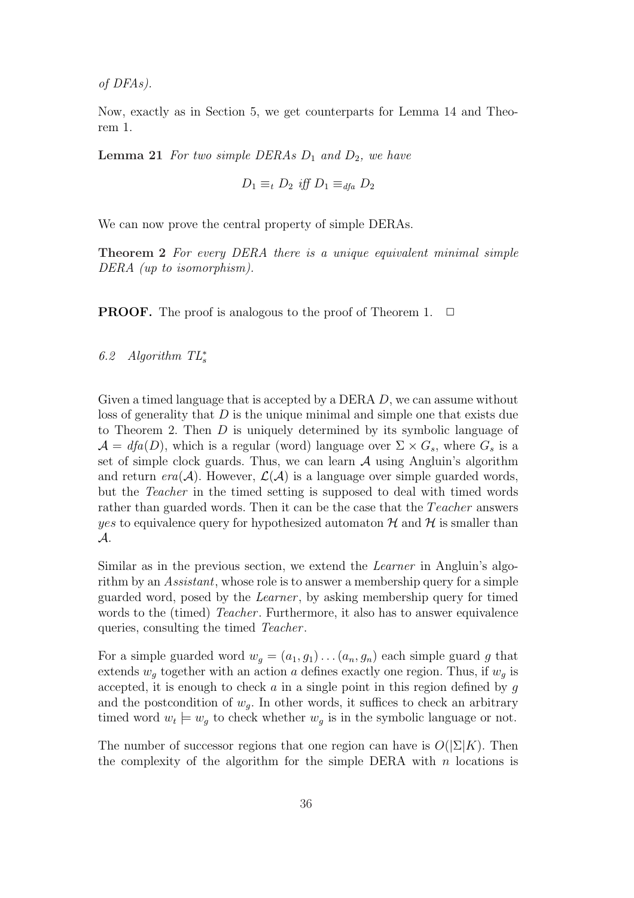*of DFAs).*

Now, exactly as in Section 5, we get counterparts for Lemma 14 and Theorem 1.

**Lemma 21** *For two simple DERAs $D_1$ and $D_2$, we have*

$$D_1 \equiv_t D_2 \text{ iff } D_1 \equiv_{dfa} D_2$$

We can now prove the central property of simple DERAs.

**Theorem 2** *For every DERA there is a unique equivalent minimal simple DERA (up to isomorphism).*

**PROOF.** The proof is analogous to the proof of Theorem 1. $\Box$

### 6.2 Algorithm $TL_s^*$

Given a timed language that is accepted by a DERA $D$, we can assume without loss of generality that $D$ is the unique minimal and simple one that exists due to Theorem 2. Then $D$ is uniquely determined by its symbolic language of $\mathcal{A} = dfa(D)$, which is a regular (word) language over $\Sigma \times G_s$, where $G_s$ is a set of simple clock guards. Thus, we can learn $\mathcal{A}$ using Angluin's algorithm and return $era(\mathcal{A})$. However, $\mathcal{L}(\mathcal{A})$ is a language over simple guarded words, but the *Teacher* in the timed setting is supposed to deal with timed words rather than guarded words. Then it can be the case that the *Teacher* answers *yes* to equivalence query for hypothesized automaton $\mathcal{H}$ and $\mathcal{H}$ is smaller than $\mathcal{A}$.

Similar as in the previous section, we extend the *Learner* in Angluin's algorithm by an *Assistant*, whose role is to answer a membership query for a simple guarded word, posed by the *Learner*, by asking membership query for timed words to the (timed) *Teacher*. Furthermore, it also has to answer equivalence queries, consulting the timed *Teacher*.

For a simple guarded word $w_g = (a_1, g_1) \ldots (a_n, g_n)$ each simple guard $g$ that extends $w_g$ together with an action $a$ defines exactly one region. Thus, if $w_g$ is accepted, it is enough to check $a$ in a single point in this region defined by $g$ and the postcondition of $w_g$. In other words, it suffices to check an arbitrary timed word $w_t \models w_g$ to check whether $w_g$ is in the symbolic language or not.

The number of successor regions that one region can have is $O(|\Sigma|K)$. Then the complexity of the algorithm for the simple DERA with $n$ locations is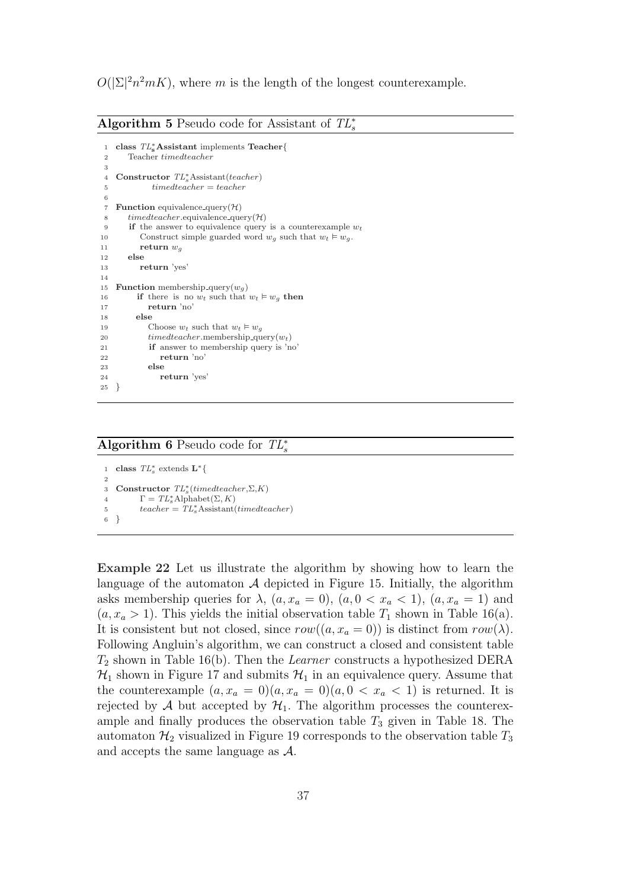$O(|\Sigma|^2 n^2 mK)$, where $m$ is the length of the longest counterexample.

**Algorithm 5** Pseudo code for Assistant of $TL_s^*$

```
1  class TL*_s Assistant implements Teacher{
2     Teacher timedteacher
3
4  Constructor TL*_s Assistant(teacher)
5            timedteacher = teacher
6
7  Function equivalence_query(H)
8     timedteacher.equivalence_query(H)
9     if the answer to equivalence query is a counterexample w_t
10       Construct simple guarded word w_g such that w_t ⊨ w_g.
11       return w_g
12    else
13       return 'yes'
14
15 Function membership_query(w_g)
16       if there is no w_t such that w_t ⊨ w_g then
17          return 'no'
18       else
19          Choose w_t such that w_t ⊨ w_g
20          timedteacher.membership_query(w_t)
21          if answer to membership query is 'no'
22             return 'no'
23          else
24             return 'yes'
25 }
```

**Algorithm 6** Pseudo code for $TL_s^*$

```
1  class TL*_s extends L*{
2
3  Constructor TL*_s(timedteacher,Σ,K)
4          Γ = TL*_s Alphabet(Σ, K)
5          teacher = TL*_s Assistant(timedteacher)
6  }
```

**Example 22** Let us illustrate the algorithm by showing how to learn the language of the automaton $\mathcal{A}$ depicted in Figure 15. Initially, the algorithm asks membership queries for $\lambda$, $(a, x_a = 0)$, $(a, 0 < x_a < 1)$, $(a, x_a = 1)$ and $(a, x_a > 1)$. This yields the initial observation table $T_1$ shown in Table 16(a). It is consistent but not closed, since $row((a, x_a = 0))$ is distinct from $row(\lambda)$. Following Angluin's algorithm, we can construct a closed and consistent table $T_2$ shown in Table 16(b). Then the *Learner* constructs a hypothesized DERA $\mathcal{H}_1$ shown in Figure 17 and submits $\mathcal{H}_1$ in an equivalence query. Assume that the counterexample $(a, x_a = 0)(a, x_a = 0)(a, 0 < x_a < 1)$ is returned. It is rejected by $\mathcal{A}$ but accepted by $\mathcal{H}_1$. The algorithm processes the counterexample and finally produces the observation table $T_3$ given in Table 18. The automaton $\mathcal{H}_2$ visualized in Figure 19 corresponds to the observation table $T_3$ and accepts the same language as $\mathcal{A}$.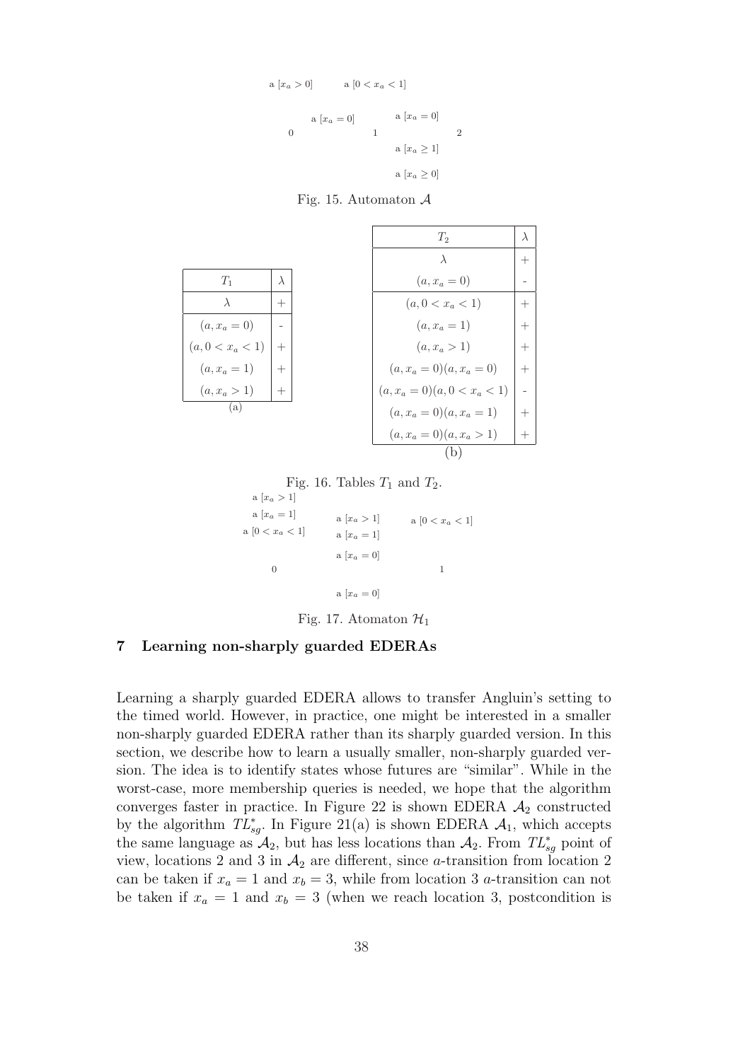a $[x_a > 0]$ a $[0 < x_a < 1]$

a $[x_a = 0]$ a $[x_a = 0]$

0 1 2

a $[x_a \geq 1]$

a $[x_a \geq 0]$

Fig. 15. Automaton $\mathcal{A}$

| $T_1$ | $\lambda$ |
|---|---|
| $\lambda$ | + |
| $(a, x_a = 0)$ | - |
| $(a, 0 < x_a < 1)$ | + |
| $(a, x_a = 1)$ | + |
| $(a, x_a > 1)$ | + |

(a)

| $T_2$ | $\lambda$ |
|---|---|
| $\lambda$ | + |
| $(a, x_a = 0)$ | - |
| $(a, 0 < x_a < 1)$ | + |
| $(a, x_a = 1)$ | + |
| $(a, x_a > 1)$ | + |
| $(a, x_a = 0)(a, x_a = 0)$ | + |
| $(a, x_a = 0)(a, 0 < x_a < 1)$ | - |
| $(a, x_a = 0)(a, x_a = 1)$ | + |
| $(a, x_a = 0)(a, x_a > 1)$ | + |

(b)

Fig. 16. Tables $T_1$ and $T_2$.

a $[x_a > 1]$

a $[x_a = 1]$ a $[x_a > 1]$ a $[0 < x_a < 1]$

a $[0 < x_a < 1]$ a $[x_a = 1]$

a $[x_a = 0]$

0 1

a $[x_a = 0]$

Fig. 17. Atomaton $\mathcal{H}_1$

## 7 Learning non-sharply guarded EDERAs

Learning a sharply guarded EDERA allows to transfer Angluin's setting to the timed world. However, in practice, one might be interested in a smaller non-sharply guarded EDERA rather than its sharply guarded version. In this section, we describe how to learn a usually smaller, non-sharply guarded version. The idea is to identify states whose futures are "similar". While in the worst-case, more membership queries is needed, we hope that the algorithm converges faster in practice. In Figure 22 is shown EDERA $\mathcal{A}_2$ constructed by the algorithm $TL^*_{sg}$. In Figure 21(a) is shown EDERA $\mathcal{A}_1$, which accepts the same language as $\mathcal{A}_2$, but has less locations than $\mathcal{A}_2$. From $TL^*_{sg}$ point of view, locations 2 and 3 in $\mathcal{A}_2$ are different, since $a$-transition from location 2 can be taken if $x_a = 1$ and $x_b = 3$, while from location 3 $a$-transition can not be taken if $x_a = 1$ and $x_b = 3$ (when we reach location 3, postcondition is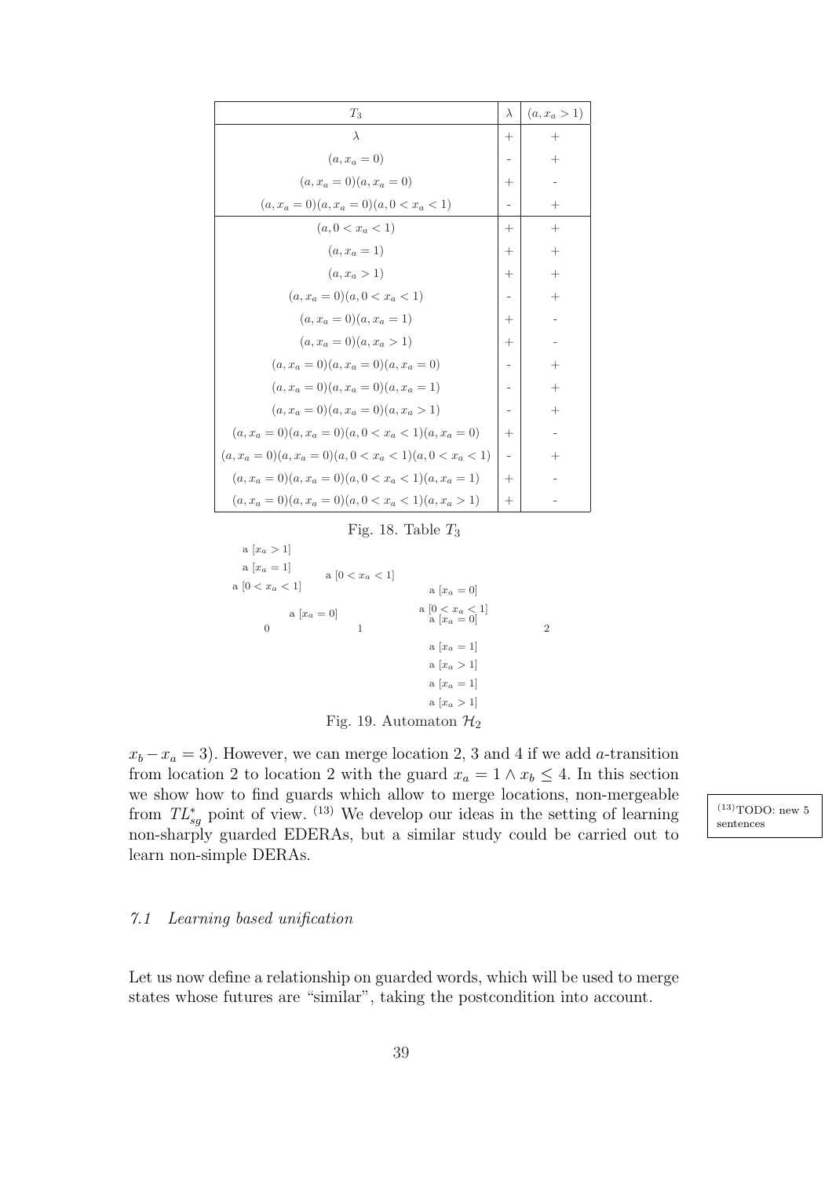| $T_3$ | $\lambda$ | $(a, x_a > 1)$ |
|---|---|---|
| $\lambda$ | + | + |
| $(a, x_a = 0)$ | - | + |
| $(a, x_a = 0)(a, x_a = 0)$ | + | - |
| $(a, x_a = 0)(a, x_a = 0)(a, 0 < x_a < 1)$ | - | + |
| $(a, 0 < x_a < 1)$ | + | + |
| $(a, x_a = 1)$ | + | + |
| $(a, x_a > 1)$ | + | + |
| $(a, x_a = 0)(a, 0 < x_a < 1)$ | - | + |
| $(a, x_a = 0)(a, x_a = 1)$ | + | - |
| $(a, x_a = 0)(a, x_a > 1)$ | + | - |
| $(a, x_a = 0)(a, x_a = 0)(a, x_a = 0)$ | - | + |
| $(a, x_a = 0)(a, x_a = 0)(a, x_a = 1)$ | - | + |
| $(a, x_a = 0)(a, x_a = 0)(a, x_a > 1)$ | - | + |
| $(a, x_a = 0)(a, x_a = 0)(a, 0 < x_a < 1)(a, x_a = 0)$ | + | - |
| $(a, x_a = 0)(a, x_a = 0)(a, 0 < x_a < 1)(a, 0 < x_a < 1)$ | - | + |
| $(a, x_a = 0)(a, x_a = 0)(a, 0 < x_a < 1)(a, x_a = 1)$ | + | - |
| $(a, x_a = 0)(a, x_a = 0)(a, 0 < x_a < 1)(a, x_a > 1)$ | + | - |

Fig. 18. Table $T_3$

a $[x_a > 1]$
a $[x_a = 1]$
a $[0 < x_a < 1]$
a $[0 < x_a < 1]$
a $[x_a = 0]$
a $[x_a = 0]$
a $[0 < x_a < 1]$
a $[x_a = 0]$
0 1 2
a $[x_a = 1]$
a $[x_a > 1]$
a $[x_a = 1]$
a $[x_a > 1]$

Fig. 19. Automaton $\mathcal{H}_2$

$x_b - x_a = 3$). However, we can merge location 2, 3 and 4 if we add $a$-transition from location 2 to location 2 with the guard $x_a = 1 \wedge x_b \leq 4$. In this section we show how to find guards which allow to merge locations, non-mergeable from $TL^*_{sg}$ point of view. [13] We develop our ideas in the setting of learning non-sharply guarded EDERAs, but a similar study could be carried out to learn non-simple DERAs.

[13] TODO: new 5 sentences

### 7.1 Learning based unification

Let us now define a relationship on guarded words, which will be used to merge states whose futures are "similar", taking the postcondition into account.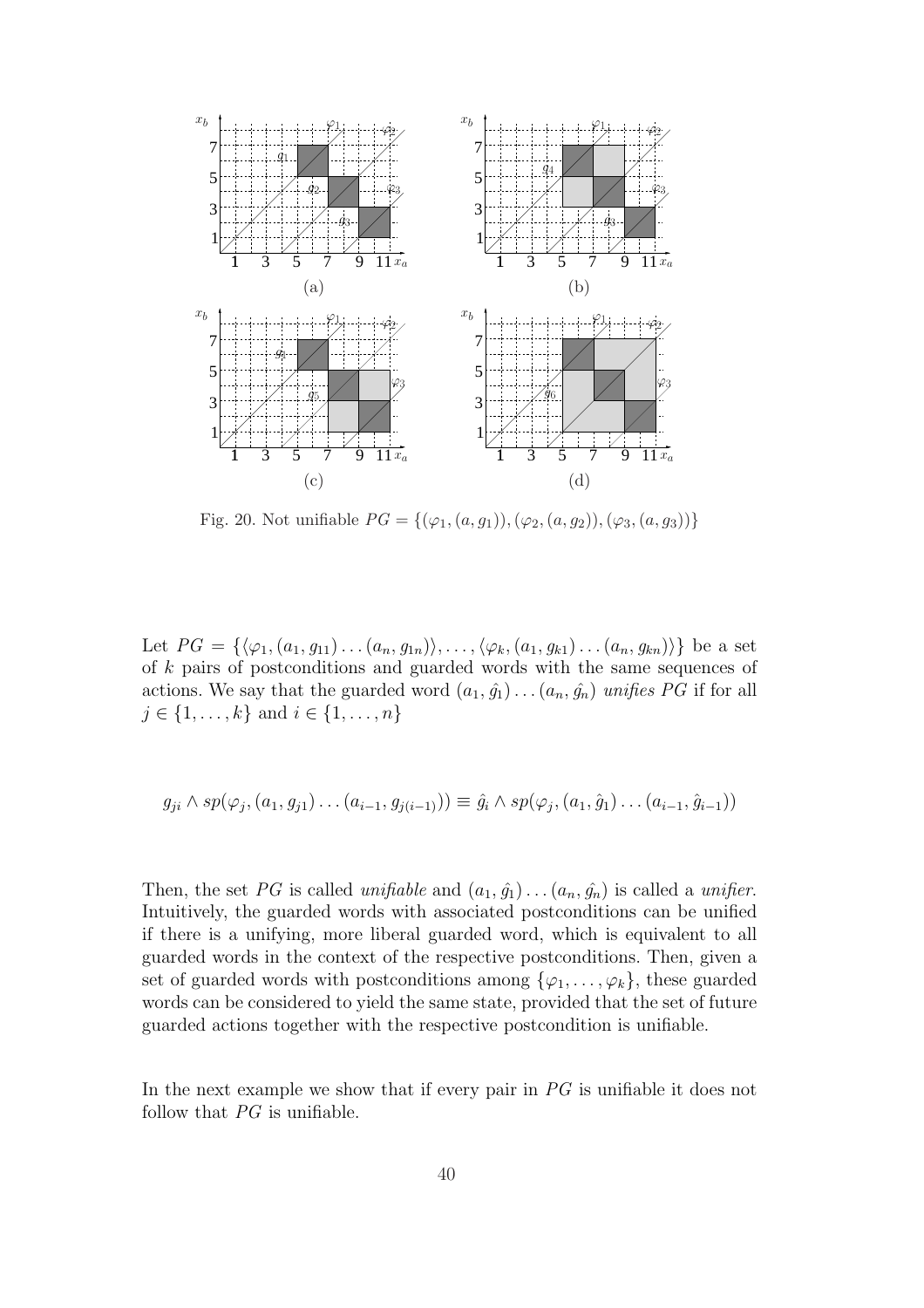Fig. 20. Not unifiable $PG = \{(\varphi_1, (a, g_1)), (\varphi_2, (a, g_2)), (\varphi_3, (a, g_3))\}$

Let $PG = \{\langle\varphi_1, (a_1, g_{11}) \dots (a_n, g_{1n})\rangle, \dots, \langle\varphi_k, (a_1, g_{k1}) \dots (a_n, g_{kn})\rangle\}$ be a set of $k$ pairs of postconditions and guarded words with the same sequences of actions. We say that the guarded word $(a_1, \hat{g_1}) \dots (a_n, \hat{g_n})$ *unifies* $PG$ if for all $j \in \{1, \dots, k\}$ and $i \in \{1, \dots, n\}$

$$g_{ji} \wedge sp(\varphi_j, (a_1, g_{j1}) \dots (a_{i-1}, g_{j(i-1)})) \equiv \hat{g}_i \wedge sp(\varphi_j, (a_1, \hat{g}_1) \dots (a_{i-1}, \hat{g}_{i-1}))$$

Then, the set $PG$ is called *unifiable* and $(a_1, \hat{g_1}) \dots (a_n, \hat{g_n})$ is called a *unifier*. Intuitively, the guarded words with associated postconditions can be unified if there is a unifying, more liberal guarded word, which is equivalent to all guarded words in the context of the respective postconditions. Then, given a set of guarded words with postconditions among $\{\varphi_1, \dots, \varphi_k\}$, these guarded words can be considered to yield the same state, provided that the set of future guarded actions together with the respective postcondition is unifiable.

In the next example we show that if every pair in $PG$ is unifiable it does not follow that $PG$ is unifiable.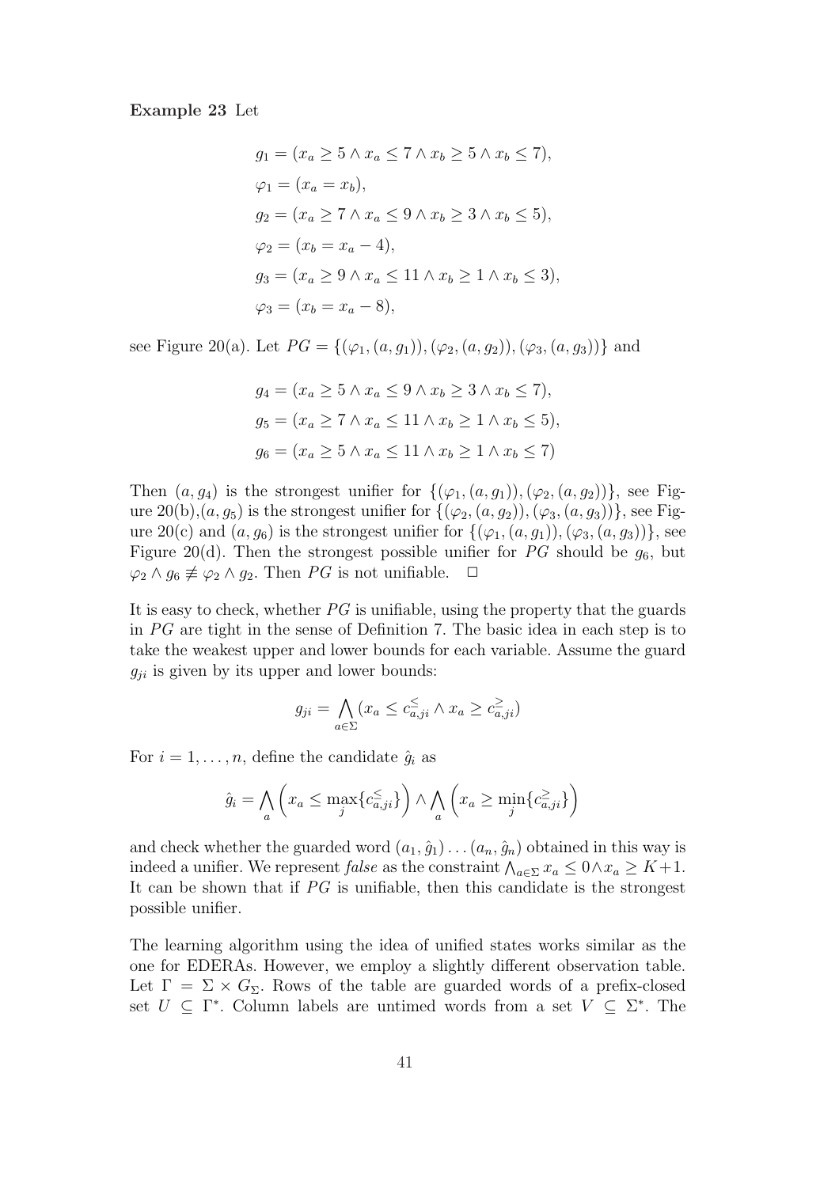**Example 23** Let

$$
\begin{aligned}
g_1 &= (x_a \geq 5 \wedge x_a \leq 7 \wedge x_b \geq 5 \wedge x_b \leq 7), \\
\varphi_1 &= (x_a = x_b), \\
g_2 &= (x_a \geq 7 \wedge x_a \leq 9 \wedge x_b \geq 3 \wedge x_b \leq 5), \\
\varphi_2 &= (x_b = x_a - 4), \\
g_3 &= (x_a \geq 9 \wedge x_a \leq 11 \wedge x_b \geq 1 \wedge x_b \leq 3), \\
\varphi_3 &= (x_b = x_a - 8),
\end{aligned}
$$

see Figure 20(a). Let $PG = \{(\varphi_1, (a, g_1)), (\varphi_2, (a, g_2)), (\varphi_3, (a, g_3))\}$ and

$$
\begin{aligned}
g_4 &= (x_a \geq 5 \wedge x_a \leq 9 \wedge x_b \geq 3 \wedge x_b \leq 7), \\
g_5 &= (x_a \geq 7 \wedge x_a \leq 11 \wedge x_b \geq 1 \wedge x_b \leq 5), \\
g_6 &= (x_a \geq 5 \wedge x_a \leq 11 \wedge x_b \geq 1 \wedge x_b \leq 7)
\end{aligned}
$$

Then $(a, g_4)$ is the strongest unifier for $\{(\varphi_1, (a, g_1)), (\varphi_2, (a, g_2))\}$, see Figure 20(b),$(a, g_5)$ is the strongest unifier for $\{(\varphi_2, (a, g_2)), (\varphi_3, (a, g_3))\}$, see Figure 20(c) and $(a, g_6)$ is the strongest unifier for $\{(\varphi_1, (a, g_1)), (\varphi_3, (a, g_3))\}$, see Figure 20(d). Then the strongest possible unifier for $PG$ should be $g_6$, but $\varphi_2 \wedge g_6 \not\equiv \varphi_2 \wedge g_2$. Then $PG$ is not unifiable. $\Box$

It is easy to check, whether $PG$ is unifiable, using the property that the guards in $PG$ are tight in the sense of Definition 7. The basic idea in each step is to take the weakest upper and lower bounds for each variable. Assume the guard $g_{ji}$ is given by its upper and lower bounds:

$$
g_{ji} = \bigwedge_{a \in \Sigma} (x_a \leq c^{\leq}_{a,ji} \wedge x_a \geq c^{\geq}_{a,ji})
$$

For $i = 1, \ldots, n$, define the candidate $\hat{g}_i$ as

$$
\hat{g}_i = \bigwedge_{a} \left( x_a \leq \max_j \{c^{\leq}_{a,ji}\} \right) \wedge \bigwedge_{a} \left( x_a \geq \min_j \{c^{\geq}_{a,ji}\} \right)
$$

and check whether the guarded word $(a_1, \hat{g}_1) \ldots (a_n, \hat{g}_n)$ obtained in this way is indeed a unifier. We represent *false* as the constraint $\bigwedge_{a \in \Sigma} x_a \leq 0 \wedge x_a \geq K+1$. It can be shown that if $PG$ is unifiable, then this candidate is the strongest possible unifier.

The learning algorithm using the idea of unified states works similar as the one for EDERAs. However, we employ a slightly different observation table. Let $\Gamma = \Sigma \times G_\Sigma$. Rows of the table are guarded words of a prefix-closed set $U \subseteq \Gamma^*$. Column labels are untimed words from a set $V \subseteq \Sigma^*$. The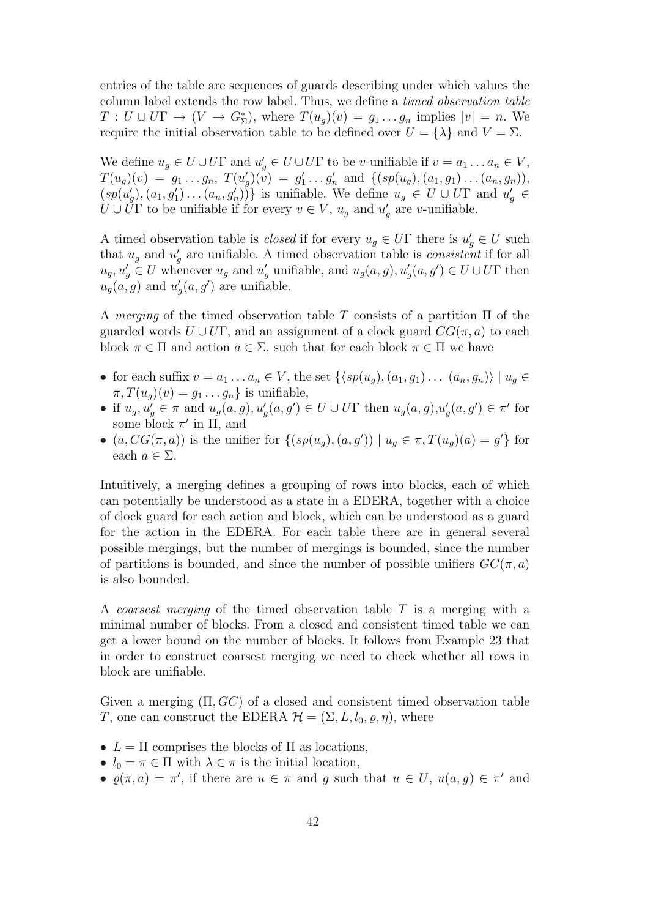entries of the table are sequences of guards describing under which values the column label extends the row label. Thus, we define a *timed observation table* $T : U \cup U\Gamma \to (V \to G_\Sigma^*)$, where $T(u_g)(v) = g_1 \dots g_n$ implies $|v| = n$. We require the initial observation table to be defined over $U = \{\lambda\}$ and $V = \Sigma$.

We define $u_g \in U \cup U\Gamma$ and $u'_g \in U \cup U\Gamma$ to be $v$-unifiable if $v = a_1 \dots a_n \in V$, $T(u_g)(v) = g_1 \dots g_n$, $T(u'_g)(v) = g'_1 \dots g'_n$ and $\{(sp(u_g), (a_1, g_1) \dots (a_n, g_n)), (sp(u'_g), (a_1, g'_1) \dots (a_n, g'_n))\}$ is unifiable. We define $u_g \in U \cup U\Gamma$ and $u'_g \in U \cup U\Gamma$ to be unifiable if for every $v \in V$, $u_g$ and $u'_g$ are $v$-unifiable.

A timed observation table is *closed* if for every $u_g \in U\Gamma$ there is $u'_g \in U$ such that $u_g$ and $u'_g$ are unifiable. A timed observation table is *consistent* if for all $u_g, u'_g \in U$ whenever $u_g$ and $u'_g$ unifiable, and $u_g(a, g), u'_g(a, g') \in U \cup U\Gamma$ then $u_g(a, g)$ and $u'_g(a, g')$ are unifiable.

A *merging* of the timed observation table $T$ consists of a partition $\Pi$ of the guarded words $U \cup U\Gamma$, and an assignment of a clock guard $CG(\pi, a)$ to each block $\pi \in \Pi$ and action $a \in \Sigma$, such that for each block $\pi \in \Pi$ we have

- for each suffix $v = a_1 \dots a_n \in V$, the set $\{\langle sp(u_g), (a_1, g_1) \dots (a_n, g_n)\rangle \mid u_g \in \pi, T(u_g)(v) = g_1 \dots g_n\}$ is unifiable,
- if $u_g, u'_g \in \pi$ and $u_g(a, g), u'_g(a, g') \in U \cup U\Gamma$ then $u_g(a, g), u'_g(a, g') \in \pi'$ for some block $\pi'$ in $\Pi$, and
- $(a, CG(\pi, a))$ is the unifier for $\{(sp(u_g), (a, g')) \mid u_g \in \pi, T(u_g)(a) = g'\}$ for each $a \in \Sigma$.

Intuitively, a merging defines a grouping of rows into blocks, each of which can potentially be understood as a state in a EDERA, together with a choice of clock guard for each action and block, which can be understood as a guard for the action in the EDERA. For each table there are in general several possible mergings, but the number of mergings is bounded, since the number of partitions is bounded, and since the number of possible unifiers $GC(\pi, a)$ is also bounded.

A *coarsest merging* of the timed observation table $T$ is a merging with a minimal number of blocks. From a closed and consistent timed table we can get a lower bound on the number of blocks. It follows from Example 23 that in order to construct coarsest merging we need to check whether all rows in block are unifiable.

Given a merging $(\Pi, GC)$ of a closed and consistent timed observation table $T$, one can construct the EDERA $\mathcal{H} = (\Sigma, L, l_0, \varrho, \eta)$, where

- $L = \Pi$ comprises the blocks of $\Pi$ as locations,
- $l_0 = \pi \in \Pi$ with $\lambda \in \pi$ is the initial location,
- $\varrho(\pi, a) = \pi'$, if there are $u \in \pi$ and $g$ such that $u \in U$, $u(a, g) \in \pi'$ and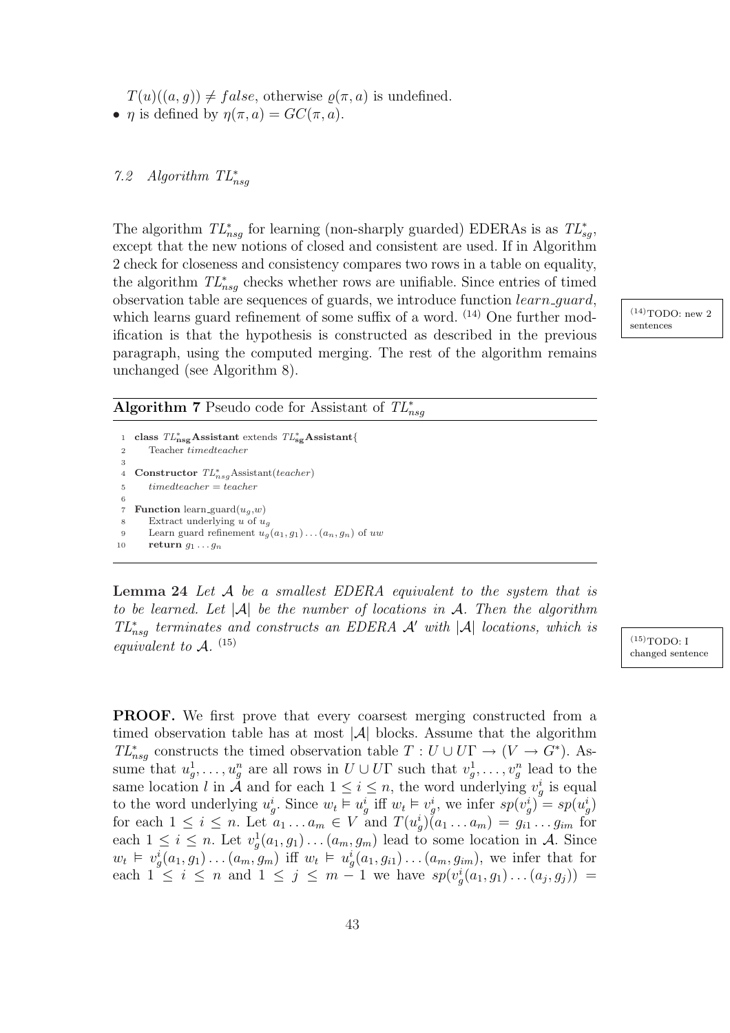$T(u)((a,g)) \neq false$, otherwise $\varrho(\pi, a)$ is undefined.

- $\eta$ is defined by $\eta(\pi, a) = GC(\pi, a)$.

### 7.2 Algorithm $TL^*_{nsg}$

The algorithm $TL^*_{nsg}$ for learning (non-sharply guarded) EDERAs is as $TL^*_{sg}$, except that the new notions of closed and consistent are used. If in Algorithm 2 check for closeness and consistency compares two rows in a table on equality, the algorithm $TL^*_{nsg}$ checks whether rows are unifiable. Since entries of timed observation table are sequences of guards, we introduce function *learn_guard*, which learns guard refinement of some suffix of a word. (14) One further modification is that the hypothesis is constructed as described in the previous paragraph, using the computed merging. The rest of the algorithm remains unchanged (see Algorithm 8).

(14) TODO: new 2 sentences

**Algorithm 7** Pseudo code for Assistant of $TL^*_{nsg}$

```
1  class TL*nsgAssistant extends TL*sgAssistant{
2      Teacher timedteacher
3
4  Constructor TL*nsgAssistant(teacher)
5      timedteacher = teacher
6
7  Function learn_guard(u_g,w)
8      Extract underlying u of u_g
9      Learn guard refinement u_g(a_1,g_1)...(a_n,g_n) of uw
10     return g_1...g_n
```

**Lemma 24** *Let $\mathcal{A}$ be a smallest EDERA equivalent to the system that is to be learned. Let $|\mathcal{A}|$ be the number of locations in $\mathcal{A}$. Then the algorithm $TL^*_{nsg}$ terminates and constructs an EDERA $\mathcal{A}'$ with $|\mathcal{A}|$ locations, which is equivalent to $\mathcal{A}$.* (15)

(15) TODO: I changed sentence

**PROOF.** We first prove that every coarsest merging constructed from a timed observation table has at most $|\mathcal{A}|$ blocks. Assume that the algorithm $TL^*_{nsg}$ constructs the timed observation table $T : U \cup U\Gamma \to (V \to G^*)$. Assume that $u^1_g, \ldots, u^n_g$ are all rows in $U \cup U\Gamma$ such that $v^1_g, \ldots, v^n_g$ lead to the same location $l$ in $\mathcal{A}$ and for each $1 \leq i \leq n$, the word underlying $v^i_g$ is equal to the word underlying $u^i_g$. Since $w_t \models u^i_g$ iff $w_t \models v^i_g$, we infer $sp(v^i_g) = sp(u^i_g)$ for each $1 \leq i \leq n$. Let $a_1 \ldots a_m \in V$ and $T(u^i_g)(a_1 \ldots a_m) = g_{i1} \ldots g_{im}$ for each $1 \leq i \leq n$. Let $v^1_g(a_1, g_1) \ldots (a_m, g_m)$ lead to some location in $\mathcal{A}$. Since $w_t \models v^i_g(a_1, g_1) \ldots (a_m, g_m)$ iff $w_t \models u^i_g(a_1, g_{i1}) \ldots (a_m, g_{im})$, we infer that for each $1 \leq i \leq n$ and $1 \leq j \leq m-1$ we have $sp(v^i_g(a_1, g_1) \ldots (a_j, g_j)) =$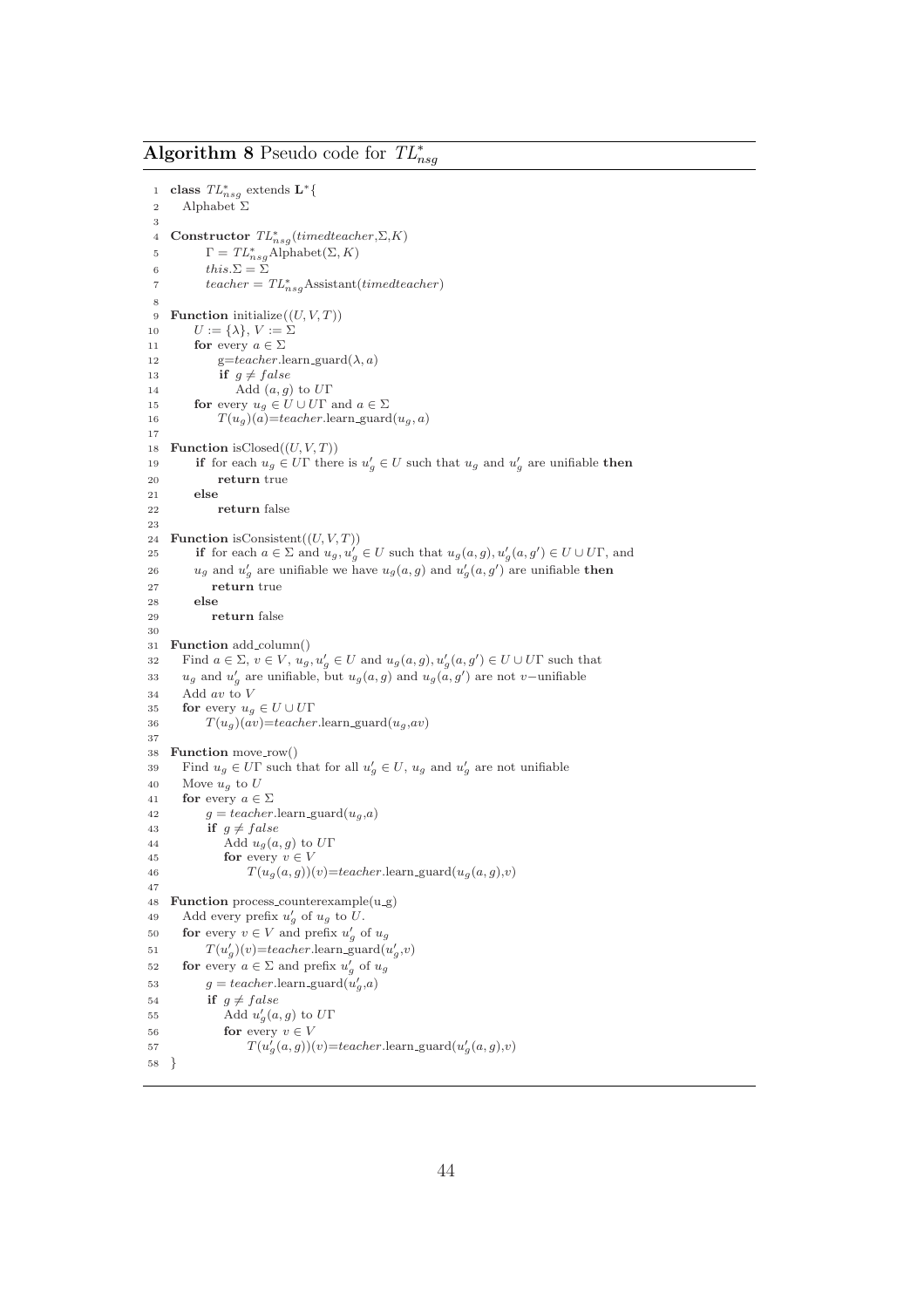**Algorithm 8** Pseudo code for $TL^*_{nsg}$

```
1  class TL*_nsg extends L*{
2    Alphabet Σ
3
4  Constructor TL*_nsg(timedteacher,Σ,K)
5        Γ = TL*_nsg Alphabet(Σ, K)
6        this.Σ = Σ
7        teacher = TL*_nsg Assistant(timedteacher)
8
9  Function initialize((U, V, T))
10     U := {λ}, V := Σ
11     for every a ∈ Σ
12         g=teacher.learn_guard(λ, a)
13         if g ≠ false
14             Add (a, g) to UΓ
15     for every u_g ∈ U ∪ UΓ and a ∈ Σ
16         T(u_g)(a)=teacher.learn_guard(u_g, a)
17
18 Function isClosed((U, V, T))
19     if for each u_g ∈ UΓ there is u'_g ∈ U such that u_g and u'_g are unifiable then
20         return true
21     else
22         return false
23
24 Function isConsistent((U, V, T))
25     if for each a ∈ Σ and u_g, u'_g ∈ U such that u_g(a, g), u'_g(a, g') ∈ U ∪ UΓ, and
26     u_g and u'_g are unifiable we have u_g(a, g) and u'_g(a, g') are unifiable then
27         return true
28     else
29         return false
30
31 Function add_column()
32   Find a ∈ Σ, v ∈ V, u_g, u'_g ∈ U and u_g(a, g), u'_g(a, g') ∈ U ∪ UΓ such that
33   u_g and u'_g are unifiable, but u_g(a, g) and u_g(a, g') are not v−unifiable
34   Add av to V
35   for every u_g ∈ U ∪ UΓ
36       T(u_g)(av)=teacher.learn_guard(u_g,av)
37
38 Function move_row()
39   Find u_g ∈ UΓ such that for all u'_g ∈ U, u_g and u'_g are not unifiable
40   Move u_g to U
41   for every a ∈ Σ
42       g = teacher.learn_guard(u_g,a)
43       if g ≠ false
44           Add u_g(a, g) to UΓ
45           for every v ∈ V
46               T(u_g(a, g))(v)=teacher.learn_guard(u_g(a, g),v)
47
48 Function process_counterexample(u_g)
49   Add every prefix u'_g of u_g to U.
50   for every v ∈ V and prefix u'_g of u_g
51       T(u'_g)(v)=teacher.learn_guard(u'_g,v)
52   for every a ∈ Σ and prefix u'_g of u_g
53       g = teacher.learn_guard(u'_g,a)
54       if g ≠ false
55           Add u'_g(a, g) to UΓ
56           for every v ∈ V
57               T(u'_g(a, g))(v)=teacher.learn_guard(u'_g(a, g),v)
58 }
```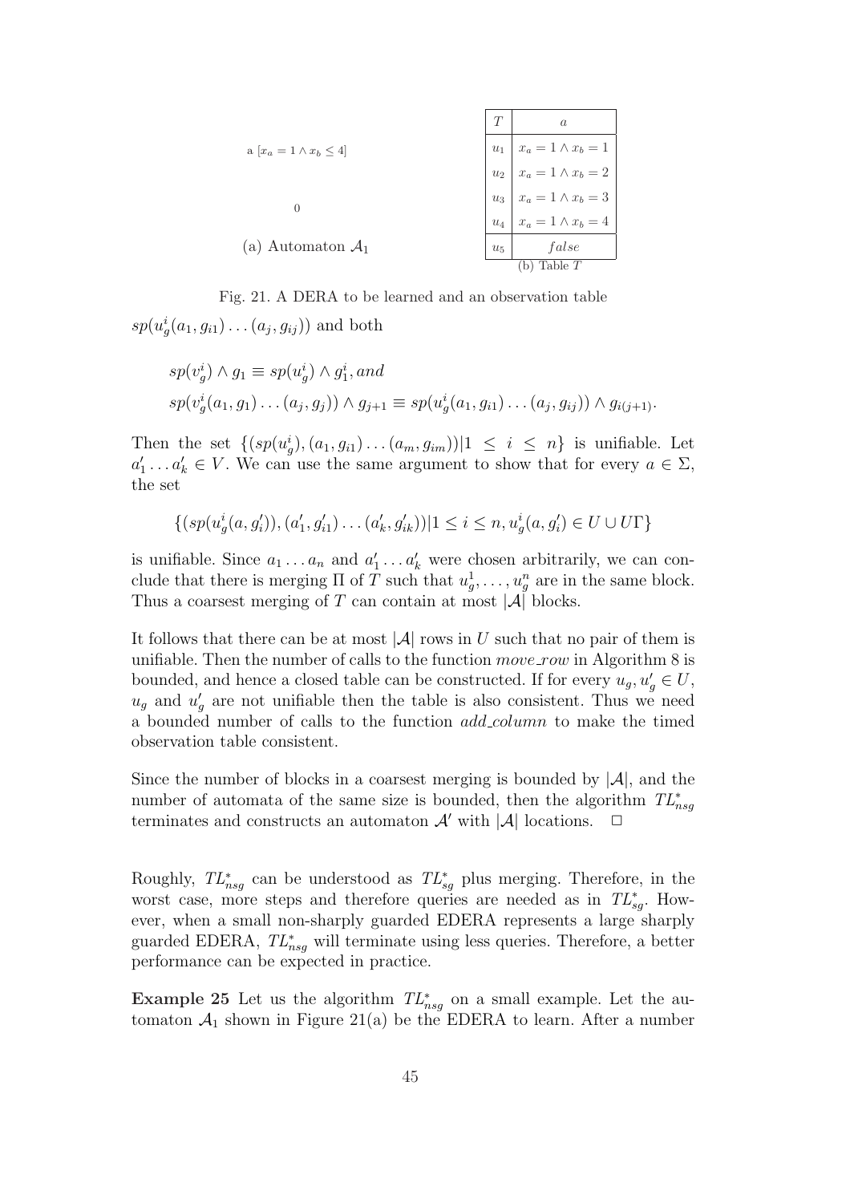a $[x_a = 1 \wedge x_b \leq 4]$

0

(a) Automaton $\mathcal{A}_1$

| $T$ | $a$ |
|---|---|
| $u_1$ | $x_a = 1 \wedge x_b = 1$ |
| $u_2$ | $x_a = 1 \wedge x_b = 2$ |
| $u_3$ | $x_a = 1 \wedge x_b = 3$ |
| $u_4$ | $x_a = 1 \wedge x_b = 4$ |
| $u_5$ | $false$ |

(b) Table $T$

Fig. 21. A DERA to be learned and an observation table

$sp(u_g^i(a_1, g_{i1}) \dots (a_j, g_{ij}))$ and both

$$sp(v_g^i) \wedge g_1 \equiv sp(u_g^i) \wedge g_1^i, and$$
$$sp(v_g^i(a_1, g_1) \dots (a_j, g_j)) \wedge g_{j+1} \equiv sp(u_g^i(a_1, g_{i1}) \dots (a_j, g_{ij})) \wedge g_{i(j+1)}.$$

Then the set $\{(sp(u_g^i), (a_1, g_{i1}) \dots (a_m, g_{im})) | 1 \leq i \leq n\}$ is unifiable. Let $a'_1 \dots a'_k \in V$. We can use the same argument to show that for every $a \in \Sigma$, the set

$$\{(sp(u_g^i(a, g'_i)), (a'_1, g'_{i1}) \dots (a'_k, g'_{ik})) | 1 \leq i \leq n, u_g^i(a, g'_i) \in U \cup U\Gamma\}$$

is unifiable. Since $a_1 \dots a_n$ and $a'_1 \dots a'_k$ were chosen arbitrarily, we can conclude that there is merging $\Pi$ of $T$ such that $u_g^1, \dots, u_g^n$ are in the same block. Thus a coarsest merging of $T$ can contain at most $|\mathcal{A}|$ blocks.

It follows that there can be at most $|\mathcal{A}|$ rows in $U$ such that no pair of them is unifiable. Then the number of calls to the function *move_row* in Algorithm 8 is bounded, and hence a closed table can be constructed. If for every $u_g, u'_g \in U$, $u_g$ and $u'_g$ are not unifiable then the table is also consistent. Thus we need a bounded number of calls to the function *add_column* to make the timed observation table consistent.

Since the number of blocks in a coarsest merging is bounded by $|\mathcal{A}|$, and the number of automata of the same size is bounded, then the algorithm $TL^*_{nsg}$ terminates and constructs an automaton $\mathcal{A}'$ with $|\mathcal{A}|$ locations. $\Box$

Roughly, $TL^*_{nsg}$ can be understood as $TL^*_{sg}$ plus merging. Therefore, in the worst case, more steps and therefore queries are needed as in $TL^*_{sg}$. However, when a small non-sharply guarded EDERA represents a large sharply guarded EDERA, $TL^*_{nsg}$ will terminate using less queries. Therefore, a better performance can be expected in practice.

**Example 25** Let us the algorithm $TL^*_{nsg}$ on a small example. Let the automaton $\mathcal{A}_1$ shown in Figure 21(a) be the EDERA to learn. After a number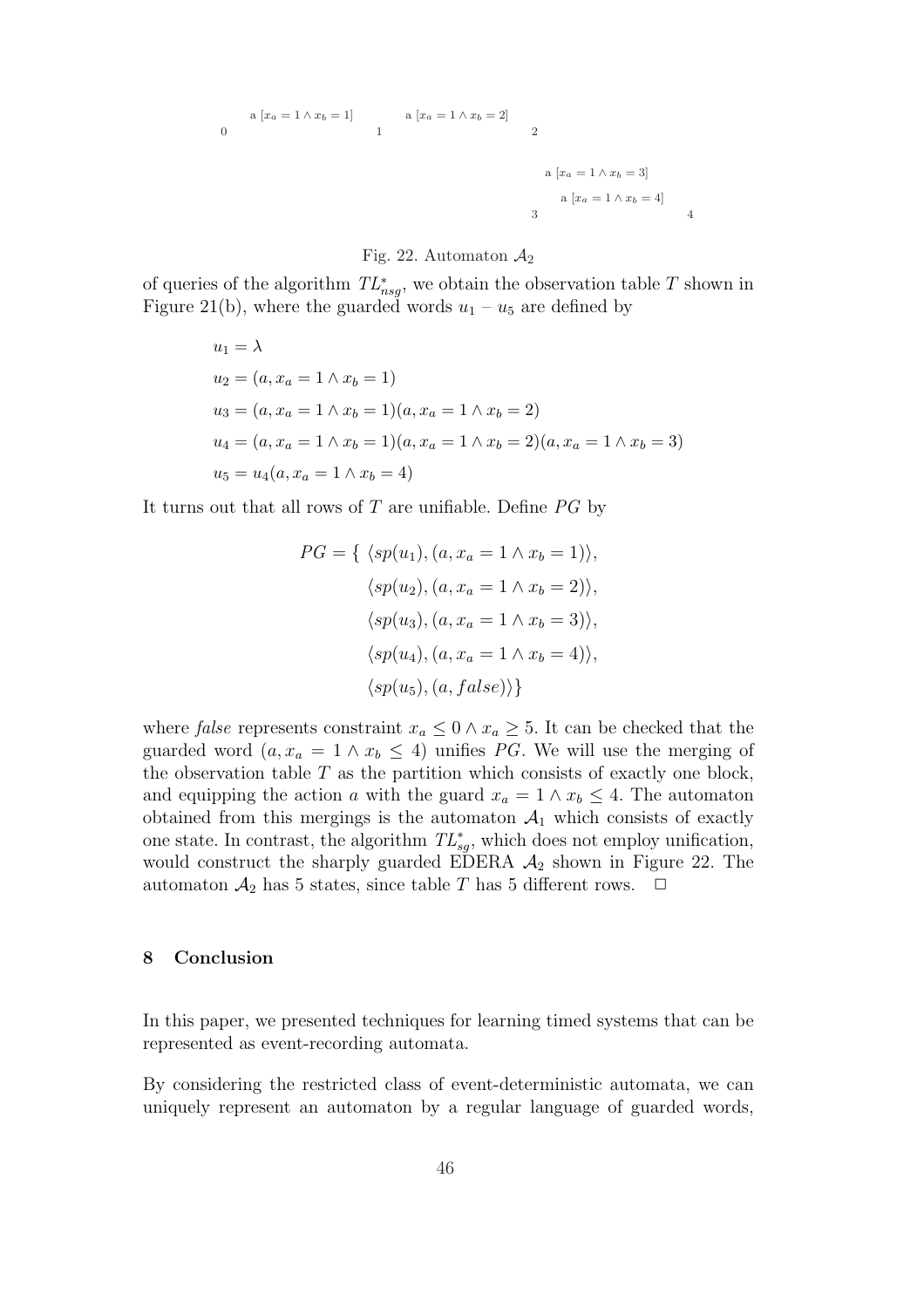a $[x_a = 1 \wedge x_b = 1]$ a $[x_a = 1 \wedge x_b = 2]$

0 1 2

a $[x_a = 1 \wedge x_b = 3]$

a $[x_a = 1 \wedge x_b = 4]$

3 4

Fig. 22. Automaton $\mathcal{A}_2$

of queries of the algorithm $TL^*_{nsg}$, we obtain the observation table $T$ shown in Figure 21(b), where the guarded words $u_1$ – $u_5$ are defined by

$$
\begin{aligned}
u_1 &= \lambda \\
u_2 &= (a, x_a = 1 \wedge x_b = 1) \\
u_3 &= (a, x_a = 1 \wedge x_b = 1)(a, x_a = 1 \wedge x_b = 2) \\
u_4 &= (a, x_a = 1 \wedge x_b = 1)(a, x_a = 1 \wedge x_b = 2)(a, x_a = 1 \wedge x_b = 3) \\
u_5 &= u_4(a, x_a = 1 \wedge x_b = 4)
\end{aligned}
$$

It turns out that all rows of $T$ are unifiable. Define $PG$ by

$$
\begin{aligned}
PG = \{\ &\langle sp(u_1), (a, x_a = 1 \wedge x_b = 1)\rangle, \\
&\langle sp(u_2), (a, x_a = 1 \wedge x_b = 2)\rangle, \\
&\langle sp(u_3), (a, x_a = 1 \wedge x_b = 3)\rangle, \\
&\langle sp(u_4), (a, x_a = 1 \wedge x_b = 4)\rangle, \\
&\langle sp(u_5), (a, false)\rangle\}
\end{aligned}
$$

where *false* represents constraint $x_a \leq 0 \wedge x_a \geq 5$. It can be checked that the guarded word $(a, x_a = 1 \wedge x_b \leq 4)$ unifies $PG$. We will use the merging of the observation table $T$ as the partition which consists of exactly one block, and equipping the action $a$ with the guard $x_a = 1 \wedge x_b \leq 4$. The automaton obtained from this mergings is the automaton $\mathcal{A}_1$ which consists of exactly one state. In contrast, the algorithm $TL^*_{sg}$, which does not employ unification, would construct the sharply guarded EDERA $\mathcal{A}_2$ shown in Figure 22. The automaton $\mathcal{A}_2$ has 5 states, since table $T$ has 5 different rows. $\Box$

## 8 Conclusion

In this paper, we presented techniques for learning timed systems that can be represented as event-recording automata.

By considering the restricted class of event-deterministic automata, we can uniquely represent an automaton by a regular language of guarded words,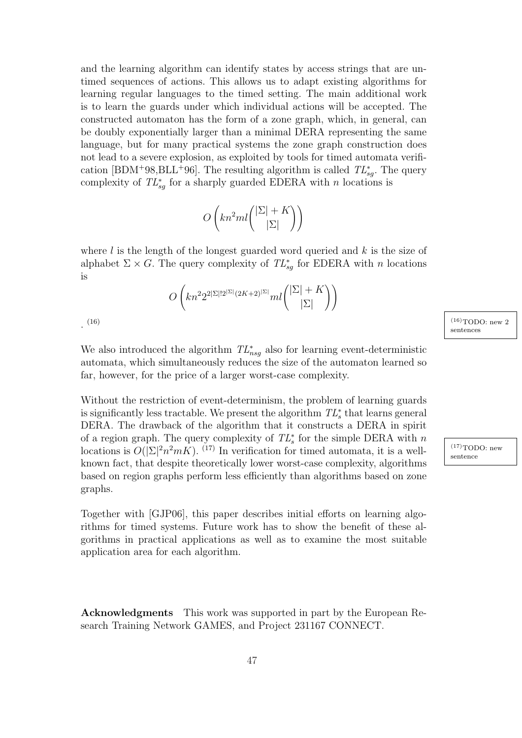and the learning algorithm can identify states by access strings that are untimed sequences of actions. This allows us to adapt existing algorithms for learning regular languages to the timed setting. The main additional work is to learn the guards under which individual actions will be accepted. The constructed automaton has the form of a zone graph, which, in general, can be doubly exponentially larger than a minimal DERA representing the same language, but for many practical systems the zone graph construction does not lead to a severe explosion, as exploited by tools for timed automata verification [BDM+98,BLL+96]. The resulting algorithm is called $TL^*_{sg}$. The query complexity of $TL^*_{sg}$ for a sharply guarded EDERA with $n$ locations is

$$O\left(kn^2ml\binom{|\Sigma|+K}{|\Sigma|}\right)$$

where $l$ is the length of the longest guarded word queried and $k$ is the size of alphabet $\Sigma \times G$. The query complexity of $TL^*_{sg}$ for EDERA with $n$ locations is

$$O\left(kn^2 2^{2|\Sigma|!2^{|\Sigma|}(2K+2)^{|\Sigma|}}ml\binom{|\Sigma|+K}{|\Sigma|}\right)$$

. [(16)]

(16) TODO: new 2 sentences

We also introduced the algorithm $TL^*_{nsg}$ also for learning event-deterministic automata, which simultaneously reduces the size of the automaton learned so far, however, for the price of a larger worst-case complexity.

Without the restriction of event-determinism, the problem of learning guards is significantly less tractable. We present the algorithm $TL^*_s$ that learns general DERA. The drawback of the algorithm that it constructs a DERA in spirit of a region graph. The query complexity of $TL^*_s$ for the simple DERA with $n$ locations is $O(|\Sigma|^2n^2mK)$. [(17)] In verification for timed automata, it is a well-known fact, that despite theoretically lower worst-case complexity, algorithms based on region graphs perform less efficiently than algorithms based on zone graphs.

(17) TODO: new sentence

Together with [GJP06], this paper describes initial efforts on learning algorithms for timed systems. Future work has to show the benefit of these algorithms in practical applications as well as to examine the most suitable application area for each algorithm.

**Acknowledgments** This work was supported in part by the European Research Training Network GAMES, and Project 231167 CONNECT.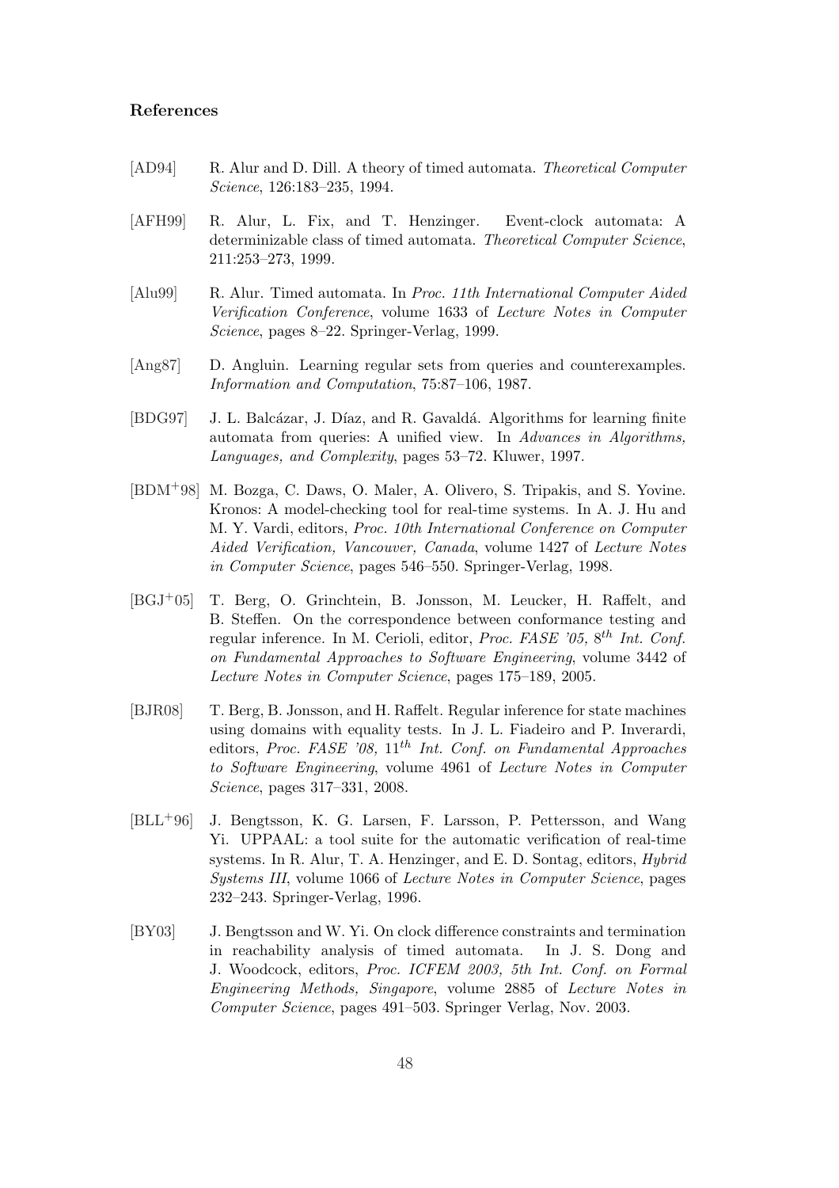## References

[AD94] R. Alur and D. Dill. A theory of timed automata. *Theoretical Computer Science*, 126:183–235, 1994.

[AFH99] R. Alur, L. Fix, and T. Henzinger. Event-clock automata: A determinizable class of timed automata. *Theoretical Computer Science*, 211:253–273, 1999.

[Alu99] R. Alur. Timed automata. In *Proc. 11th International Computer Aided Verification Conference*, volume 1633 of *Lecture Notes in Computer Science*, pages 8–22. Springer-Verlag, 1999.

[Ang87] D. Angluin. Learning regular sets from queries and counterexamples. *Information and Computation*, 75:87–106, 1987.

[BDG97] J. L. Balcázar, J. Díaz, and R. Gavaldá. Algorithms for learning finite automata from queries: A unified view. In *Advances in Algorithms, Languages, and Complexity*, pages 53–72. Kluwer, 1997.

[BDM+98] M. Bozga, C. Daws, O. Maler, A. Olivero, S. Tripakis, and S. Yovine. Kronos: A model-checking tool for real-time systems. In A. J. Hu and M. Y. Vardi, editors, *Proc. 10th International Conference on Computer Aided Verification, Vancouver, Canada*, volume 1427 of *Lecture Notes in Computer Science*, pages 546–550. Springer-Verlag, 1998.

[BGJ+05] T. Berg, O. Grinchtein, B. Jonsson, M. Leucker, H. Raffelt, and B. Steffen. On the correspondence between conformance testing and regular inference. In M. Cerioli, editor, *Proc. FASE '05, $8^{th}$ Int. Conf. on Fundamental Approaches to Software Engineering*, volume 3442 of *Lecture Notes in Computer Science*, pages 175–189, 2005.

[BJR08] T. Berg, B. Jonsson, and H. Raffelt. Regular inference for state machines using domains with equality tests. In J. L. Fiadeiro and P. Inverardi, editors, *Proc. FASE '08, $11^{th}$ Int. Conf. on Fundamental Approaches to Software Engineering*, volume 4961 of *Lecture Notes in Computer Science*, pages 317–331, 2008.

[BLL+96] J. Bengtsson, K. G. Larsen, F. Larsson, P. Pettersson, and Wang Yi. UPPAAL: a tool suite for the automatic verification of real-time systems. In R. Alur, T. A. Henzinger, and E. D. Sontag, editors, *Hybrid Systems III*, volume 1066 of *Lecture Notes in Computer Science*, pages 232–243. Springer-Verlag, 1996.

[BY03] J. Bengtsson and W. Yi. On clock difference constraints and termination in reachability analysis of timed automata. In J. S. Dong and J. Woodcock, editors, *Proc. ICFEM 2003, 5th Int. Conf. on Formal Engineering Methods, Singapore*, volume 2885 of *Lecture Notes in Computer Science*, pages 491–503. Springer Verlag, Nov. 2003.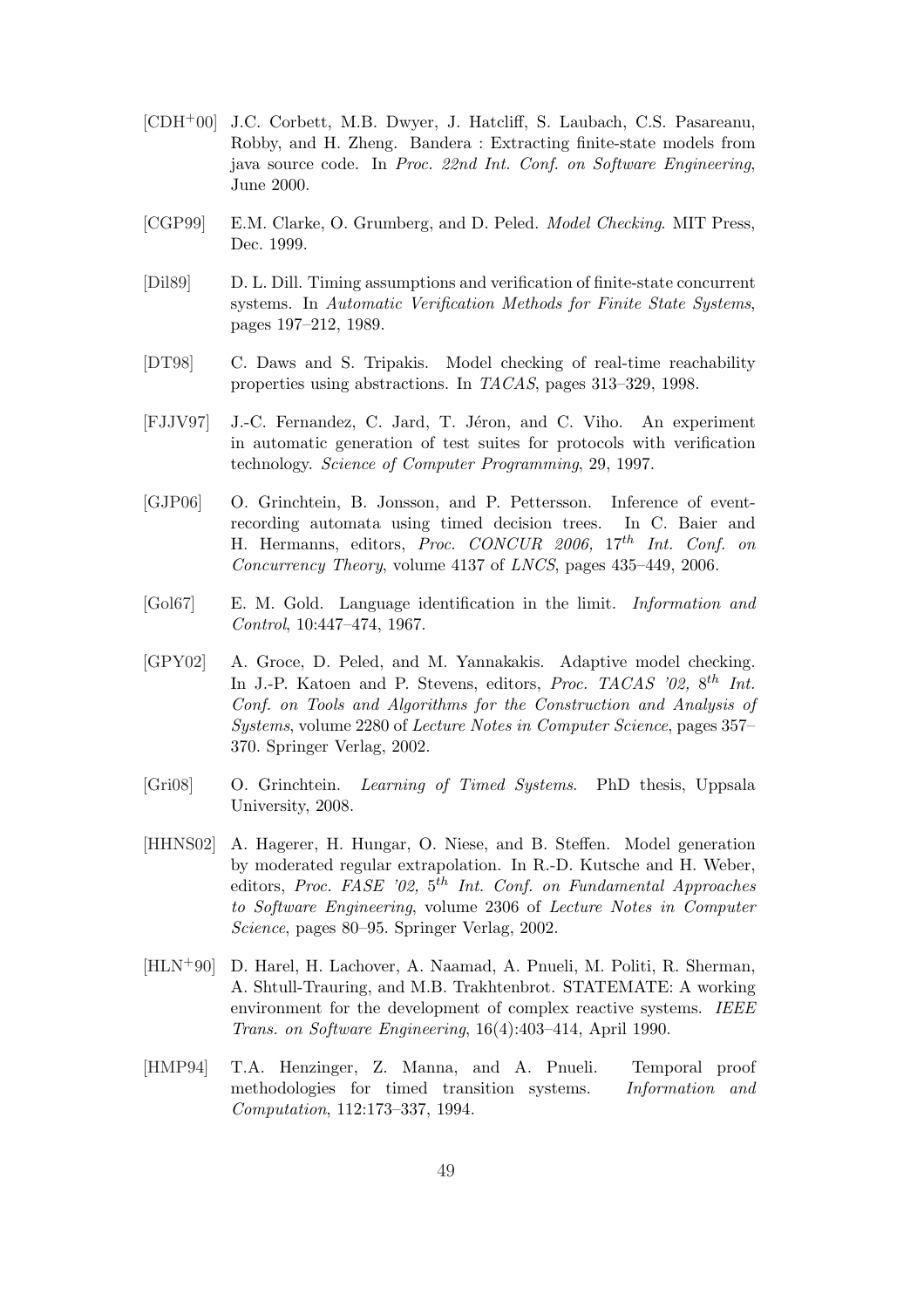[CDH+00] J.C. Corbett, M.B. Dwyer, J. Hatcliff, S. Laubach, C.S. Pasareanu, Robby, and H. Zheng. Bandera : Extracting finite-state models from java source code. In *Proc. 22nd Int. Conf. on Software Engineering*, June 2000.

[CGP99] E.M. Clarke, O. Grumberg, and D. Peled. *Model Checking*. MIT Press, Dec. 1999.

[Dil89] D. L. Dill. Timing assumptions and verification of finite-state concurrent systems. In *Automatic Verification Methods for Finite State Systems*, pages 197–212, 1989.

[DT98] C. Daws and S. Tripakis. Model checking of real-time reachability properties using abstractions. In *TACAS*, pages 313–329, 1998.

[FJJV97] J.-C. Fernandez, C. Jard, T. Jéron, and C. Viho. An experiment in automatic generation of test suites for protocols with verification technology. *Science of Computer Programming*, 29, 1997.

[GJP06] O. Grinchtein, B. Jonsson, and P. Pettersson. Inference of event-recording automata using timed decision trees. In C. Baier and H. Hermanns, editors, *Proc. CONCUR 2006,* $17^{th}$ *Int. Conf. on Concurrency Theory*, volume 4137 of *LNCS*, pages 435–449, 2006.

[Gol67] E. M. Gold. Language identification in the limit. *Information and Control*, 10:447–474, 1967.

[GPY02] A. Groce, D. Peled, and M. Yannakakis. Adaptive model checking. In J.-P. Katoen and P. Stevens, editors, *Proc. TACAS '02,* $8^{th}$ *Int. Conf. on Tools and Algorithms for the Construction and Analysis of Systems*, volume 2280 of *Lecture Notes in Computer Science*, pages 357–370. Springer Verlag, 2002.

[Gri08] O. Grinchtein. *Learning of Timed Systems*. PhD thesis, Uppsala University, 2008.

[HHNS02] A. Hagerer, H. Hungar, O. Niese, and B. Steffen. Model generation by moderated regular extrapolation. In R.-D. Kutsche and H. Weber, editors, *Proc. FASE '02,* $5^{th}$ *Int. Conf. on Fundamental Approaches to Software Engineering*, volume 2306 of *Lecture Notes in Computer Science*, pages 80–95. Springer Verlag, 2002.

[HLN+90] D. Harel, H. Lachover, A. Naamad, A. Pnueli, M. Politi, R. Sherman, A. Shtull-Trauring, and M.B. Trakhtenbrot. STATEMATE: A working environment for the development of complex reactive systems. *IEEE Trans. on Software Engineering*, 16(4):403–414, April 1990.

[HMP94] T.A. Henzinger, Z. Manna, and A. Pnueli. Temporal proof methodologies for timed transition systems. *Information and Computation*, 112:173–337, 1994.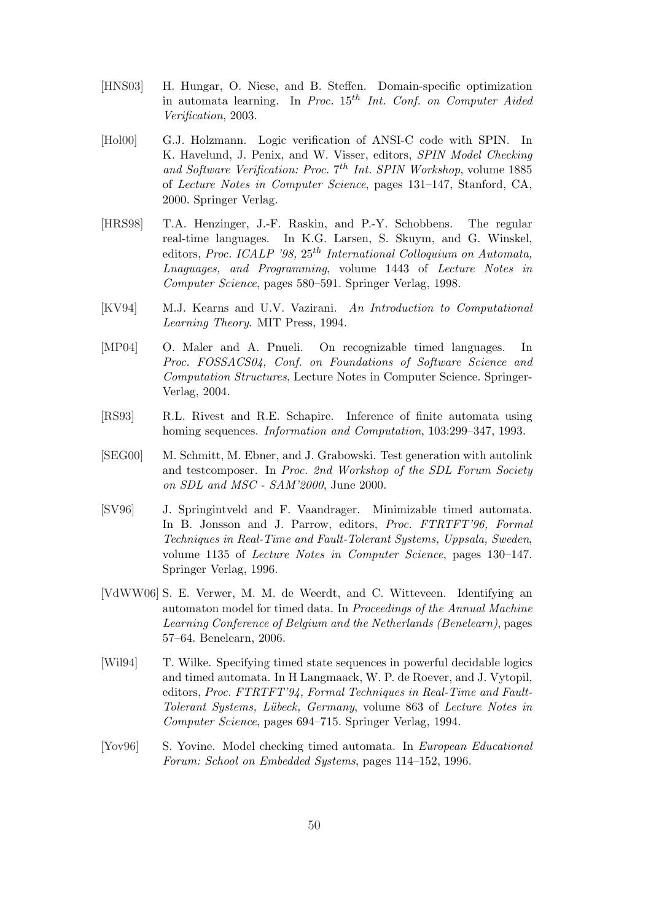[HNS03] H. Hungar, O. Niese, and B. Steffen. Domain-specific optimization in automata learning. In *Proc. 15$^{th}$ Int. Conf. on Computer Aided Verification*, 2003.

[Hol00] G.J. Holzmann. Logic verification of ANSI-C code with SPIN. In K. Havelund, J. Penix, and W. Visser, editors, *SPIN Model Checking and Software Verification: Proc. 7$^{th}$ Int. SPIN Workshop*, volume 1885 of *Lecture Notes in Computer Science*, pages 131–147, Stanford, CA, 2000. Springer Verlag.

[HRS98] T.A. Henzinger, J.-F. Raskin, and P.-Y. Schobbens. The regular real-time languages. In K.G. Larsen, S. Skuym, and G. Winskel, editors, *Proc. ICALP '98, 25$^{th}$ International Colloquium on Automata, Lnaguages, and Programming*, volume 1443 of *Lecture Notes in Computer Science*, pages 580–591. Springer Verlag, 1998.

[KV94] M.J. Kearns and U.V. Vazirani. *An Introduction to Computational Learning Theory*. MIT Press, 1994.

[MP04] O. Maler and A. Pnueli. On recognizable timed languages. In *Proc. FOSSACS04, Conf. on Foundations of Software Science and Computation Structures*, Lecture Notes in Computer Science. Springer-Verlag, 2004.

[RS93] R.L. Rivest and R.E. Schapire. Inference of finite automata using homing sequences. *Information and Computation*, 103:299–347, 1993.

[SEG00] M. Schmitt, M. Ebner, and J. Grabowski. Test generation with autolink and testcomposer. In *Proc. 2nd Workshop of the SDL Forum Society on SDL and MSC - SAM'2000*, June 2000.

[SV96] J. Springintveld and F. Vaandrager. Minimizable timed automata. In B. Jonsson and J. Parrow, editors, *Proc. FTRTFT'96, Formal Techniques in Real-Time and Fault-Tolerant Systems, Uppsala, Sweden*, volume 1135 of *Lecture Notes in Computer Science*, pages 130–147. Springer Verlag, 1996.

[VdWW06] S. E. Verwer, M. M. de Weerdt, and C. Witteveen. Identifying an automaton model for timed data. In *Proceedings of the Annual Machine Learning Conference of Belgium and the Netherlands (Benelearn)*, pages 57–64. Benelearn, 2006.

[Wil94] T. Wilke. Specifying timed state sequences in powerful decidable logics and timed automata. In H Langmaack, W. P. de Roever, and J. Vytopil, editors, *Proc. FTRTFT'94, Formal Techniques in Real-Time and Fault-Tolerant Systems, Lübeck, Germany*, volume 863 of *Lecture Notes in Computer Science*, pages 694–715. Springer Verlag, 1994.

[Yov96] S. Yovine. Model checking timed automata. In *European Educational Forum: School on Embedded Systems*, pages 114–152, 1996.